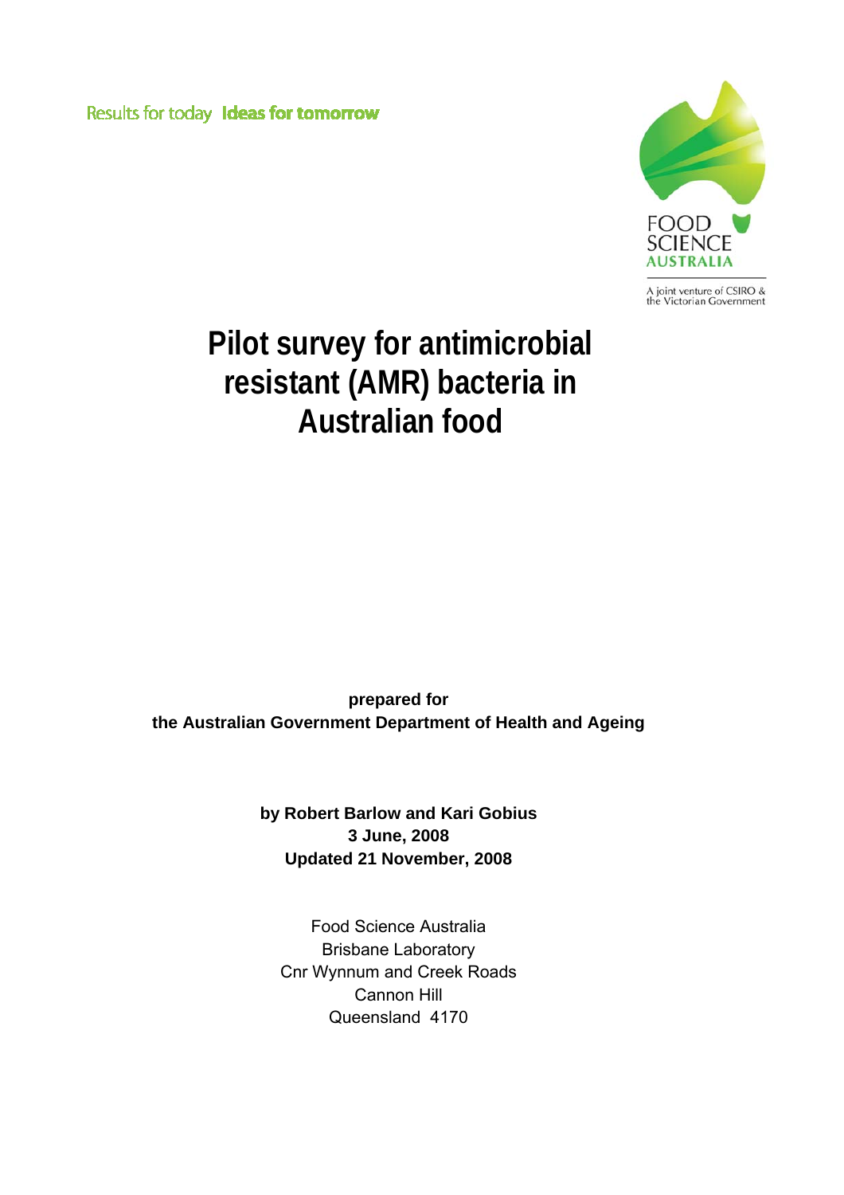Results for today Ideas for tomorrow

FOOD SCIENCE AUSTRALIA

A joint venture of CSIRO & the Victorian Government

# Pilot survey for antimicrobial resistant (AMR) bacteria in Australian food

**prepared for**
**the Australian Government Department of Health and Ageing**

**by Robert Barlow and Kari Gobius**
**3 June, 2008**
**Updated 21 November, 2008**

Food Science Australia
Brisbane Laboratory
Cnr Wynnum and Creek Roads
Cannon Hill
Queensland 4170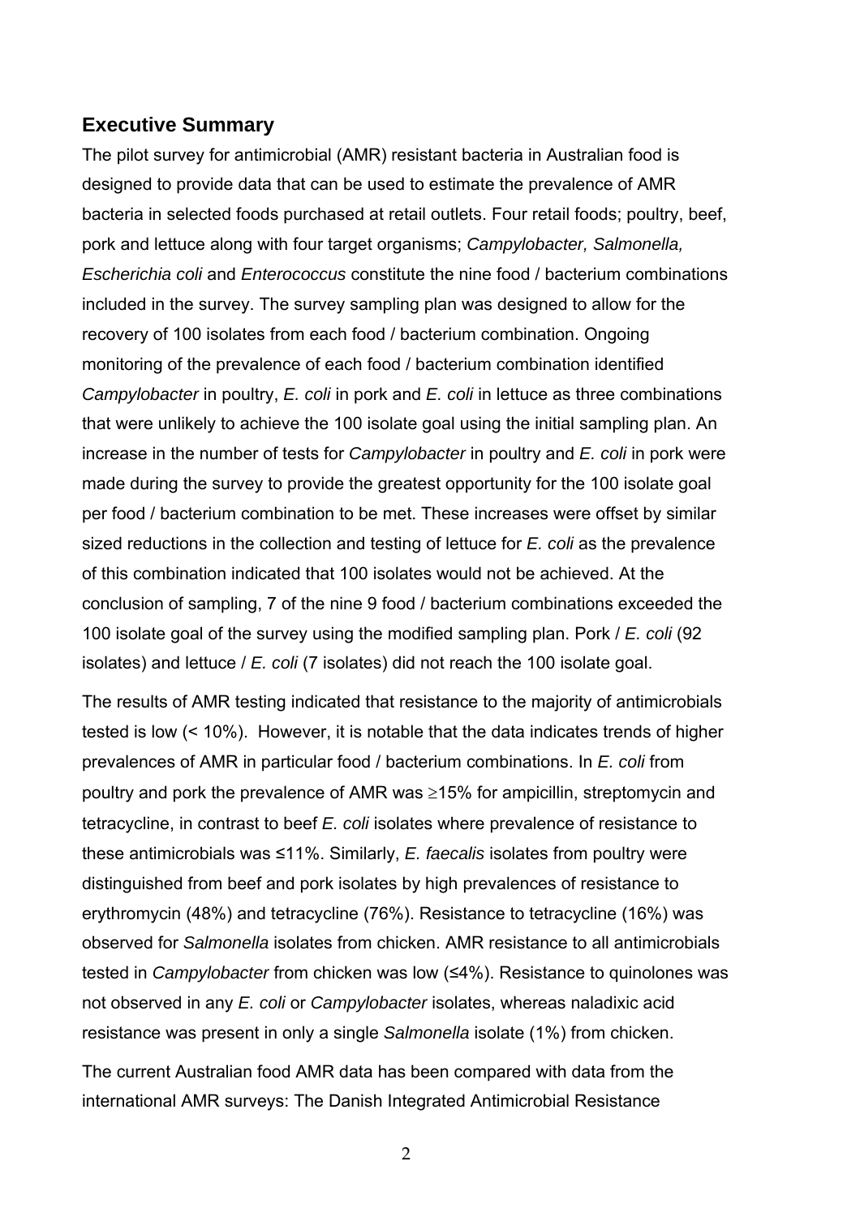## Executive Summary

The pilot survey for antimicrobial (AMR) resistant bacteria in Australian food is designed to provide data that can be used to estimate the prevalence of AMR bacteria in selected foods purchased at retail outlets. Four retail foods; poultry, beef, pork and lettuce along with four target organisms; *Campylobacter, Salmonella, Escherichia coli* and *Enterococcus* constitute the nine food / bacterium combinations included in the survey. The survey sampling plan was designed to allow for the recovery of 100 isolates from each food / bacterium combination. Ongoing monitoring of the prevalence of each food / bacterium combination identified *Campylobacter* in poultry, *E. coli* in pork and *E. coli* in lettuce as three combinations that were unlikely to achieve the 100 isolate goal using the initial sampling plan. An increase in the number of tests for *Campylobacter* in poultry and *E. coli* in pork were made during the survey to provide the greatest opportunity for the 100 isolate goal per food / bacterium combination to be met. These increases were offset by similar sized reductions in the collection and testing of lettuce for *E. coli* as the prevalence of this combination indicated that 100 isolates would not be achieved. At the conclusion of sampling, 7 of the nine 9 food / bacterium combinations exceeded the 100 isolate goal of the survey using the modified sampling plan. Pork / *E. coli* (92 isolates) and lettuce / *E. coli* (7 isolates) did not reach the 100 isolate goal.

The results of AMR testing indicated that resistance to the majority of antimicrobials tested is low (< 10%). However, it is notable that the data indicates trends of higher prevalences of AMR in particular food / bacterium combinations. In *E. coli* from poultry and pork the prevalence of AMR was ≥15% for ampicillin, streptomycin and tetracycline, in contrast to beef *E. coli* isolates where prevalence of resistance to these antimicrobials was ≤11%. Similarly, *E. faecalis* isolates from poultry were distinguished from beef and pork isolates by high prevalences of resistance to erythromycin (48%) and tetracycline (76%). Resistance to tetracycline (16%) was observed for *Salmonella* isolates from chicken. AMR resistance to all antimicrobials tested in *Campylobacter* from chicken was low (≤4%). Resistance to quinolones was not observed in any *E. coli* or *Campylobacter* isolates, whereas naladixic acid resistance was present in only a single *Salmonella* isolate (1%) from chicken.

The current Australian food AMR data has been compared with data from the international AMR surveys: The Danish Integrated Antimicrobial Resistance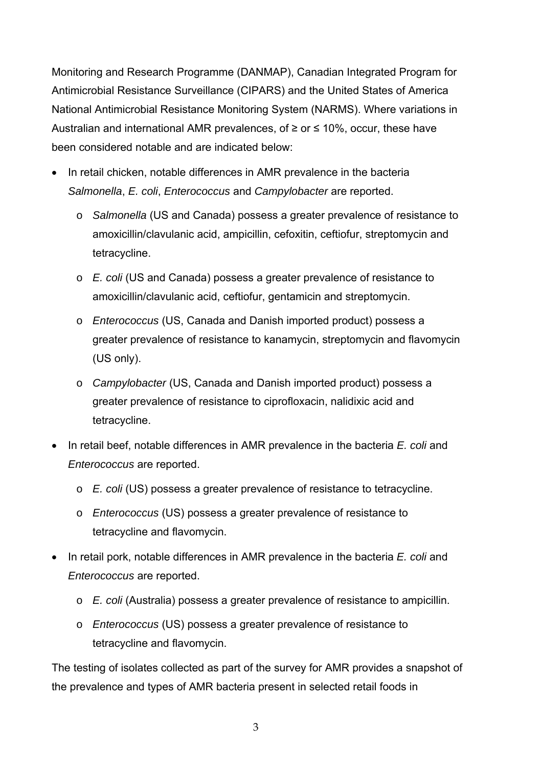Monitoring and Research Programme (DANMAP), Canadian Integrated Program for Antimicrobial Resistance Surveillance (CIPARS) and the United States of America National Antimicrobial Resistance Monitoring System (NARMS). Where variations in Australian and international AMR prevalences, of ≥ or ≤ 10%, occur, these have been considered notable and are indicated below:

- In retail chicken, notable differences in AMR prevalence in the bacteria *Salmonella*, *E. coli*, *Enterococcus* and *Campylobacter* are reported.
  - *Salmonella* (US and Canada) possess a greater prevalence of resistance to amoxicillin/clavulanic acid, ampicillin, cefoxitin, ceftiofur, streptomycin and tetracycline.
  - *E. coli* (US and Canada) possess a greater prevalence of resistance to amoxicillin/clavulanic acid, ceftiofur, gentamicin and streptomycin.
  - *Enterococcus* (US, Canada and Danish imported product) possess a greater prevalence of resistance to kanamycin, streptomycin and flavomycin (US only).
  - *Campylobacter* (US, Canada and Danish imported product) possess a greater prevalence of resistance to ciprofloxacin, nalidixic acid and tetracycline.
- In retail beef, notable differences in AMR prevalence in the bacteria *E. coli* and *Enterococcus* are reported.
  - *E. coli* (US) possess a greater prevalence of resistance to tetracycline.
  - *Enterococcus* (US) possess a greater prevalence of resistance to tetracycline and flavomycin.
- In retail pork, notable differences in AMR prevalence in the bacteria *E. coli* and *Enterococcus* are reported.
  - *E. coli* (Australia) possess a greater prevalence of resistance to ampicillin.
  - *Enterococcus* (US) possess a greater prevalence of resistance to tetracycline and flavomycin.

The testing of isolates collected as part of the survey for AMR provides a snapshot of the prevalence and types of AMR bacteria present in selected retail foods in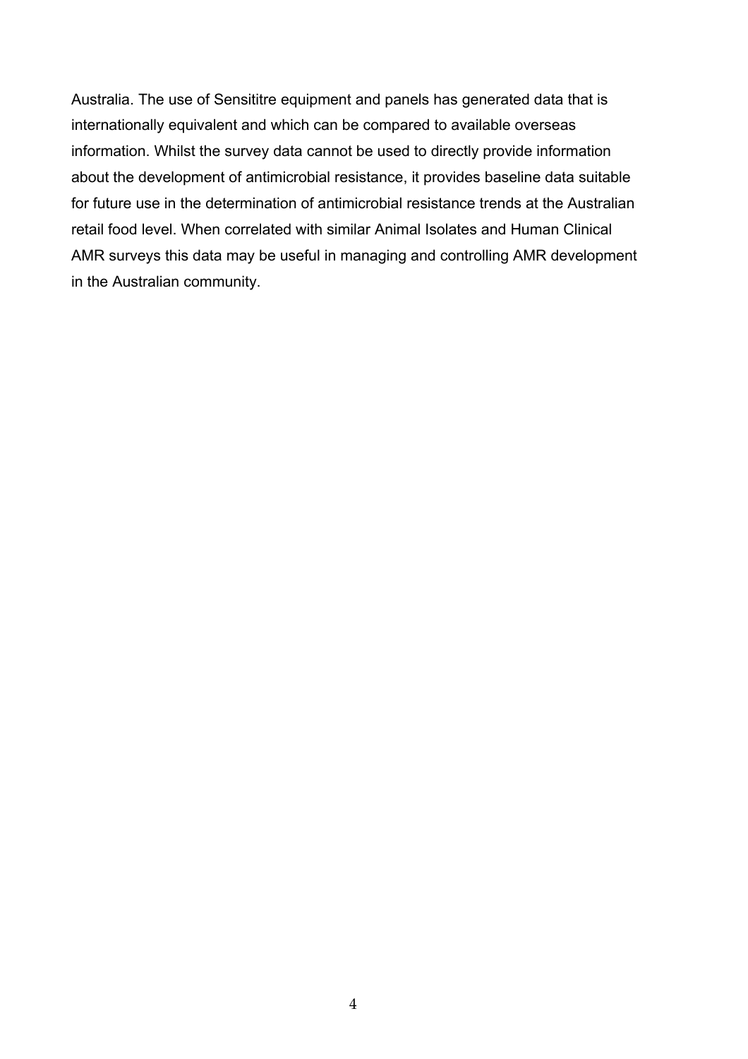Australia. The use of Sensititre equipment and panels has generated data that is internationally equivalent and which can be compared to available overseas information. Whilst the survey data cannot be used to directly provide information about the development of antimicrobial resistance, it provides baseline data suitable for future use in the determination of antimicrobial resistance trends at the Australian retail food level. When correlated with similar Animal Isolates and Human Clinical AMR surveys this data may be useful in managing and controlling AMR development in the Australian community.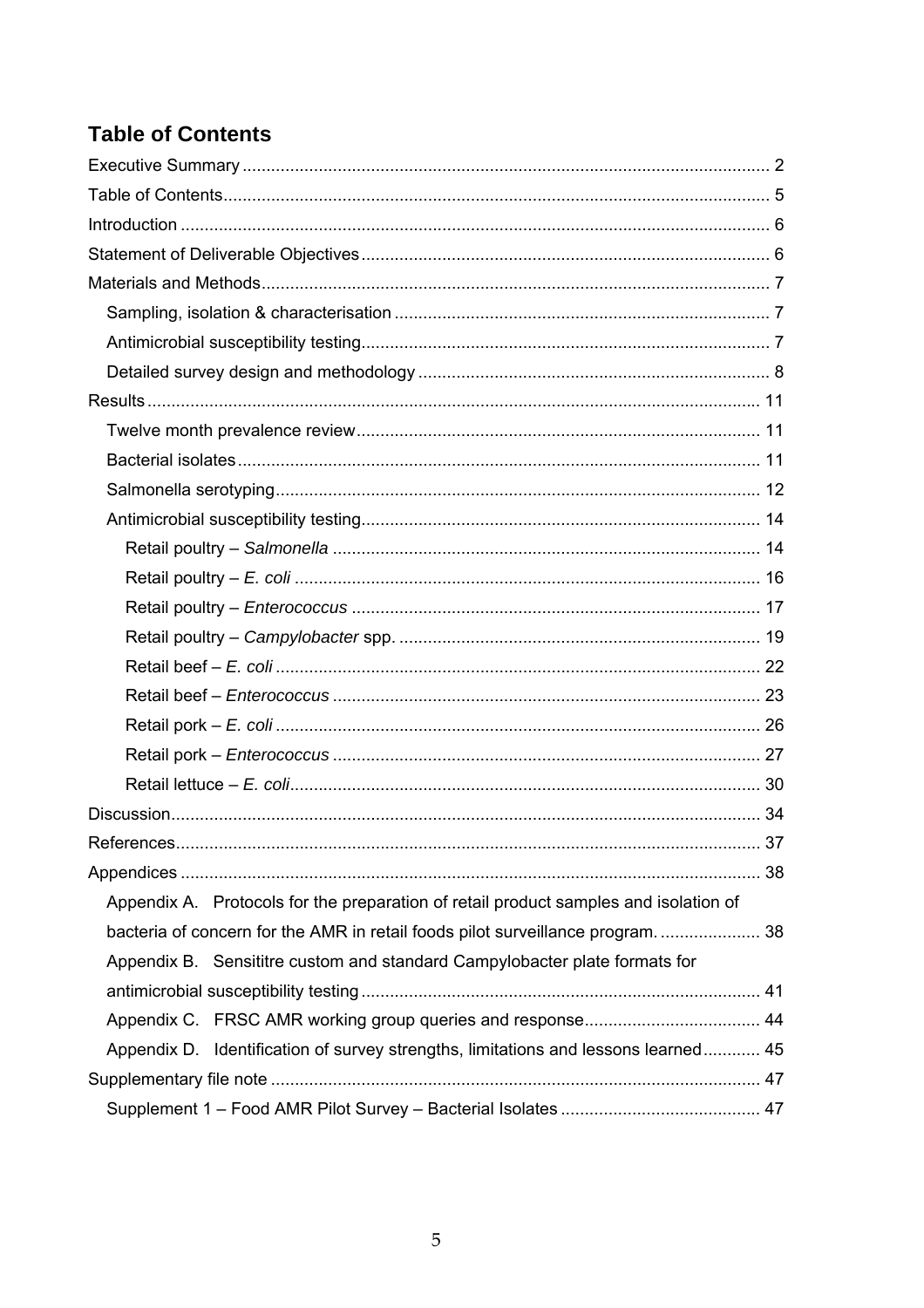# Table of Contents

Executive Summary ..... 2

Table of Contents ..... 5

Introduction ..... 6

Statement of Deliverable Objectives ..... 6

Materials and Methods ..... 7

- Sampling, isolation & characterisation ..... 7
- Antimicrobial susceptibility testing ..... 7
- Detailed survey design and methodology ..... 8

Results ..... 11

- Twelve month prevalence review ..... 11
- Bacterial isolates ..... 11
- Salmonella serotyping ..... 12
- Antimicrobial susceptibility testing ..... 14
  - Retail poultry – *Salmonella* ..... 14
  - Retail poultry – *E. coli* ..... 16
  - Retail poultry – *Enterococcus* ..... 17
  - Retail poultry – *Campylobacter* spp. ..... 19
  - Retail beef – *E. coli* ..... 22
  - Retail beef – *Enterococcus* ..... 23
  - Retail pork – *E. coli* ..... 26
  - Retail pork – *Enterococcus* ..... 27
  - Retail lettuce – *E. coli* ..... 30

Discussion ..... 34

References ..... 37

Appendices ..... 38

- Appendix A. Protocols for the preparation of retail product samples and isolation of bacteria of concern for the AMR in retail foods pilot surveillance program. ..... 38
- Appendix B. Sensititre custom and standard Campylobacter plate formats for antimicrobial susceptibility testing ..... 41
- Appendix C. FRSC AMR working group queries and response ..... 44
- Appendix D. Identification of survey strengths, limitations and lessons learned ..... 45

Supplementary file note ..... 47

- Supplement 1 – Food AMR Pilot Survey – Bacterial Isolates ..... 47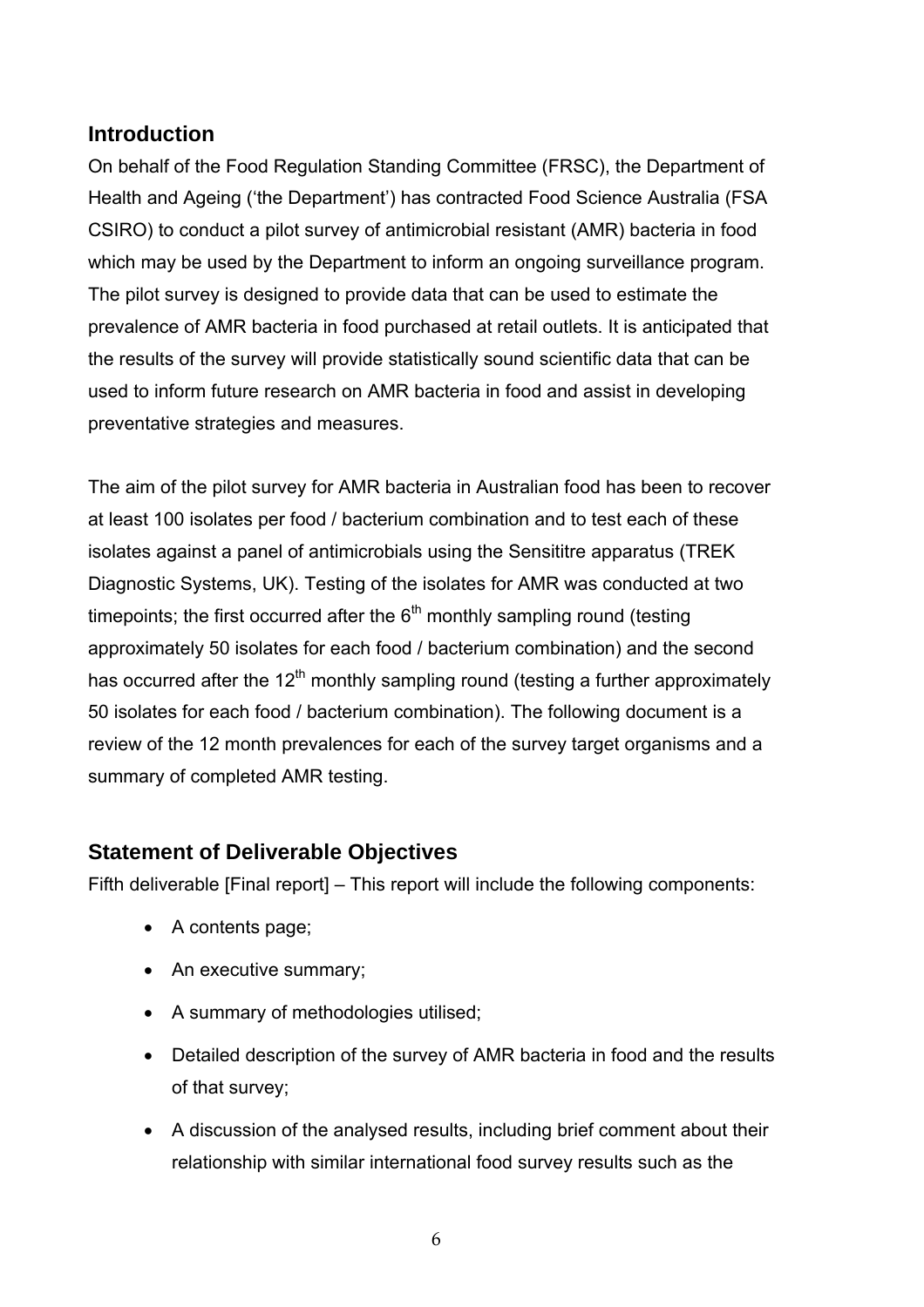## Introduction

On behalf of the Food Regulation Standing Committee (FRSC), the Department of Health and Ageing ('the Department') has contracted Food Science Australia (FSA CSIRO) to conduct a pilot survey of antimicrobial resistant (AMR) bacteria in food which may be used by the Department to inform an ongoing surveillance program. The pilot survey is designed to provide data that can be used to estimate the prevalence of AMR bacteria in food purchased at retail outlets. It is anticipated that the results of the survey will provide statistically sound scientific data that can be used to inform future research on AMR bacteria in food and assist in developing preventative strategies and measures.

The aim of the pilot survey for AMR bacteria in Australian food has been to recover at least 100 isolates per food / bacterium combination and to test each of these isolates against a panel of antimicrobials using the Sensititre apparatus (TREK Diagnostic Systems, UK). Testing of the isolates for AMR was conducted at two timepoints; the first occurred after the 6th monthly sampling round (testing approximately 50 isolates for each food / bacterium combination) and the second has occurred after the 12th monthly sampling round (testing a further approximately 50 isolates for each food / bacterium combination). The following document is a review of the 12 month prevalences for each of the survey target organisms and a summary of completed AMR testing.

## Statement of Deliverable Objectives

Fifth deliverable [Final report] – This report will include the following components:

- A contents page;
- An executive summary;
- A summary of methodologies utilised;
- Detailed description of the survey of AMR bacteria in food and the results of that survey;
- A discussion of the analysed results, including brief comment about their relationship with similar international food survey results such as the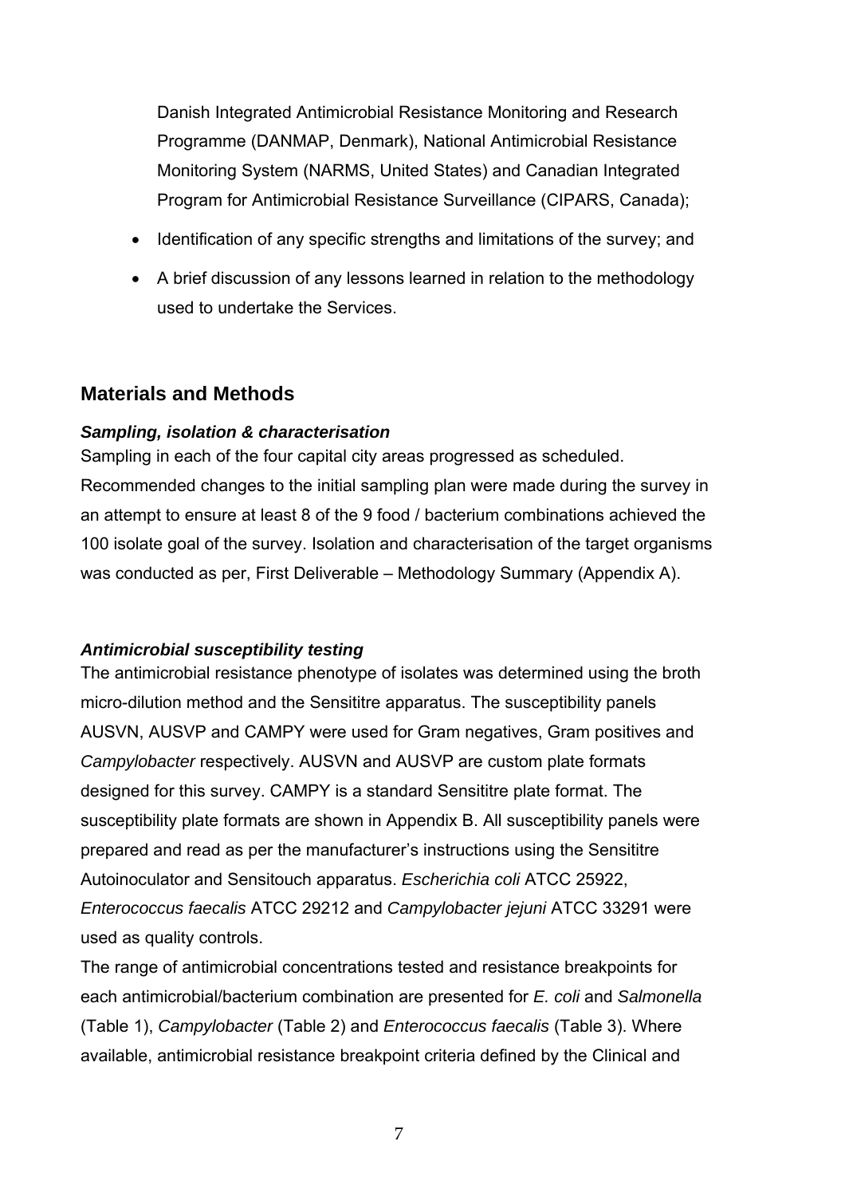Danish Integrated Antimicrobial Resistance Monitoring and Research Programme (DANMAP, Denmark), National Antimicrobial Resistance Monitoring System (NARMS, United States) and Canadian Integrated Program for Antimicrobial Resistance Surveillance (CIPARS, Canada);

- Identification of any specific strengths and limitations of the survey; and
- A brief discussion of any lessons learned in relation to the methodology used to undertake the Services.

## Materials and Methods

### *Sampling, isolation & characterisation*

Sampling in each of the four capital city areas progressed as scheduled. Recommended changes to the initial sampling plan were made during the survey in an attempt to ensure at least 8 of the 9 food / bacterium combinations achieved the 100 isolate goal of the survey. Isolation and characterisation of the target organisms was conducted as per, First Deliverable – Methodology Summary (Appendix A).

### *Antimicrobial susceptibility testing*

The antimicrobial resistance phenotype of isolates was determined using the broth micro-dilution method and the Sensititre apparatus. The susceptibility panels AUSVN, AUSVP and CAMPY were used for Gram negatives, Gram positives and *Campylobacter* respectively. AUSVN and AUSVP are custom plate formats designed for this survey. CAMPY is a standard Sensititre plate format. The susceptibility plate formats are shown in Appendix B. All susceptibility panels were prepared and read as per the manufacturer's instructions using the Sensititre Autoinoculator and Sensitouch apparatus. *Escherichia coli* ATCC 25922, *Enterococcus faecalis* ATCC 29212 and *Campylobacter jejuni* ATCC 33291 were used as quality controls.

The range of antimicrobial concentrations tested and resistance breakpoints for each antimicrobial/bacterium combination are presented for *E. coli* and *Salmonella* (Table 1), *Campylobacter* (Table 2) and *Enterococcus faecalis* (Table 3). Where available, antimicrobial resistance breakpoint criteria defined by the Clinical and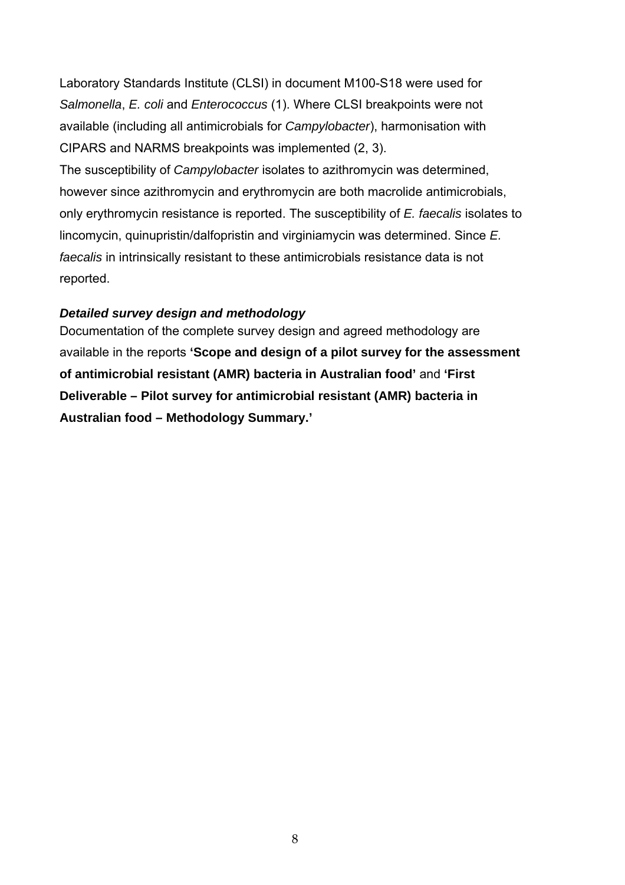Laboratory Standards Institute (CLSI) in document M100-S18 were used for *Salmonella*, *E. coli* and *Enterococcus* (1). Where CLSI breakpoints were not available (including all antimicrobials for *Campylobacter*), harmonisation with CIPARS and NARMS breakpoints was implemented (2, 3).

The susceptibility of *Campylobacter* isolates to azithromycin was determined, however since azithromycin and erythromycin are both macrolide antimicrobials, only erythromycin resistance is reported. The susceptibility of *E. faecalis* isolates to lincomycin, quinupristin/dalfopristin and virginiamycin was determined. Since *E. faecalis* in intrinsically resistant to these antimicrobials resistance data is not reported.

### *Detailed survey design and methodology*

Documentation of the complete survey design and agreed methodology are available in the reports **'Scope and design of a pilot survey for the assessment of antimicrobial resistant (AMR) bacteria in Australian food'** and **'First Deliverable – Pilot survey for antimicrobial resistant (AMR) bacteria in Australian food – Methodology Summary.'**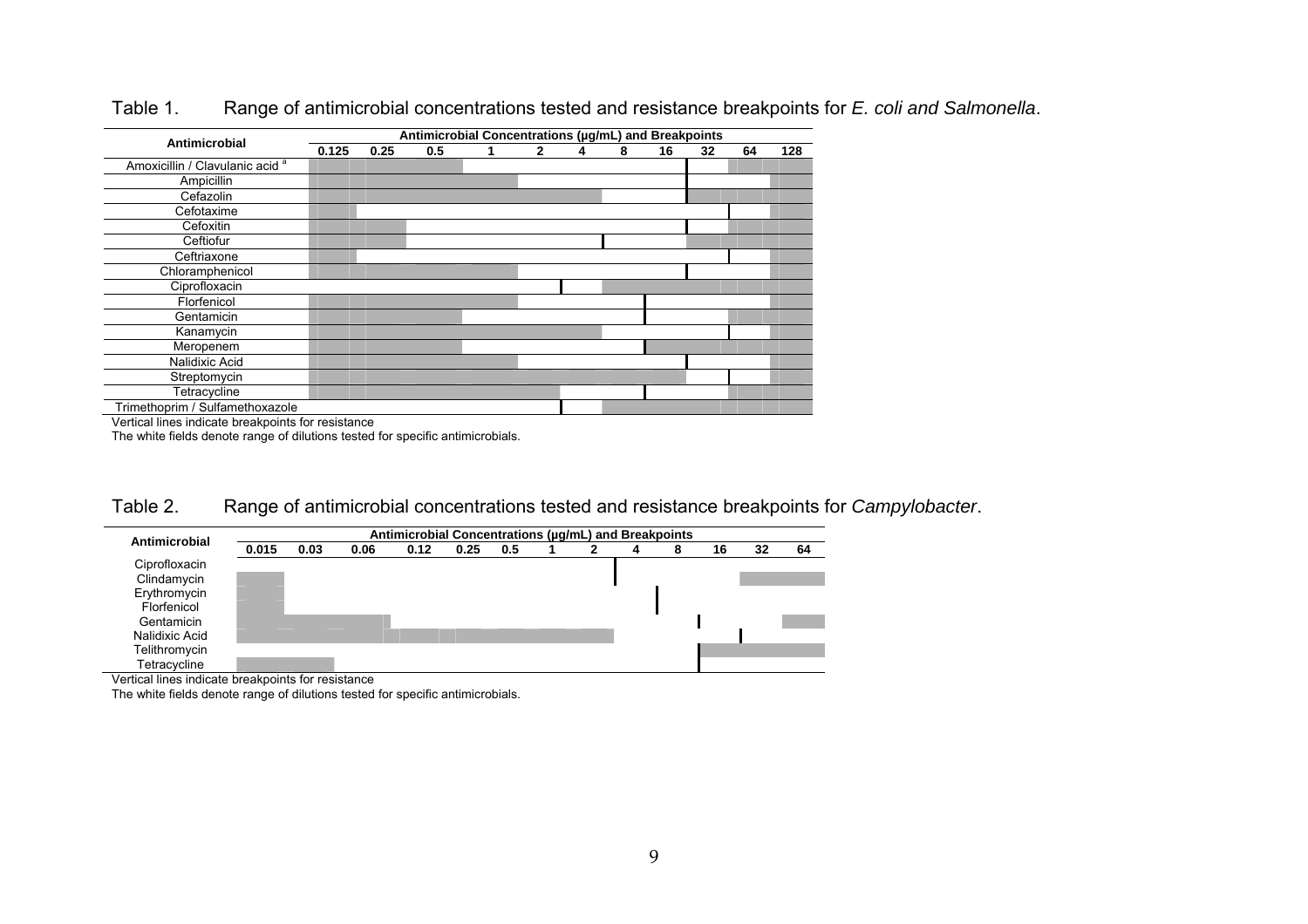Table 1. Range of antimicrobial concentrations tested and resistance breakpoints for *E. coli and Salmonella*.

| Antimicrobial | Antimicrobial Concentrations (µg/mL) and Breakpoints | | | | | | | | | | |
|---|---|---|---|---|---|---|---|---|---|---|---|
| | 0.125 | 0.25 | 0.5 | 1 | 2 | 4 | 8 | 16 | 32 | 64 | 128 |
| Amoxicillin / Clavulanic acid [a] | | | | | | | | | | | |
| Ampicillin | | | | | | | | | | | |
| Cefazolin | | | | | | | | | | | |
| Cefotaxime | | | | | | | | | | | |
| Cefoxitin | | | | | | | | | | | |
| Ceftiofur | | | | | | | | | | | |
| Ceftriaxone | | | | | | | | | | | |
| Chloramphenicol | | | | | | | | | | | |
| Ciprofloxacin | | | | | | | | | | | |
| Florfenicol | | | | | | | | | | | |
| Gentamicin | | | | | | | | | | | |
| Kanamycin | | | | | | | | | | | |
| Meropenem | | | | | | | | | | | |
| Nalidixic Acid | | | | | | | | | | | |
| Streptomycin | | | | | | | | | | | |
| Tetracycline | | | | | | | | | | | |
| Trimethoprim / Sulfamethoxazole | | | | | | | | | | | |

Vertical lines indicate breakpoints for resistance

The white fields denote range of dilutions tested for specific antimicrobials.

Table 2. Range of antimicrobial concentrations tested and resistance breakpoints for *Campylobacter*.

| Antimicrobial | Antimicrobial Concentrations (µg/mL) and Breakpoints | | | | | | | | | | | | |
|---|---|---|---|---|---|---|---|---|---|---|---|---|---|
| | 0.015 | 0.03 | 0.06 | 0.12 | 0.25 | 0.5 | 1 | 2 | 4 | 8 | 16 | 32 | 64 |
| Ciprofloxacin | | | | | | | | | | | | | |
| Clindamycin | | | | | | | | | | | | | |
| Erythromycin | | | | | | | | | | | | | |
| Florfenicol | | | | | | | | | | | | | |
| Gentamicin | | | | | | | | | | | | | |
| Nalidixic Acid | | | | | | | | | | | | | |
| Telithromycin | | | | | | | | | | | | | |
| Tetracycline | | | | | | | | | | | | | |

Vertical lines indicate breakpoints for resistance

The white fields denote range of dilutions tested for specific antimicrobials.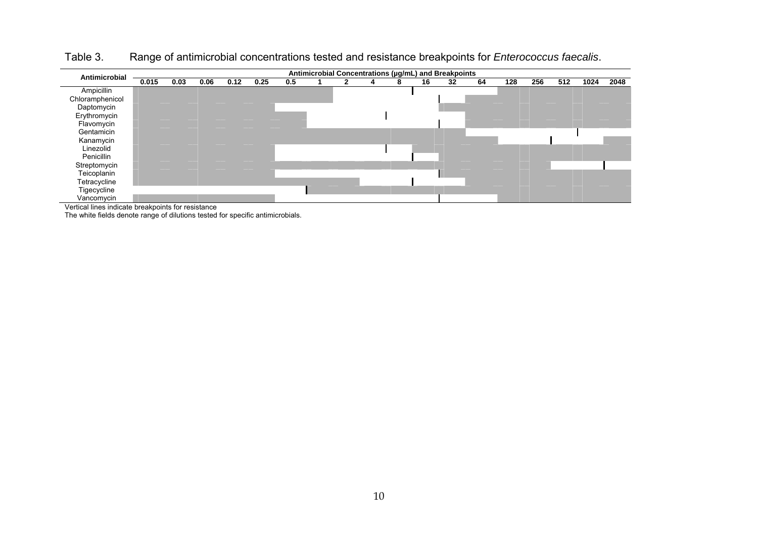Table 3. Range of antimicrobial concentrations tested and resistance breakpoints for *Enterococcus faecalis*.

| Antimicrobial | 0.015 | 0.03 | 0.06 | 0.12 | 0.25 | 0.5 | 1 | 2 | 4 | 8 | 16 | 32 | 64 | 128 | 256 | 512 | 1024 | 2048 |
|---|---|---|---|---|---|---|---|---|---|---|---|---|---|---|---|---|---|---|
| Ampicillin | | | | | | | | T | T | T | \| T | T | T | | | | | |
| Chloramphenicol | | | | | | | | T | T | T | T | \| T | | | | | | |
| Daptomycin | | | | | | T | T | T | T | T | T | | | | | | | |
| Erythromycin | | | | | | | T | T | T | \| T | T | T | | | | | | |
| Flavomycin | | | | | | | T | T | T | T | T | \| T | | | | | | |
| Gentamicin | | | | | | | | | | | | | T | T | T | T | \| T | T |
| Kanamycin | | | | | | | | | | | | | | T | T | \| T | T | |
| Linezolid | | | | | | T | T | T | T | \| T | | | | | | | | |
| Penicillin | | | | | | T | T | T | T | T | \| T | | | | | | | |
| Streptomycin | | | | | | | | | | | | | | | | T | T | \| T |
| Teicoplanin | | | | | | T | T | T | T | T | T | \| | | | | | | |
| Tetracycline | | | | | | | | | T | T | \| T | T | | | | | | |
| Tigecycline | T | T | T | T | T | T | \| | | | | | | | | | | | |
| Vancomycin | | | | | | T | T | T | T | T | T | \| T | T | | | | | |

Vertical lines indicate breakpoints for resistance

The white fields denote range of dilutions tested for specific antimicrobials.

(In this rendering, "T" marks the white fields (dilutions tested) and "|" marks the position of the vertical breakpoint line at the left edge of that concentration column.)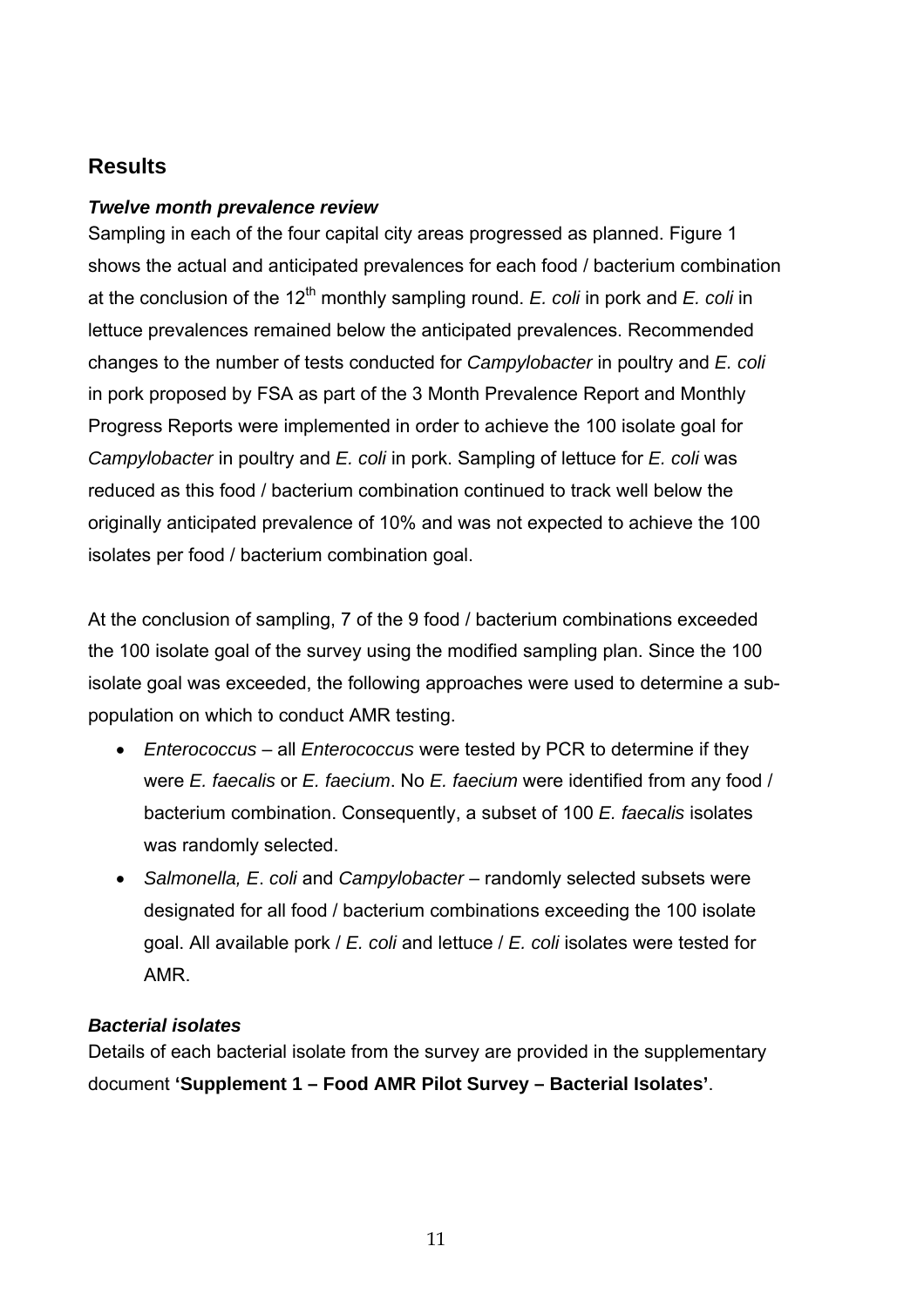## Results

### *Twelve month prevalence review*

Sampling in each of the four capital city areas progressed as planned. Figure 1 shows the actual and anticipated prevalences for each food / bacterium combination at the conclusion of the 12th monthly sampling round. *E. coli* in pork and *E. coli* in lettuce prevalences remained below the anticipated prevalences. Recommended changes to the number of tests conducted for *Campylobacter* in poultry and *E. coli* in pork proposed by FSA as part of the 3 Month Prevalence Report and Monthly Progress Reports were implemented in order to achieve the 100 isolate goal for *Campylobacter* in poultry and *E. coli* in pork. Sampling of lettuce for *E. coli* was reduced as this food / bacterium combination continued to track well below the originally anticipated prevalence of 10% and was not expected to achieve the 100 isolates per food / bacterium combination goal.

At the conclusion of sampling, 7 of the 9 food / bacterium combinations exceeded the 100 isolate goal of the survey using the modified sampling plan. Since the 100 isolate goal was exceeded, the following approaches were used to determine a sub-population on which to conduct AMR testing.

- *Enterococcus* – all *Enterococcus* were tested by PCR to determine if they were *E. faecalis* or *E. faecium*. No *E. faecium* were identified from any food / bacterium combination. Consequently, a subset of 100 *E. faecalis* isolates was randomly selected.
- *Salmonella, E. coli* and *Campylobacter* – randomly selected subsets were designated for all food / bacterium combinations exceeding the 100 isolate goal. All available pork / *E. coli* and lettuce / *E. coli* isolates were tested for AMR.

### *Bacterial isolates*

Details of each bacterial isolate from the survey are provided in the supplementary document **'Supplement 1 – Food AMR Pilot Survey – Bacterial Isolates'**.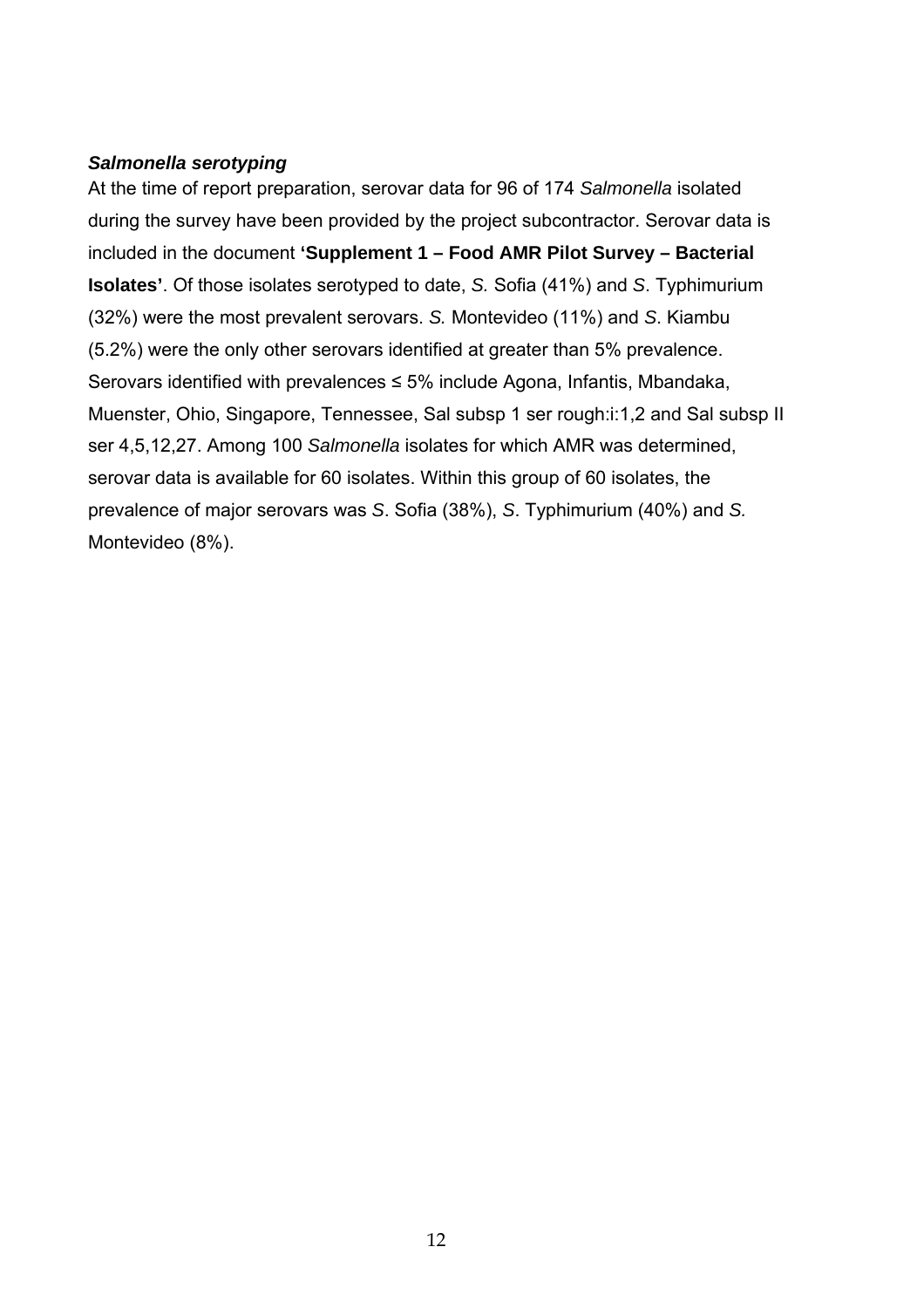***Salmonella serotyping***

At the time of report preparation, serovar data for 96 of 174 *Salmonella* isolated during the survey have been provided by the project subcontractor. Serovar data is included in the document **'Supplement 1 – Food AMR Pilot Survey – Bacterial Isolates'**. Of those isolates serotyped to date, *S.* Sofia (41%) and *S*. Typhimurium (32%) were the most prevalent serovars. *S.* Montevideo (11%) and *S*. Kiambu (5.2%) were the only other serovars identified at greater than 5% prevalence. Serovars identified with prevalences ≤ 5% include Agona, Infantis, Mbandaka, Muenster, Ohio, Singapore, Tennessee, Sal subsp 1 ser rough:i:1,2 and Sal subsp II ser 4,5,12,27. Among 100 *Salmonella* isolates for which AMR was determined, serovar data is available for 60 isolates. Within this group of 60 isolates, the prevalence of major serovars was *S*. Sofia (38%), *S*. Typhimurium (40%) and *S.* Montevideo (8%).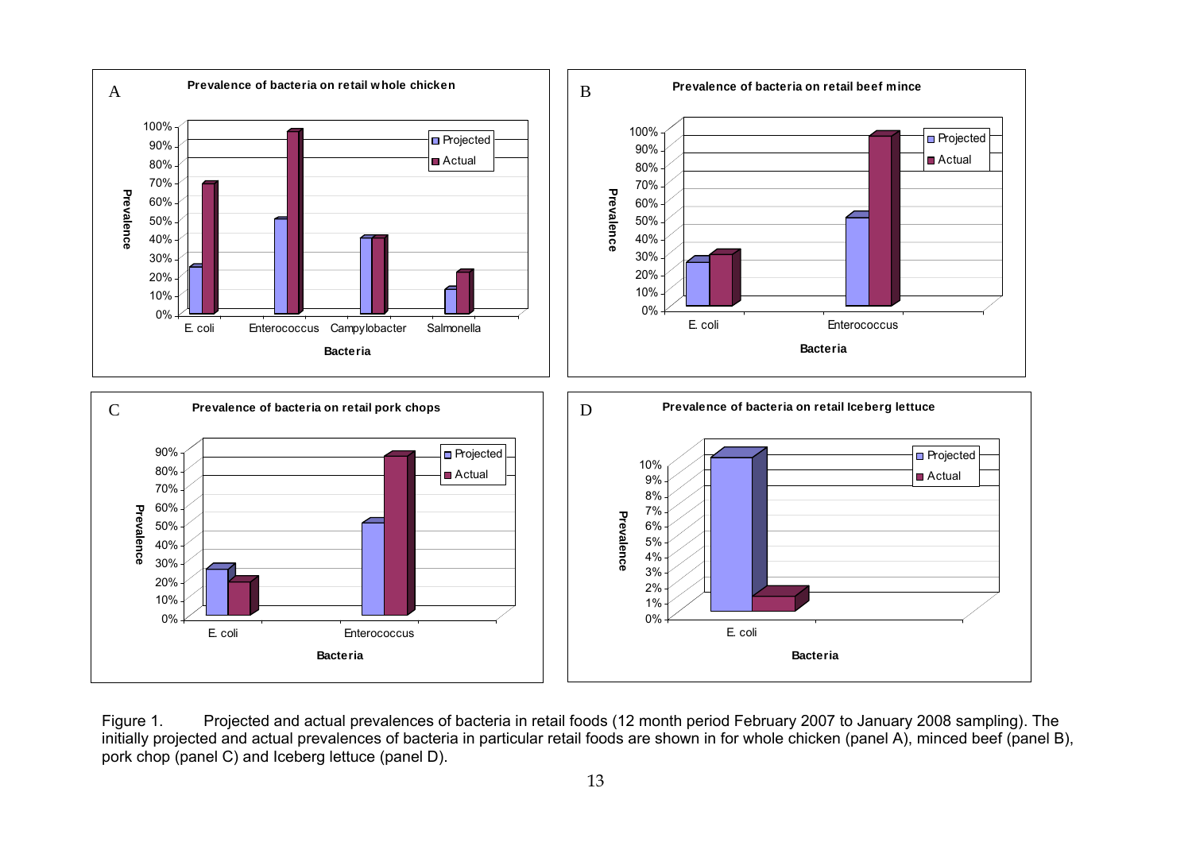Figure 1. Projected and actual prevalences of bacteria in retail foods (12 month period February 2007 to January 2008 sampling). The initially projected and actual prevalences of bacteria in particular retail foods are shown in for whole chicken (panel A), minced beef (panel B), pork chop (panel C) and Iceberg lettuce (panel D).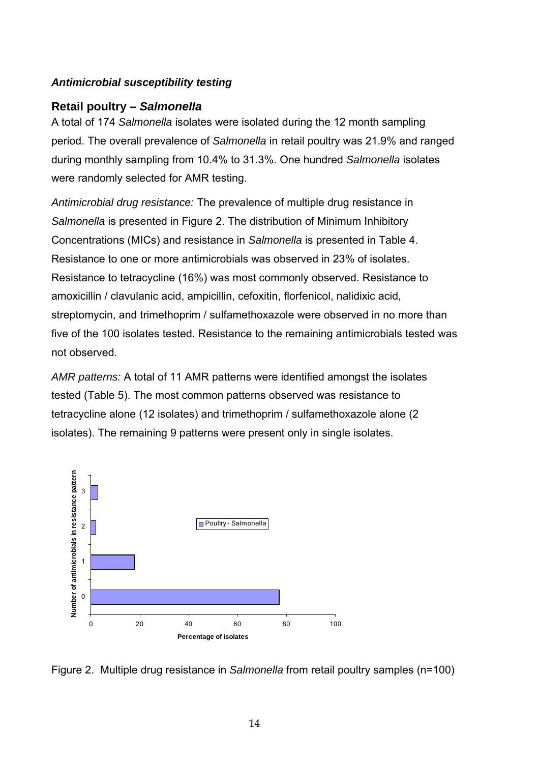***Antimicrobial susceptibility testing***

**Retail poultry – *Salmonella***

A total of 174 *Salmonella* isolates were isolated during the 12 month sampling period. The overall prevalence of *Salmonella* in retail poultry was 21.9% and ranged during monthly sampling from 10.4% to 31.3%. One hundred *Salmonella* isolates were randomly selected for AMR testing.

*Antimicrobial drug resistance:* The prevalence of multiple drug resistance in *Salmonella* is presented in Figure 2. The distribution of Minimum Inhibitory Concentrations (MICs) and resistance in *Salmonella* is presented in Table 4. Resistance to one or more antimicrobials was observed in 23% of isolates. Resistance to tetracycline (16%) was most commonly observed. Resistance to amoxicillin / clavulanic acid, ampicillin, cefoxitin, florfenicol, nalidixic acid, streptomycin, and trimethoprim / sulfamethoxazole were observed in no more than five of the 100 isolates tested. Resistance to the remaining antimicrobials tested was not observed.

*AMR patterns:* A total of 11 AMR patterns were identified amongst the isolates tested (Table 5). The most common patterns observed was resistance to tetracycline alone (12 isolates) and trimethoprim / sulfamethoxazole alone (2 isolates). The remaining 9 patterns were present only in single isolates.

Figure 2. Multiple drug resistance in *Salmonella* from retail poultry samples (n=100)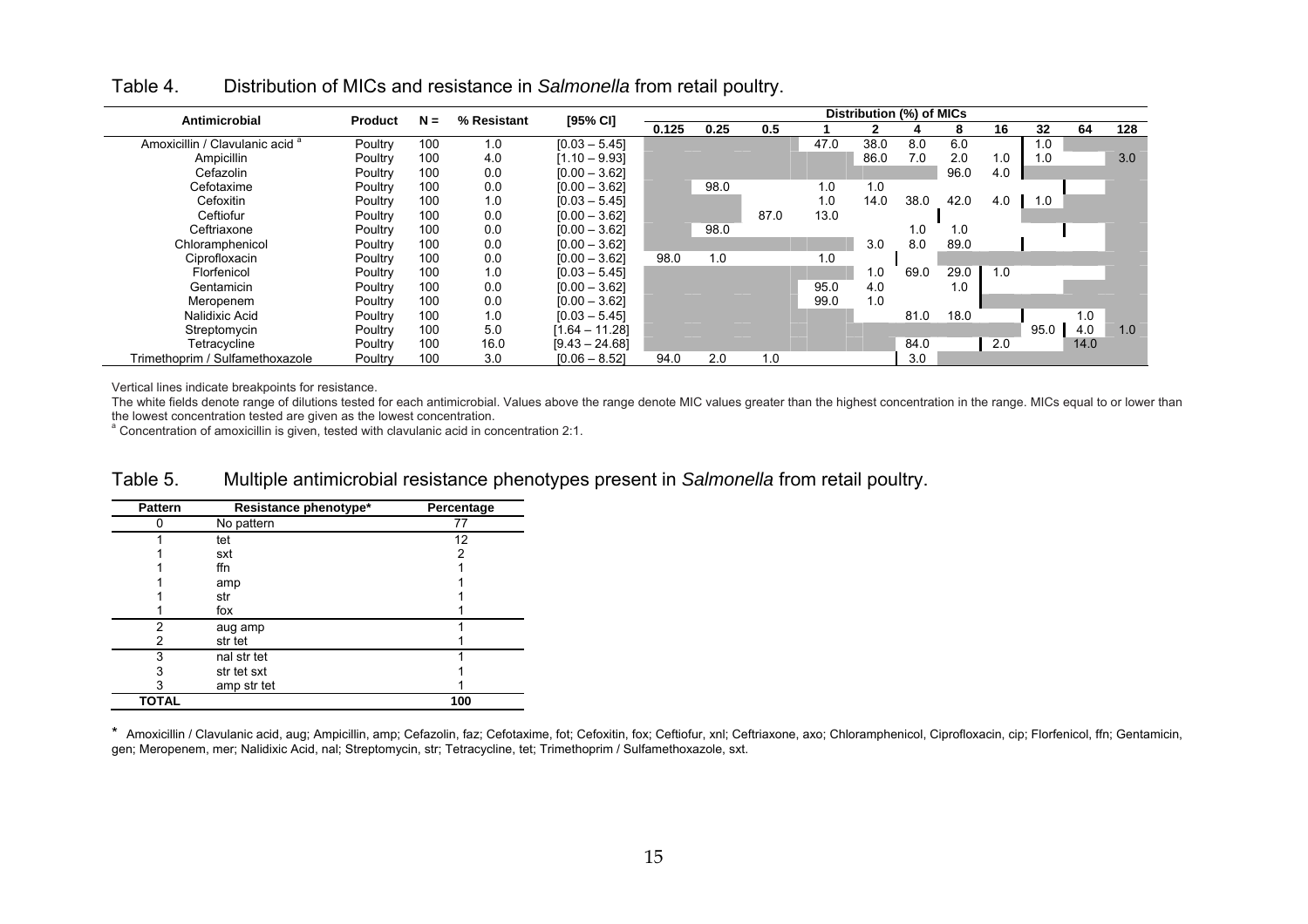## Table 4. Distribution of MICs and resistance in *Salmonella* from retail poultry.

| Antimicrobial | Product | N = | % Resistant | [95% CI] | Distribution (%) of MICs | | | | | | | | | | |
|---|---|---|---|---|---|---|---|---|---|---|---|---|---|---|---|
| | | | | | 0.125 | 0.25 | 0.5 | 1 | 2 | 4 | 8 | 16 | 32 | 64 | 128 |
| Amoxicillin / Clavulanic acid [a] | Poultry | 100 | 1.0 | [0.03 – 5.45] | | | | 47.0 | 38.0 | 8.0 | 6.0 | | 1.0 | | |
| Ampicillin | Poultry | 100 | 4.0 | [1.10 – 9.93] | | | | | 86.0 | 7.0 | 2.0 | 1.0 | 1.0 | | 3.0 |
| Cefazolin | Poultry | 100 | 0.0 | [0.00 – 3.62] | | | | | | | 96.0 | 4.0 | | | |
| Cefotaxime | Poultry | 100 | 0.0 | [0.00 – 3.62] | | 98.0 | | 1.0 | 1.0 | | | | | | |
| Cefoxitin | Poultry | 100 | 1.0 | [0.03 – 5.45] | | | | 1.0 | 14.0 | 38.0 | 42.0 | 4.0 | 1.0 | | |
| Ceftiofur | Poultry | 100 | 0.0 | [0.00 – 3.62] | | | 87.0 | 13.0 | | | | | | | |
| Ceftriaxone | Poultry | 100 | 0.0 | [0.00 – 3.62] | | 98.0 | | | | 1.0 | 1.0 | | | | |
| Chloramphenicol | Poultry | 100 | 0.0 | [0.00 – 3.62] | | | | | 3.0 | 8.0 | 89.0 | | | | |
| Ciprofloxacin | Poultry | 100 | 0.0 | [0.00 – 3.62] | 98.0 | 1.0 | | 1.0 | | | | | | | |
| Florfenicol | Poultry | 100 | 1.0 | [0.03 – 5.45] | | | | | 1.0 | 69.0 | 29.0 | 1.0 | | | |
| Gentamicin | Poultry | 100 | 0.0 | [0.00 – 3.62] | | | | 95.0 | 4.0 | | 1.0 | | | | |
| Meropenem | Poultry | 100 | 0.0 | [0.00 – 3.62] | | | | 99.0 | 1.0 | | | | | | |
| Nalidixic Acid | Poultry | 100 | 1.0 | [0.03 – 5.45] | | | | | | 81.0 | 18.0 | | | 1.0 | |
| Streptomycin | Poultry | 100 | 5.0 | [1.64 – 11.28] | | | | | | | | | 95.0 | 4.0 | 1.0 |
| Tetracycline | Poultry | 100 | 16.0 | [9.43 – 24.68] | | | | | | 84.0 | | 2.0 | | 14.0 | |
| Trimethoprim / Sulfamethoxazole | Poultry | 100 | 3.0 | [0.06 – 8.52] | 94.0 | 2.0 | 1.0 | | | 3.0 | | | | | |

Vertical lines indicate breakpoints for resistance.

The white fields denote range of dilutions tested for each antimicrobial. Values above the range denote MIC values greater than the highest concentration in the range. MICs equal to or lower than the lowest concentration tested are given as the lowest concentration.

[a] Concentration of amoxicillin is given, tested with clavulanic acid in concentration 2:1.

## Table 5. Multiple antimicrobial resistance phenotypes present in *Salmonella* from retail poultry.

| Pattern | Resistance phenotype* | Percentage |
|---|---|---|
| 0 | No pattern | 77 |
| 1 | tet | 12 |
| 1 | sxt | 2 |
| 1 | ffn | 1 |
| 1 | amp | 1 |
| 1 | str | 1 |
| 1 | fox | 1 |
| 2 | aug amp | 1 |
| 2 | str tet | 1 |
| 3 | nal str tet | 1 |
| 3 | str tet sxt | 1 |
| 3 | amp str tet | 1 |
| **TOTAL** | | **100** |

\* Amoxicillin / Clavulanic acid, aug; Ampicillin, amp; Cefazolin, faz; Cefotaxime, fot; Cefoxitin, fox; Ceftiofur, xnl; Ceftriaxone, axo; Chloramphenicol, Ciprofloxacin, cip; Florfenicol, ffn; Gentamicin, gen; Meropenem, mer; Nalidixic Acid, nal; Streptomycin, str; Tetracycline, tet; Trimethoprim / Sulfamethoxazole, sxt.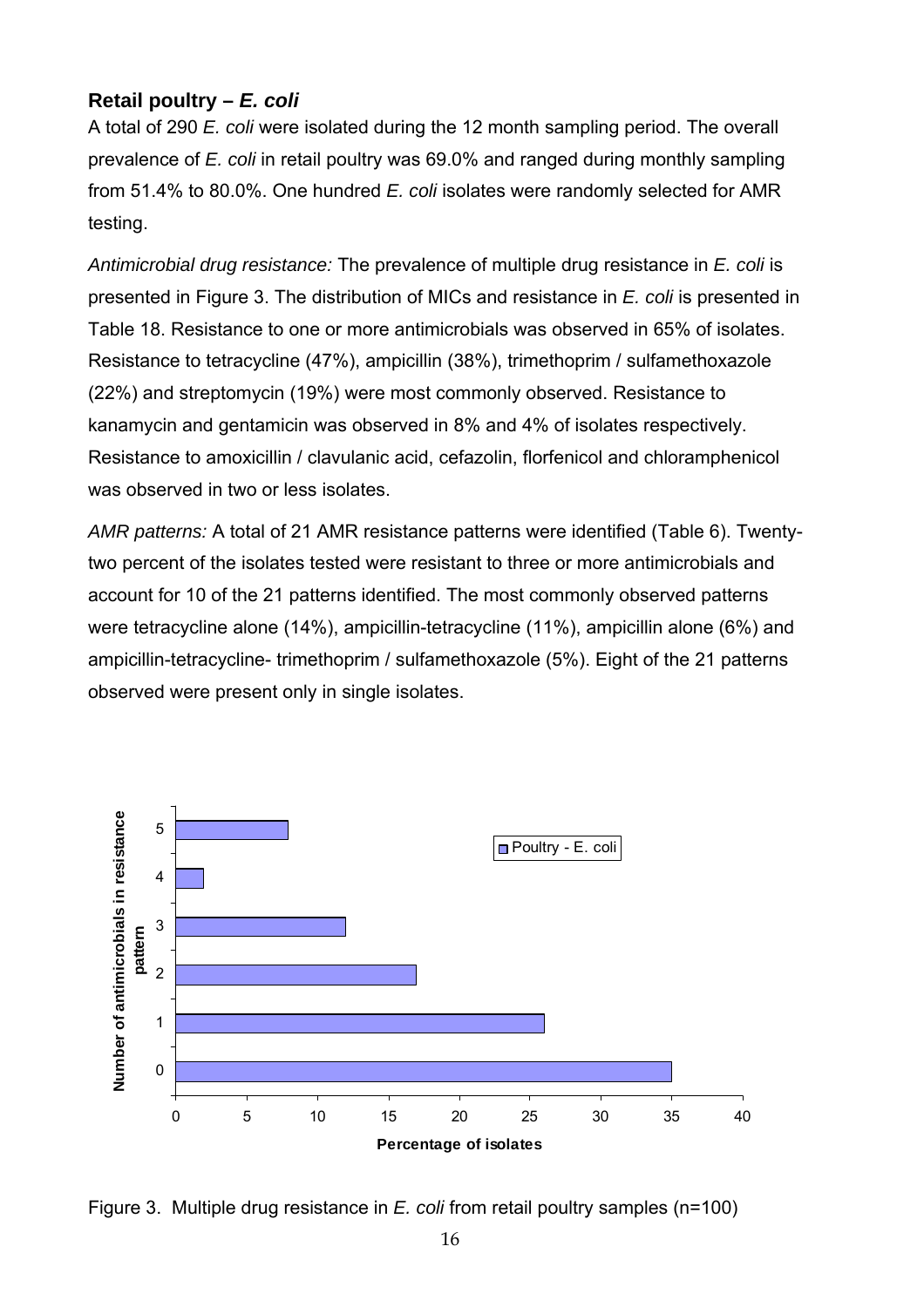## Retail poultry – *E. coli*

A total of 290 *E. coli* were isolated during the 12 month sampling period. The overall prevalence of *E. coli* in retail poultry was 69.0% and ranged during monthly sampling from 51.4% to 80.0%. One hundred *E. coli* isolates were randomly selected for AMR testing.

*Antimicrobial drug resistance:* The prevalence of multiple drug resistance in *E. coli* is presented in Figure 3. The distribution of MICs and resistance in *E. coli* is presented in Table 18. Resistance to one or more antimicrobials was observed in 65% of isolates. Resistance to tetracycline (47%), ampicillin (38%), trimethoprim / sulfamethoxazole (22%) and streptomycin (19%) were most commonly observed. Resistance to kanamycin and gentamicin was observed in 8% and 4% of isolates respectively. Resistance to amoxicillin / clavulanic acid, cefazolin, florfenicol and chloramphenicol was observed in two or less isolates.

*AMR patterns:* A total of 21 AMR resistance patterns were identified (Table 6). Twenty-two percent of the isolates tested were resistant to three or more antimicrobials and account for 10 of the 21 patterns identified. The most commonly observed patterns were tetracycline alone (14%), ampicillin-tetracycline (11%), ampicillin alone (6%) and ampicillin-tetracycline- trimethoprim / sulfamethoxazole (5%). Eight of the 21 patterns observed were present only in single isolates.

Figure 3. Multiple drug resistance in *E. coli* from retail poultry samples (n=100)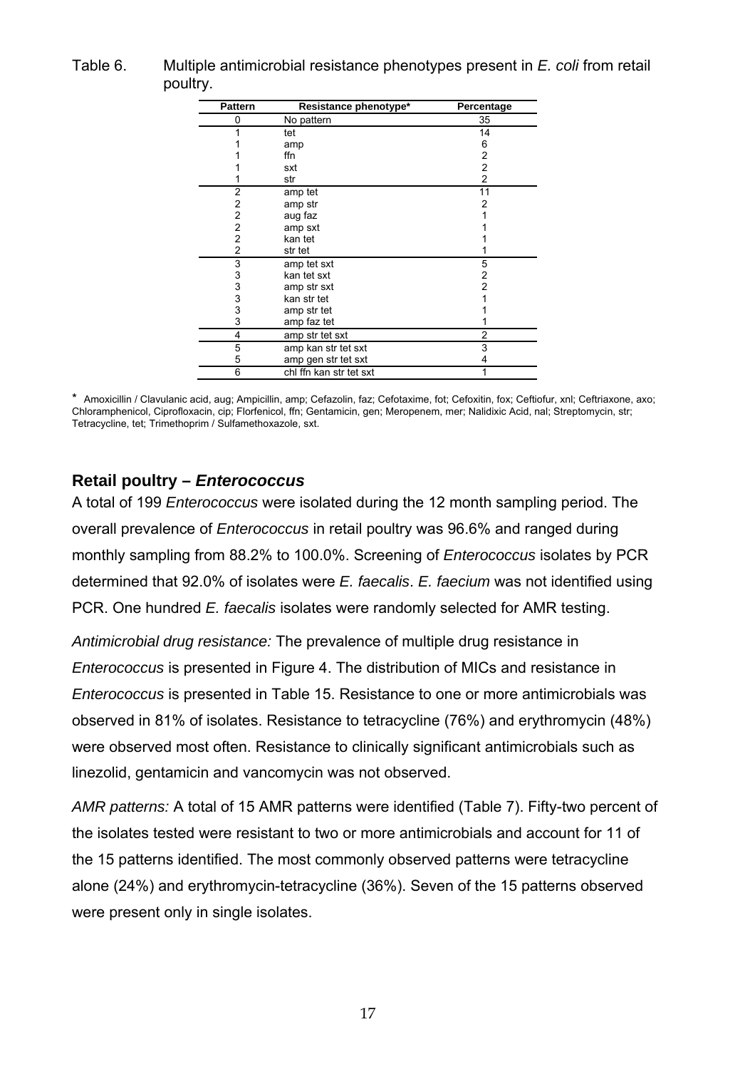Table 6. Multiple antimicrobial resistance phenotypes present in *E. coli* from retail poultry.

| Pattern | Resistance phenotype* | Percentage |
|---|---|---|
| 0 | No pattern | 35 |
| 1 | tet | 14 |
| 1 | amp | 6 |
| 1 | ffn | 2 |
| 1 | sxt | 2 |
| 1 | str | 2 |
| 2 | amp tet | 11 |
| 2 | amp str | 2 |
| 2 | aug faz | 1 |
| 2 | amp sxt | 1 |
| 2 | kan tet | 1 |
| 2 | str tet | 1 |
| 3 | amp tet sxt | 5 |
| 3 | kan tet sxt | 2 |
| 3 | amp str sxt | 2 |
| 3 | kan str tet | 1 |
| 3 | amp str tet | 1 |
| 3 | amp faz tet | 1 |
| 4 | amp str tet sxt | 2 |
| 5 | amp kan str tet sxt | 3 |
| 5 | amp gen str tet sxt | 4 |
| 6 | chl ffn kan str tet sxt | 1 |

* Amoxicillin / Clavulanic acid, aug; Ampicillin, amp; Cefazolin, faz; Cefotaxime, fot; Cefoxitin, fox; Ceftiofur, xnl; Ceftriaxone, axo; Chloramphenicol, Ciprofloxacin, cip; Florfenicol, ffn; Gentamicin, gen; Meropenem, mer; Nalidixic Acid, nal; Streptomycin, str; Tetracycline, tet; Trimethoprim / Sulfamethoxazole, sxt.

## Retail poultry – *Enterococcus*

A total of 199 *Enterococcus* were isolated during the 12 month sampling period. The overall prevalence of *Enterococcus* in retail poultry was 96.6% and ranged during monthly sampling from 88.2% to 100.0%. Screening of *Enterococcus* isolates by PCR determined that 92.0% of isolates were *E. faecalis*. *E. faecium* was not identified using PCR. One hundred *E. faecalis* isolates were randomly selected for AMR testing.

*Antimicrobial drug resistance:* The prevalence of multiple drug resistance in *Enterococcus* is presented in Figure 4. The distribution of MICs and resistance in *Enterococcus* is presented in Table 15. Resistance to one or more antimicrobials was observed in 81% of isolates. Resistance to tetracycline (76%) and erythromycin (48%) were observed most often. Resistance to clinically significant antimicrobials such as linezolid, gentamicin and vancomycin was not observed.

*AMR patterns:* A total of 15 AMR patterns were identified (Table 7). Fifty-two percent of the isolates tested were resistant to two or more antimicrobials and account for 11 of the 15 patterns identified. The most commonly observed patterns were tetracycline alone (24%) and erythromycin-tetracycline (36%). Seven of the 15 patterns observed were present only in single isolates.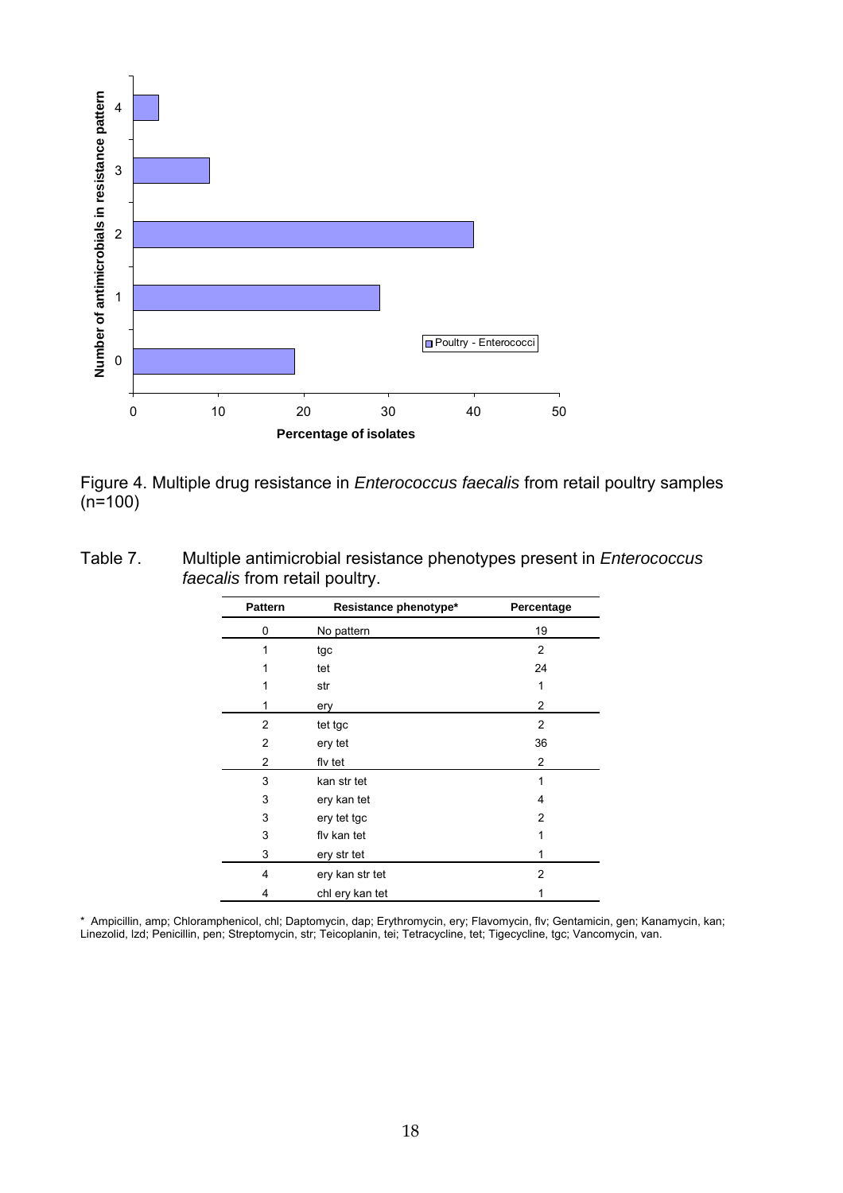Figure 4. Multiple drug resistance in *Enterococcus faecalis* from retail poultry samples (n=100)

Table 7. Multiple antimicrobial resistance phenotypes present in *Enterococcus faecalis* from retail poultry.

| Pattern | Resistance phenotype* | Percentage |
|---|---|---|
| 0 | No pattern | 19 |
| 1 | tgc | 2 |
| 1 | tet | 24 |
| 1 | str | 1 |
| 1 | ery | 2 |
| 2 | tet tgc | 2 |
| 2 | ery tet | 36 |
| 2 | flv tet | 2 |
| 3 | kan str tet | 1 |
| 3 | ery kan tet | 4 |
| 3 | ery tet tgc | 2 |
| 3 | flv kan tet | 1 |
| 3 | ery str tet | 1 |
| 4 | ery kan str tet | 2 |
| 4 | chl ery kan tet | 1 |

* Ampicillin, amp; Chloramphenicol, chl; Daptomycin, dap; Erythromycin, ery; Flavomycin, flv; Gentamicin, gen; Kanamycin, kan; Linezolid, lzd; Penicillin, pen; Streptomycin, str; Teicoplanin, tei; Tetracycline, tet; Tigecycline, tgc; Vancomycin, van.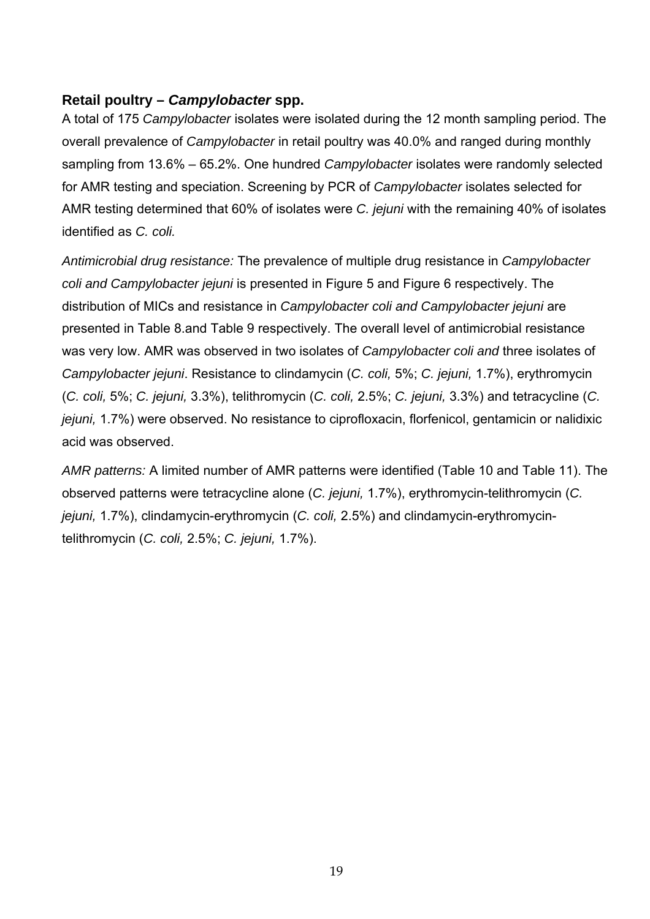### Retail poultry – *Campylobacter* spp.

A total of 175 *Campylobacter* isolates were isolated during the 12 month sampling period. The overall prevalence of *Campylobacter* in retail poultry was 40.0% and ranged during monthly sampling from 13.6% – 65.2%. One hundred *Campylobacter* isolates were randomly selected for AMR testing and speciation. Screening by PCR of *Campylobacter* isolates selected for AMR testing determined that 60% of isolates were *C. jejuni* with the remaining 40% of isolates identified as *C. coli.*

*Antimicrobial drug resistance:* The prevalence of multiple drug resistance in *Campylobacter coli and Campylobacter jejuni* is presented in Figure 5 and Figure 6 respectively. The distribution of MICs and resistance in *Campylobacter coli and Campylobacter jejuni* are presented in Table 8.and Table 9 respectively. The overall level of antimicrobial resistance was very low. AMR was observed in two isolates of *Campylobacter coli and* three isolates of *Campylobacter jejuni*. Resistance to clindamycin (*C. coli,* 5%; *C. jejuni,* 1.7%), erythromycin (*C. coli,* 5%; *C. jejuni,* 3.3%), telithromycin (*C. coli,* 2.5%; *C. jejuni,* 3.3%) and tetracycline (*C. jejuni,* 1.7%) were observed. No resistance to ciprofloxacin, florfenicol, gentamicin or nalidixic acid was observed.

*AMR patterns:* A limited number of AMR patterns were identified (Table 10 and Table 11). The observed patterns were tetracycline alone (*C. jejuni,* 1.7%), erythromycin-telithromycin (*C. jejuni,* 1.7%), clindamycin-erythromycin (*C. coli,* 2.5%) and clindamycin-erythromycin-telithromycin (*C. coli,* 2.5%; *C. jejuni,* 1.7%).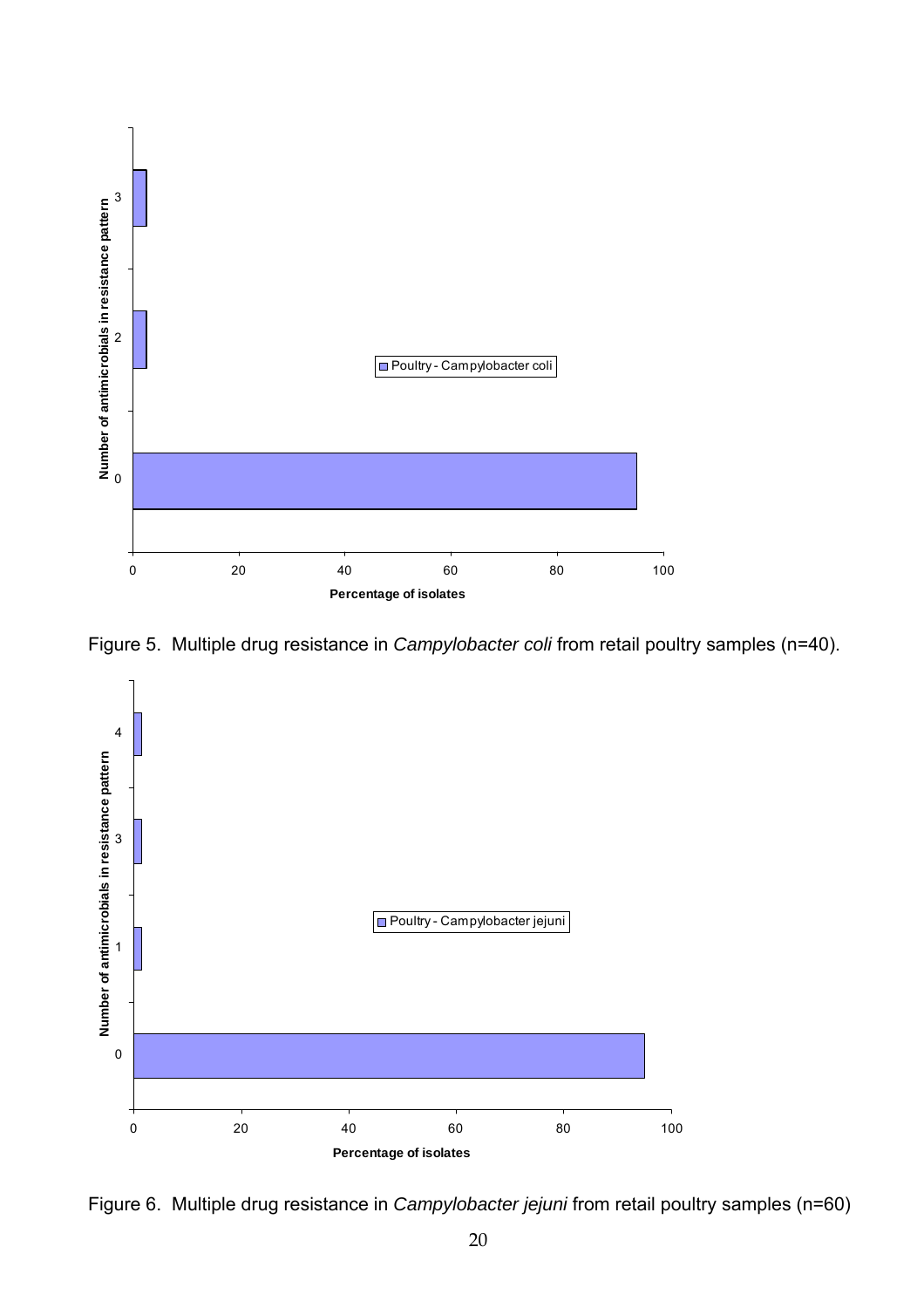Figure 5. Multiple drug resistance in *Campylobacter coli* from retail poultry samples (n=40).

Figure 6. Multiple drug resistance in *Campylobacter jejuni* from retail poultry samples (n=60)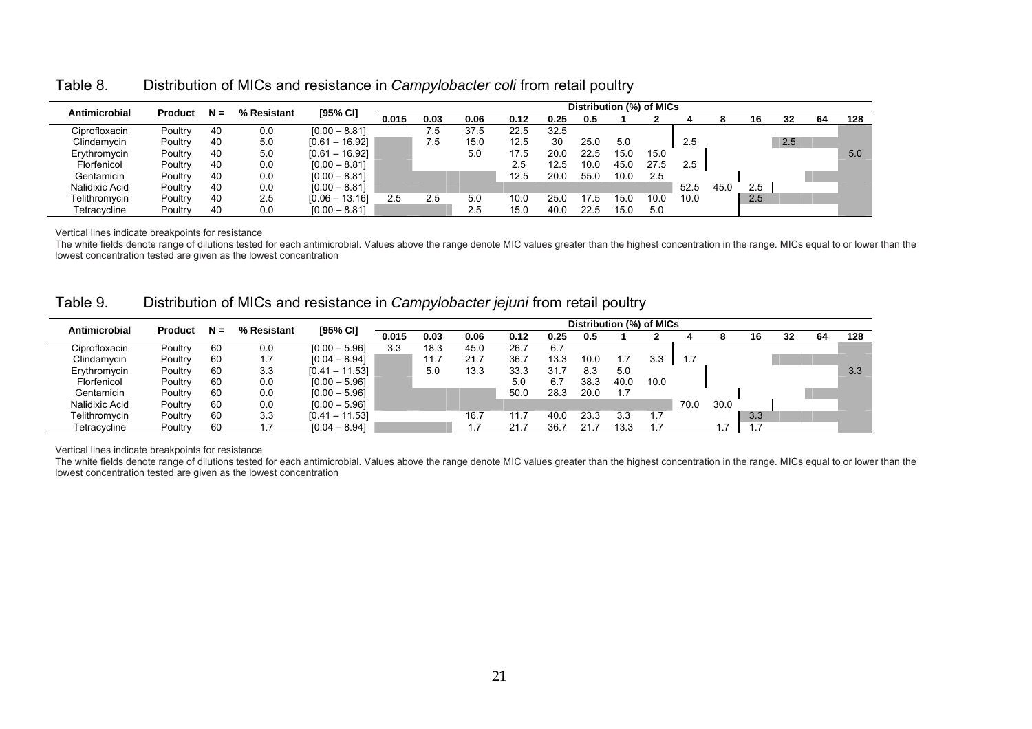## Table 8. Distribution of MICs and resistance in *Campylobacter coli* from retail poultry

| Antimicrobial | Product | N = | % Resistant | [95% CI] | Distribution (%) of MICs | | | | | | | | | | | | | |
|---|---|---|---|---|---|---|---|---|---|---|---|---|---|---|---|---|---|---|
| | | | | | 0.015 | 0.03 | 0.06 | 0.12 | 0.25 | 0.5 | 1 | 2 | 4 | 8 | 16 | 32 | 64 | 128 |
| Ciprofloxacin | Poultry | 40 | 0.0 | [0.00 – 8.81] | | 7.5 | 37.5 | 22.5 | 32.5 | | | | | | | | | |
| Clindamycin | Poultry | 40 | 5.0 | [0.61 – 16.92] | | 7.5 | 15.0 | 12.5 | 30 | 25.0 | 5.0 | | 2.5 | | | 2.5 | | |
| Erythromycin | Poultry | 40 | 5.0 | [0.61 – 16.92] | | | 5.0 | 17.5 | 20.0 | 22.5 | 15.0 | 15.0 | | | | | | 5.0 |
| Florfenicol | Poultry | 40 | 0.0 | [0.00 – 8.81] | | | | 2.5 | 12.5 | 10.0 | 45.0 | 27.5 | 2.5 | | | | | |
| Gentamicin | Poultry | 40 | 0.0 | [0.00 – 8.81] | | | | 12.5 | 20.0 | 55.0 | 10.0 | 2.5 | | | | | | |
| Nalidixic Acid | Poultry | 40 | 0.0 | [0.00 – 8.81] | | | | | | | | | 52.5 | 45.0 | 2.5 | | | |
| Telithromycin | Poultry | 40 | 2.5 | [0.06 – 13.16] | 2.5 | 2.5 | 5.0 | 10.0 | 25.0 | 17.5 | 15.0 | 10.0 | 10.0 | | 2.5 | | | |
| Tetracycline | Poultry | 40 | 0.0 | [0.00 – 8.81] | | | 2.5 | 15.0 | 40.0 | 22.5 | 15.0 | 5.0 | | | | | | |

Vertical lines indicate breakpoints for resistance

The white fields denote range of dilutions tested for each antimicrobial. Values above the range denote MIC values greater than the highest concentration in the range. MICs equal to or lower than the lowest concentration tested are given as the lowest concentration

## Table 9. Distribution of MICs and resistance in *Campylobacter jejuni* from retail poultry

| Antimicrobial | Product | N = | % Resistant | [95% CI] | Distribution (%) of MICs | | | | | | | | | | | | | |
|---|---|---|---|---|---|---|---|---|---|---|---|---|---|---|---|---|---|---|
| | | | | | 0.015 | 0.03 | 0.06 | 0.12 | 0.25 | 0.5 | 1 | 2 | 4 | 8 | 16 | 32 | 64 | 128 |
| Ciprofloxacin | Poultry | 60 | 0.0 | [0.00 – 5.96] | 3.3 | 18.3 | 45.0 | 26.7 | 6.7 | | | | | | | | | |
| Clindamycin | Poultry | 60 | 1.7 | [0.04 – 8.94] | | 11.7 | 21.7 | 36.7 | 13.3 | 10.0 | 1.7 | 3.3 | 1.7 | | | | | |
| Erythromycin | Poultry | 60 | 3.3 | [0.41 – 11.53] | | 5.0 | 13.3 | 33.3 | 31.7 | 8.3 | 5.0 | | | | | | | 3.3 |
| Florfenicol | Poultry | 60 | 0.0 | [0.00 – 5.96] | | | | 5.0 | 6.7 | 38.3 | 40.0 | 10.0 | | | | | | |
| Gentamicin | Poultry | 60 | 0.0 | [0.00 – 5.96] | | | | 50.0 | 28.3 | 20.0 | 1.7 | | | | | | | |
| Nalidixic Acid | Poultry | 60 | 0.0 | [0.00 – 5.96] | | | | | | | | | 70.0 | 30.0 | | | | |
| Telithromycin | Poultry | 60 | 3.3 | [0.41 – 11.53] | | | 16.7 | 11.7 | 40.0 | 23.3 | 3.3 | 1.7 | | | 3.3 | | | |
| Tetracycline | Poultry | 60 | 1.7 | [0.04 – 8.94] | | | 1.7 | 21.7 | 36.7 | 21.7 | 13.3 | 1.7 | | 1.7 | 1.7 | | | |

Vertical lines indicate breakpoints for resistance

The white fields denote range of dilutions tested for each antimicrobial. Values above the range denote MIC values greater than the highest concentration in the range. MICs equal to or lower than the lowest concentration tested are given as the lowest concentration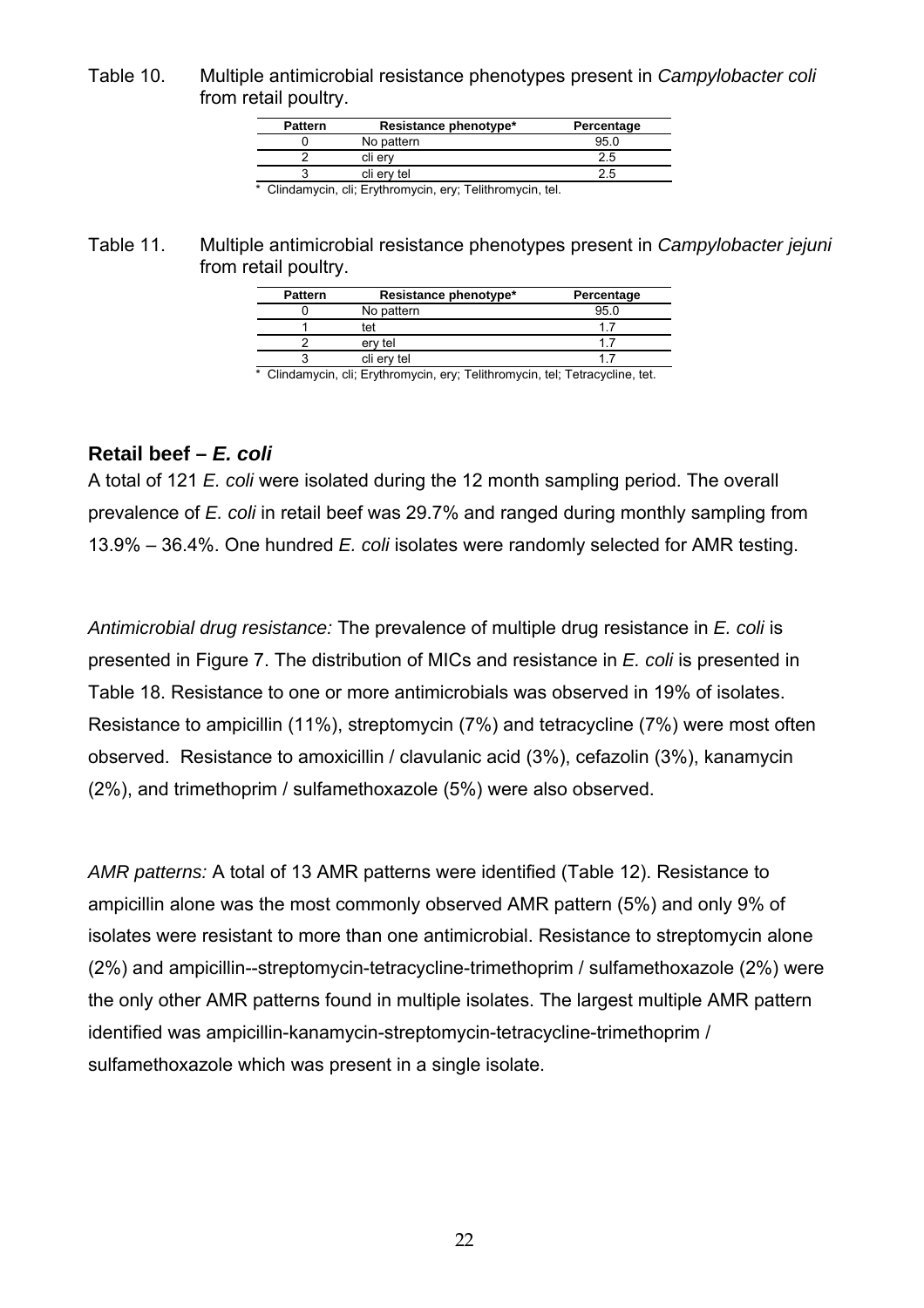Table 10. Multiple antimicrobial resistance phenotypes present in *Campylobacter coli* from retail poultry.

| Pattern | Resistance phenotype* | Percentage |
|---|---|---|
| 0 | No pattern | 95.0 |
| 2 | cli ery | 2.5 |
| 3 | cli ery tel | 2.5 |

\* Clindamycin, cli; Erythromycin, ery; Telithromycin, tel.

Table 11. Multiple antimicrobial resistance phenotypes present in *Campylobacter jejuni* from retail poultry.

| Pattern | Resistance phenotype* | Percentage |
|---|---|---|
| 0 | No pattern | 95.0 |
| 1 | tet | 1.7 |
| 2 | ery tel | 1.7 |
| 3 | cli ery tel | 1.7 |

\* Clindamycin, cli; Erythromycin, ery; Telithromycin, tel; Tetracycline, tet.

## Retail beef – *E. coli*

A total of 121 *E. coli* were isolated during the 12 month sampling period. The overall prevalence of *E. coli* in retail beef was 29.7% and ranged during monthly sampling from 13.9% – 36.4%. One hundred *E. coli* isolates were randomly selected for AMR testing.

*Antimicrobial drug resistance:* The prevalence of multiple drug resistance in *E. coli* is presented in Figure 7. The distribution of MICs and resistance in *E. coli* is presented in Table 18. Resistance to one or more antimicrobials was observed in 19% of isolates. Resistance to ampicillin (11%), streptomycin (7%) and tetracycline (7%) were most often observed. Resistance to amoxicillin / clavulanic acid (3%), cefazolin (3%), kanamycin (2%), and trimethoprim / sulfamethoxazole (5%) were also observed.

*AMR patterns:* A total of 13 AMR patterns were identified (Table 12). Resistance to ampicillin alone was the most commonly observed AMR pattern (5%) and only 9% of isolates were resistant to more than one antimicrobial. Resistance to streptomycin alone (2%) and ampicillin--streptomycin-tetracycline-trimethoprim / sulfamethoxazole (2%) were the only other AMR patterns found in multiple isolates. The largest multiple AMR pattern identified was ampicillin-kanamycin-streptomycin-tetracycline-trimethoprim / sulfamethoxazole which was present in a single isolate.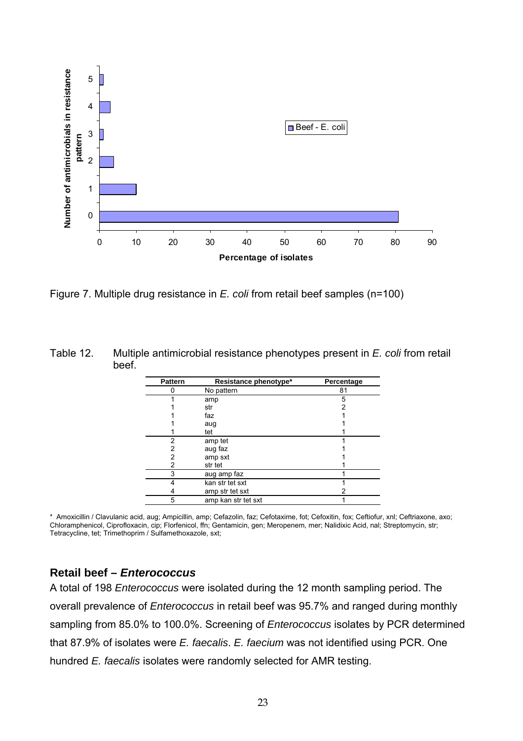Figure 7. Multiple drug resistance in *E. coli* from retail beef samples (n=100)

Table 12. Multiple antimicrobial resistance phenotypes present in *E. coli* from retail beef.

| Pattern | Resistance phenotype* | Percentage |
|---|---|---|
| 0 | No pattern | 81 |
| 1 | amp | 5 |
| 1 | str | 2 |
| 1 | faz | 1 |
| 1 | aug | 1 |
| 1 | tet | 1 |
| 2 | amp tet | 1 |
| 2 | aug faz | 1 |
| 2 | amp sxt | 1 |
| 2 | str tet | 1 |
| 3 | aug amp faz | 1 |
| 4 | kan str tet sxt | 1 |
| 4 | amp str tet sxt | 2 |
| 5 | amp kan str tet sxt | 1 |

\* Amoxicillin / Clavulanic acid, aug; Ampicillin, amp; Cefazolin, faz; Cefotaxime, fot; Cefoxitin, fox; Ceftiofur, xnl; Ceftriaxone, axo; Chloramphenicol, Ciprofloxacin, cip; Florfenicol, ffn; Gentamicin, gen; Meropenem, mer; Nalidixic Acid, nal; Streptomycin, str; Tetracycline, tet; Trimethoprim / Sulfamethoxazole, sxt;

## Retail beef – *Enterococcus*

A total of 198 *Enterococcus* were isolated during the 12 month sampling period. The overall prevalence of *Enterococcus* in retail beef was 95.7% and ranged during monthly sampling from 85.0% to 100.0%. Screening of *Enterococcus* isolates by PCR determined that 87.9% of isolates were *E. faecalis*. *E. faecium* was not identified using PCR. One hundred *E. faecalis* isolates were randomly selected for AMR testing.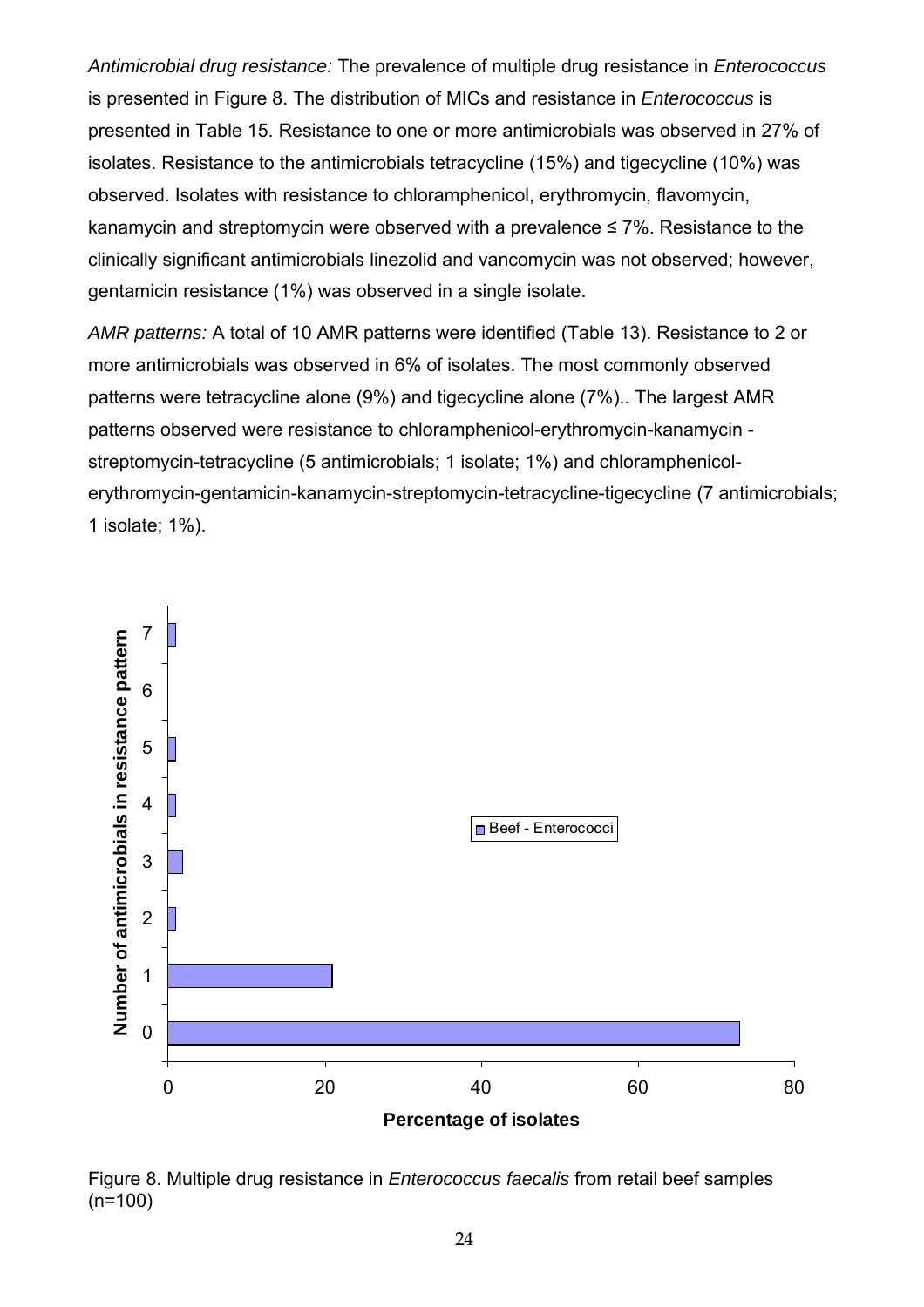*Antimicrobial drug resistance:* The prevalence of multiple drug resistance in *Enterococcus* is presented in Figure 8. The distribution of MICs and resistance in *Enterococcus* is presented in Table 15. Resistance to one or more antimicrobials was observed in 27% of isolates. Resistance to the antimicrobials tetracycline (15%) and tigecycline (10%) was observed. Isolates with resistance to chloramphenicol, erythromycin, flavomycin, kanamycin and streptomycin were observed with a prevalence ≤ 7%. Resistance to the clinically significant antimicrobials linezolid and vancomycin was not observed; however, gentamicin resistance (1%) was observed in a single isolate.

*AMR patterns:* A total of 10 AMR patterns were identified (Table 13). Resistance to 2 or more antimicrobials was observed in 6% of isolates. The most commonly observed patterns were tetracycline alone (9%) and tigecycline alone (7%).. The largest AMR patterns observed were resistance to chloramphenicol-erythromycin-kanamycin -streptomycin-tetracycline (5 antimicrobials; 1 isolate; 1%) and chloramphenicol-erythromycin-gentamicin-kanamycin-streptomycin-tetracycline-tigecycline (7 antimicrobials; 1 isolate; 1%).

Figure 8. Multiple drug resistance in *Enterococcus faecalis* from retail beef samples (n=100)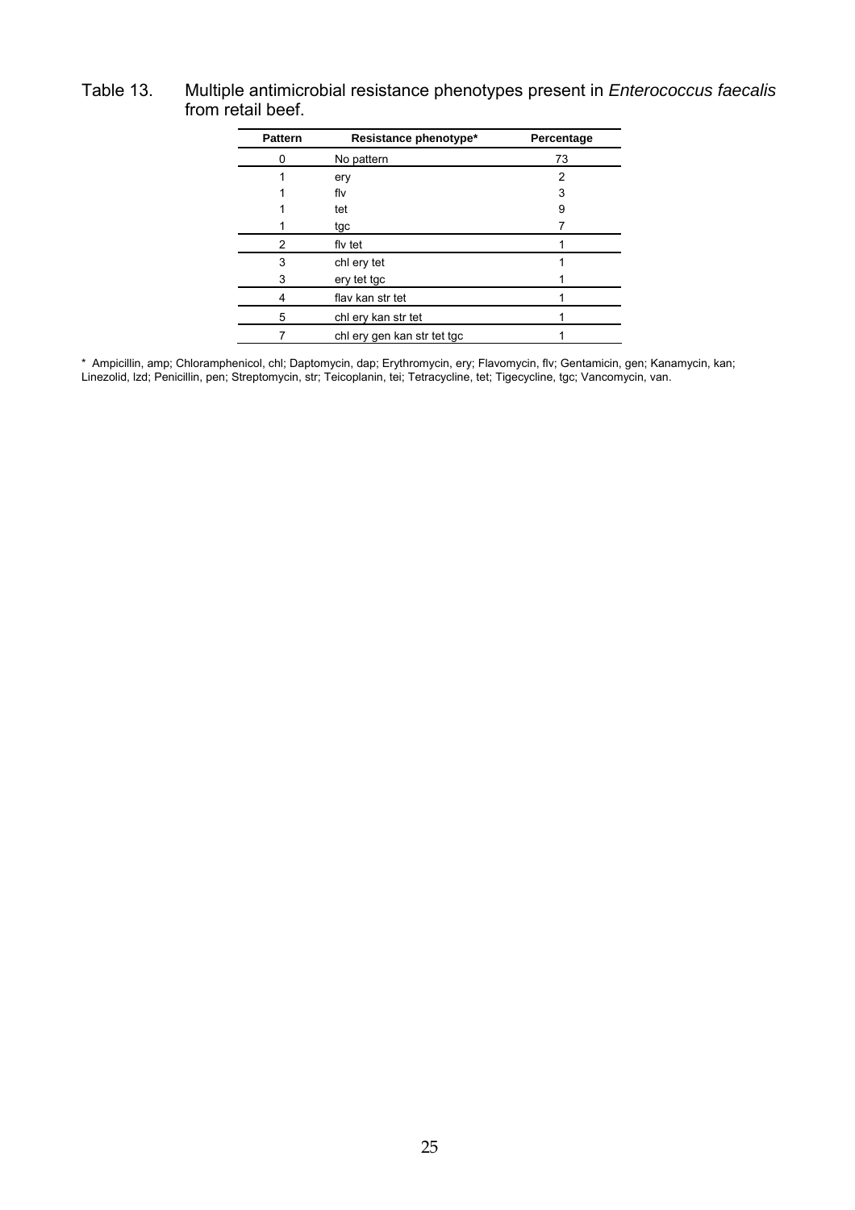Table 13. Multiple antimicrobial resistance phenotypes present in *Enterococcus faecalis* from retail beef.

| Pattern | Resistance phenotype* | Percentage |
|---|---|---|
| 0 | No pattern | 73 |
| 1 | ery | 2 |
| 1 | flv | 3 |
| 1 | tet | 9 |
| 1 | tgc | 7 |
| 2 | flv tet | 1 |
| 3 | chl ery tet | 1 |
| 3 | ery tet tgc | 1 |
| 4 | flav kan str tet | 1 |
| 5 | chl ery kan str tet | 1 |
| 7 | chl ery gen kan str tet tgc | 1 |

* Ampicillin, amp; Chloramphenicol, chl; Daptomycin, dap; Erythromycin, ery; Flavomycin, flv; Gentamicin, gen; Kanamycin, kan; Linezolid, lzd; Penicillin, pen; Streptomycin, str; Teicoplanin, tei; Tetracycline, tet; Tigecycline, tgc; Vancomycin, van.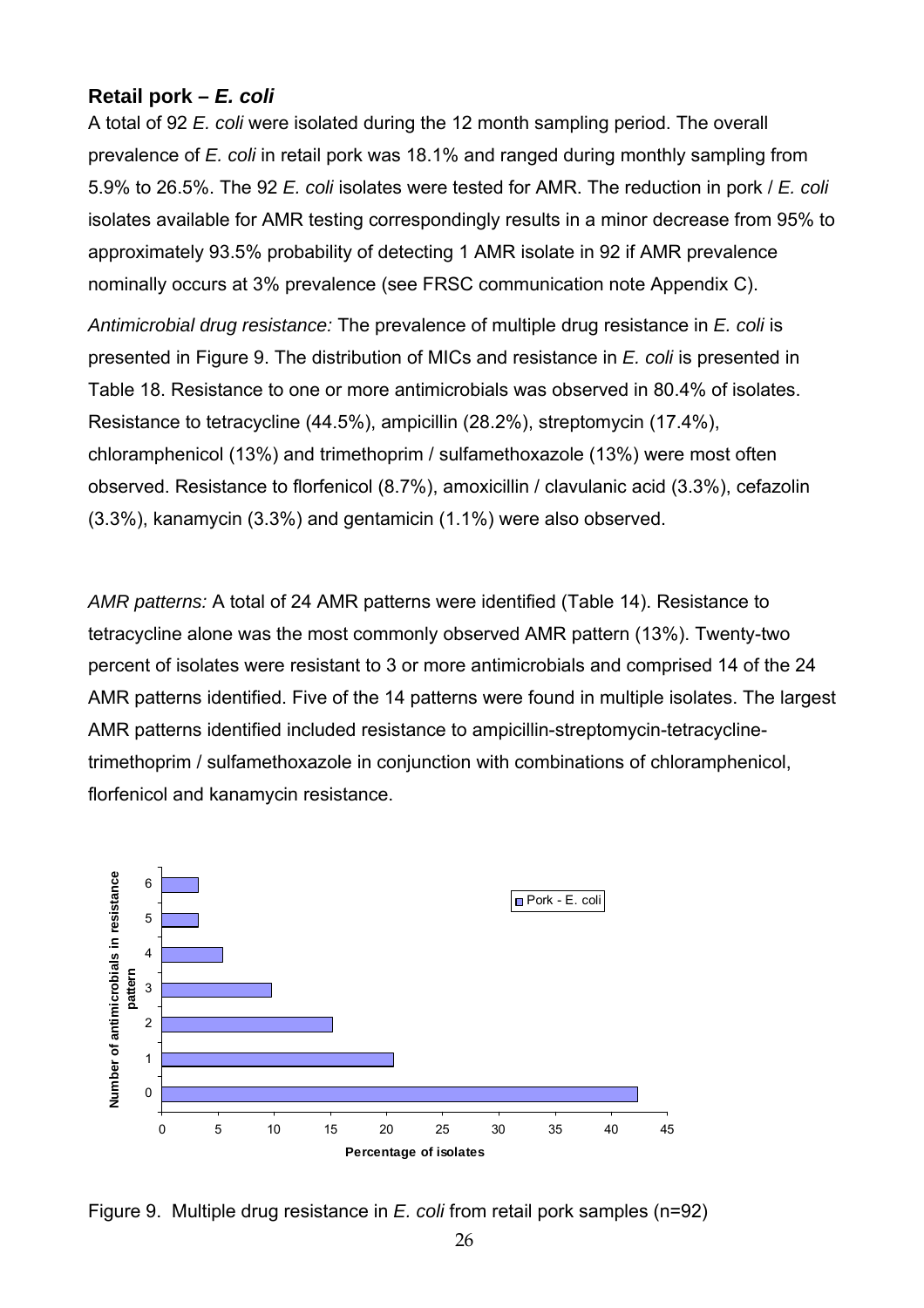### Retail pork – *E. coli*

A total of 92 *E. coli* were isolated during the 12 month sampling period. The overall prevalence of *E. coli* in retail pork was 18.1% and ranged during monthly sampling from 5.9% to 26.5%. The 92 *E. coli* isolates were tested for AMR. The reduction in pork / *E. coli* isolates available for AMR testing correspondingly results in a minor decrease from 95% to approximately 93.5% probability of detecting 1 AMR isolate in 92 if AMR prevalence nominally occurs at 3% prevalence (see FRSC communication note Appendix C).

*Antimicrobial drug resistance:* The prevalence of multiple drug resistance in *E. coli* is presented in Figure 9. The distribution of MICs and resistance in *E. coli* is presented in Table 18. Resistance to one or more antimicrobials was observed in 80.4% of isolates. Resistance to tetracycline (44.5%), ampicillin (28.2%), streptomycin (17.4%), chloramphenicol (13%) and trimethoprim / sulfamethoxazole (13%) were most often observed. Resistance to florfenicol (8.7%), amoxicillin / clavulanic acid (3.3%), cefazolin (3.3%), kanamycin (3.3%) and gentamicin (1.1%) were also observed.

*AMR patterns:* A total of 24 AMR patterns were identified (Table 14). Resistance to tetracycline alone was the most commonly observed AMR pattern (13%). Twenty-two percent of isolates were resistant to 3 or more antimicrobials and comprised 14 of the 24 AMR patterns identified. Five of the 14 patterns were found in multiple isolates. The largest AMR patterns identified included resistance to ampicillin-streptomycin-tetracycline-trimethoprim / sulfamethoxazole in conjunction with combinations of chloramphenicol, florfenicol and kanamycin resistance.

Figure 9. Multiple drug resistance in *E. coli* from retail pork samples (n=92)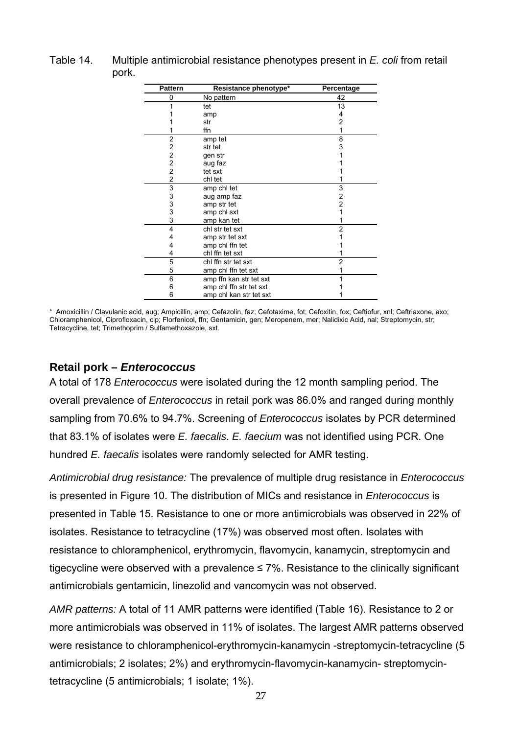Table 14. Multiple antimicrobial resistance phenotypes present in *E. coli* from retail pork.

| Pattern | Resistance phenotype* | Percentage |
|---|---|---|
| 0 | No pattern | 42 |
| 1 | tet | 13 |
| 1 | amp | 4 |
| 1 | str | 2 |
| 1 | ffn | 1 |
| 2 | amp tet | 8 |
| 2 | str tet | 3 |
| 2 | gen str | 1 |
| 2 | aug faz | 1 |
| 2 | tet sxt | 1 |
| 2 | chl tet | 1 |
| 3 | amp chl tet | 3 |
| 3 | aug amp faz | 2 |
| 3 | amp str tet | 2 |
| 3 | amp chl sxt | 1 |
| 3 | amp kan tet | 1 |
| 4 | chl str tet sxt | 2 |
| 4 | amp str tet sxt | 1 |
| 4 | amp chl ffn tet | 1 |
| 4 | chl ffn tet sxt | 1 |
| 5 | chl ffn str tet sxt | 2 |
| 5 | amp chl ffn tet sxt | 1 |
| 6 | amp ffn kan str tet sxt | 1 |
| 6 | amp chl ffn str tet sxt | 1 |
| 6 | amp chl kan str tet sxt | 1 |

\* Amoxicillin / Clavulanic acid, aug; Ampicillin, amp; Cefazolin, faz; Cefotaxime, fot; Cefoxitin, fox; Ceftiofur, xnl; Ceftriaxone, axo; Chloramphenicol, Ciprofloxacin, cip; Florfenicol, ffn; Gentamicin, gen; Meropenem, mer; Nalidixic Acid, nal; Streptomycin, str; Tetracycline, tet; Trimethoprim / Sulfamethoxazole, sxt.

## Retail pork – *Enterococcus*

A total of 178 *Enterococcus* were isolated during the 12 month sampling period. The overall prevalence of *Enterococcus* in retail pork was 86.0% and ranged during monthly sampling from 70.6% to 94.7%. Screening of *Enterococcus* isolates by PCR determined that 83.1% of isolates were *E. faecalis*. *E. faecium* was not identified using PCR. One hundred *E. faecalis* isolates were randomly selected for AMR testing.

*Antimicrobial drug resistance:* The prevalence of multiple drug resistance in *Enterococcus* is presented in Figure 10. The distribution of MICs and resistance in *Enterococcus* is presented in Table 15. Resistance to one or more antimicrobials was observed in 22% of isolates. Resistance to tetracycline (17%) was observed most often. Isolates with resistance to chloramphenicol, erythromycin, flavomycin, kanamycin, streptomycin and tigecycline were observed with a prevalence ≤ 7%. Resistance to the clinically significant antimicrobials gentamicin, linezolid and vancomycin was not observed.

*AMR patterns:* A total of 11 AMR patterns were identified (Table 16). Resistance to 2 or more antimicrobials was observed in 11% of isolates. The largest AMR patterns observed were resistance to chloramphenicol-erythromycin-kanamycin -streptomycin-tetracycline (5 antimicrobials; 2 isolates; 2%) and erythromycin-flavomycin-kanamycin- streptomycin-tetracycline (5 antimicrobials; 1 isolate; 1%).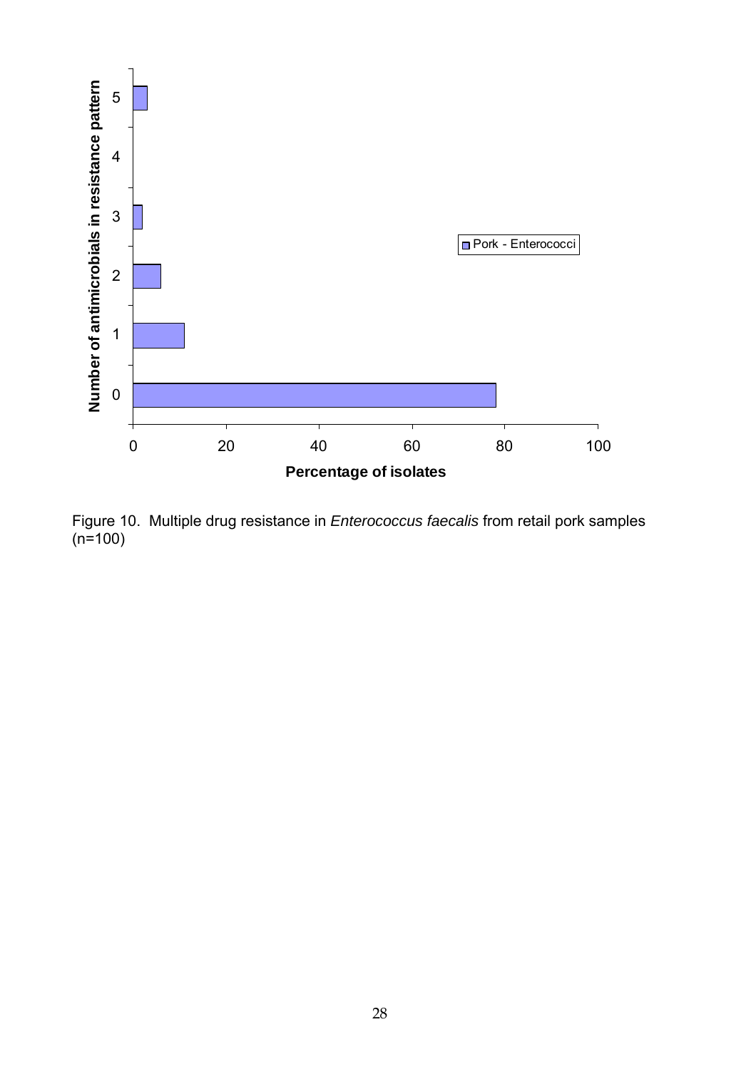Figure 10. Multiple drug resistance in *Enterococcus faecalis* from retail pork samples (n=100)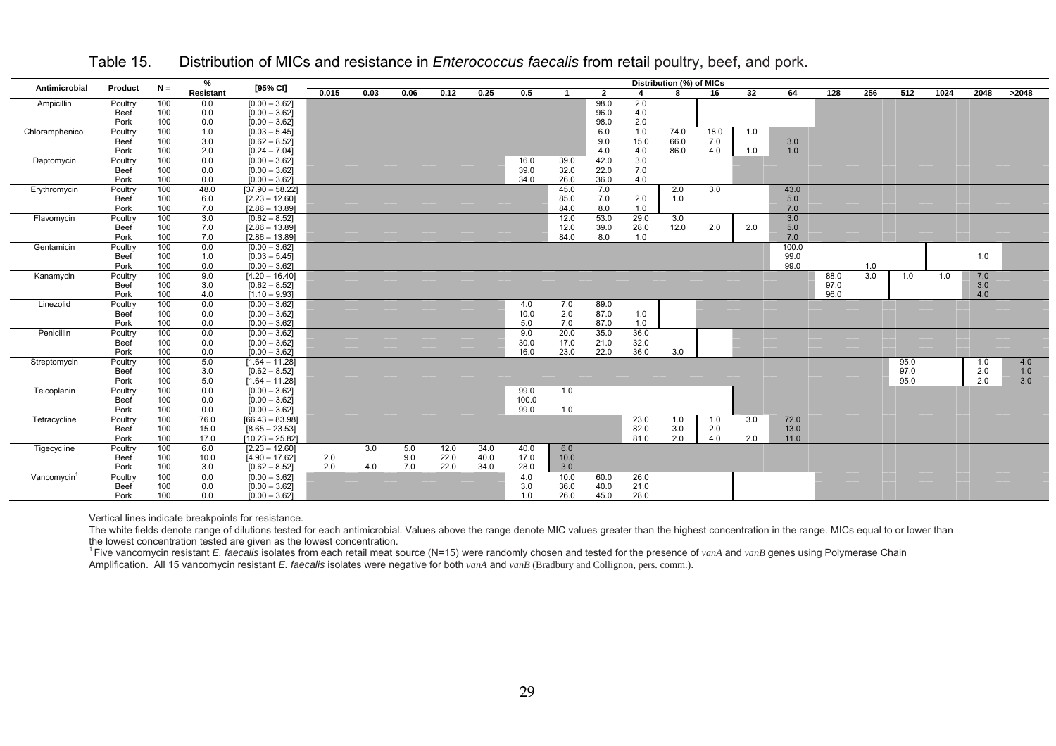Table 15. Distribution of MICs and resistance in *Enterococcus faecalis* from retail poultry, beef, and pork.

| Antimicrobial | Product | N = | % Resistant | [95% CI] | Distribution (%) of MICs | | | | | | | | | | | | | | | | | | |
|---|---|---|---|---|---|---|---|---|---|---|---|---|---|---|---|---|---|---|---|---|---|---|---|
| | | | | | 0.015 | 0.03 | 0.06 | 0.12 | 0.25 | 0.5 | 1 | 2 | 4 | 8 | 16 | 32 | 64 | 128 | 256 | 512 | 1024 | 2048 | >2048 |
| Ampicillin | Poultry | 100 | 0.0 | [0.00 – 3.62] | | | | | | | | 98.0 | 2.0 | | | | | | | | | | |
| | Beef | 100 | 0.0 | [0.00 – 3.62] | | | | | | | | 96.0 | 4.0 | | | | | | | | | | |
| | Pork | 100 | 0.0 | [0.00 – 3.62] | | | | | | | | 98.0 | 2.0 | | | | | | | | | | |
| Chloramphenicol | Poultry | 100 | 1.0 | [0.03 – 5.45] | | | | | | | | 6.0 | 1.0 | 74.0 | 18.0 | 1.0 | | | | | | | |
| | Beef | 100 | 3.0 | [0.62 – 8.52] | | | | | | | | 9.0 | 15.0 | 66.0 | 7.0 | | 3.0 | | | | | | |
| | Pork | 100 | 2.0 | [0.24 – 7.04] | | | | | | | | 4.0 | 4.0 | 86.0 | 4.0 | 1.0 | 1.0 | | | | | | |
| Daptomycin | Poultry | 100 | 0.0 | [0.00 – 3.62] | | | | | | 16.0 | 39.0 | 42.0 | 3.0 | | | | | | | | | | |
| | Beef | 100 | 0.0 | [0.00 – 3.62] | | | | | | 39.0 | 32.0 | 22.0 | 7.0 | | | | | | | | | | |
| | Pork | 100 | 0.0 | [0.00 – 3.62] | | | | | | 34.0 | 26.0 | 36.0 | 4.0 | | | | | | | | | | |
| Erythromycin | Poultry | 100 | 48.0 | [37.90 – 58.22] | | | | | | | 45.0 | 7.0 | | 2.0 | 3.0 | | 43.0 | | | | | | |
| | Beef | 100 | 6.0 | [2.23 – 12.60] | | | | | | | 85.0 | 7.0 | 2.0 | 1.0 | | | 5.0 | | | | | | |
| | Pork | 100 | 7.0 | [2.86 – 13.89] | | | | | | | 84.0 | 8.0 | 1.0 | | | | 7.0 | | | | | | |
| Flavomycin | Poultry | 100 | 3.0 | [0.62 – 8.52] | | | | | | | 12.0 | 53.0 | 29.0 | 3.0 | | | 3.0 | | | | | | |
| | Beef | 100 | 7.0 | [2.86 – 13.89] | | | | | | | 12.0 | 39.0 | 28.0 | 12.0 | 2.0 | 2.0 | 5.0 | | | | | | |
| | Pork | 100 | 7.0 | [2.86 – 13.89] | | | | | | | 84.0 | 8.0 | 1.0 | | | | 7.0 | | | | | | |
| Gentamicin | Poultry | 100 | 0.0 | [0.00 – 3.62] | | | | | | | | | | | | | 100.0 | | | | | | |
| | Beef | 100 | 1.0 | [0.03 – 5.45] | | | | | | | | | | | | | 99.0 | | | | | 1.0 | |
| | Pork | 100 | 0.0 | [0.00 – 3.62] | | | | | | | | | | | | | 99.0 | | 1.0 | | | | |
| Kanamycin | Poultry | 100 | 9.0 | [4.20 – 16.40] | | | | | | | | | | | | | | 88.0 | 3.0 | 1.0 | 1.0 | 7.0 | |
| | Beef | 100 | 3.0 | [0.62 – 8.52] | | | | | | | | | | | | | | 97.0 | | | | 3.0 | |
| | Pork | 100 | 4.0 | [1.10 – 9.93] | | | | | | | | | | | | | | 96.0 | | | | 4.0 | |
| Linezolid | Poultry | 100 | 0.0 | [0.00 – 3.62] | | | | | | 4.0 | 7.0 | 89.0 | | | | | | | | | | | |
| | Beef | 100 | 0.0 | [0.00 – 3.62] | | | | | | 10.0 | 2.0 | 87.0 | 1.0 | | | | | | | | | | |
| | Pork | 100 | 0.0 | [0.00 – 3.62] | | | | | | 5.0 | 7.0 | 87.0 | 1.0 | | | | | | | | | | |
| Penicillin | Poultry | 100 | 0.0 | [0.00 – 3.62] | | | | | | 9.0 | 20.0 | 35.0 | 36.0 | | | | | | | | | | |
| | Beef | 100 | 0.0 | [0.00 – 3.62] | | | | | | 30.0 | 17.0 | 21.0 | 32.0 | | | | | | | | | | |
| | Pork | 100 | 0.0 | [0.00 – 3.62] | | | | | | 16.0 | 23.0 | 22.0 | 36.0 | 3.0 | | | | | | | | | |
| Streptomycin | Poultry | 100 | 5.0 | [1.64 – 11.28] | | | | | | | | | | | | | | | | 95.0 | | 1.0 | 4.0 |
| | Beef | 100 | 3.0 | [0.62 – 8.52] | | | | | | | | | | | | | | | | 97.0 | | 2.0 | 1.0 |
| | Pork | 100 | 5.0 | [1.64 – 11.28] | | | | | | | | | | | | | | | | 95.0 | | 2.0 | 3.0 |
| Teicoplanin | Poultry | 100 | 0.0 | [0.00 – 3.62] | | | | | | 99.0 | 1.0 | | | | | | | | | | | | |
| | Beef | 100 | 0.0 | [0.00 – 3.62] | | | | | | 100.0 | | | | | | | | | | | | | |
| | Pork | 100 | 0.0 | [0.00 – 3.62] | | | | | | 99.0 | 1.0 | | | | | | | | | | | | |
| Tetracycline | Poultry | 100 | 76.0 | [66.43 – 83.98] | | | | | | | | | 23.0 | 1.0 | 1.0 | 3.0 | 72.0 | | | | | | |
| | Beef | 100 | 15.0 | [8.65 – 23.53] | | | | | | | | | 82.0 | 3.0 | 2.0 | | 13.0 | | | | | | |
| | Pork | 100 | 17.0 | [10.23 – 25.82] | | | | | | | | | 81.0 | 2.0 | 4.0 | 2.0 | 11.0 | | | | | | |
| Tigecycline | Poultry | 100 | 6.0 | [2.23 – 12.60] | | 3.0 | 5.0 | 12.0 | 34.0 | 40.0 | 6.0 | | | | | | | | | | | | |
| | Beef | 100 | 10.0 | [4.90 – 17.62] | 2.0 | | 9.0 | 22.0 | 40.0 | 17.0 | 10.0 | | | | | | | | | | | | |
| | Pork | 100 | 3.0 | [0.62 – 8.52] | 2.0 | 4.0 | 7.0 | 22.0 | 34.0 | 28.0 | 3.0 | | | | | | | | | | | | |
| Vancomycin[1] | Poultry | 100 | 0.0 | [0.00 – 3.62] | | | | | | 4.0 | 10.0 | 60.0 | 26.0 | | | | | | | | | | |
| | Beef | 100 | 0.0 | [0.00 – 3.62] | | | | | | 3.0 | 36.0 | 40.0 | 21.0 | | | | | | | | | | |
| | Pork | 100 | 0.0 | [0.00 – 3.62] | | | | | | 1.0 | 26.0 | 45.0 | 28.0 | | | | | | | | | | |

Vertical lines indicate breakpoints for resistance.

The white fields denote range of dilutions tested for each antimicrobial. Values above the range denote MIC values greater than the highest concentration in the range. MICs equal to or lower than the lowest concentration tested are given as the lowest concentration.

[1] Five vancomycin resistant *E. faecalis* isolates from each retail meat source (N=15) were randomly chosen and tested for the presence of *vanA* and *vanB* genes using Polymerase Chain Amplification. All 15 vancomycin resistant *E. faecalis* isolates were negative for both *vanA* and *vanB* (Bradbury and Collignon, pers. comm.).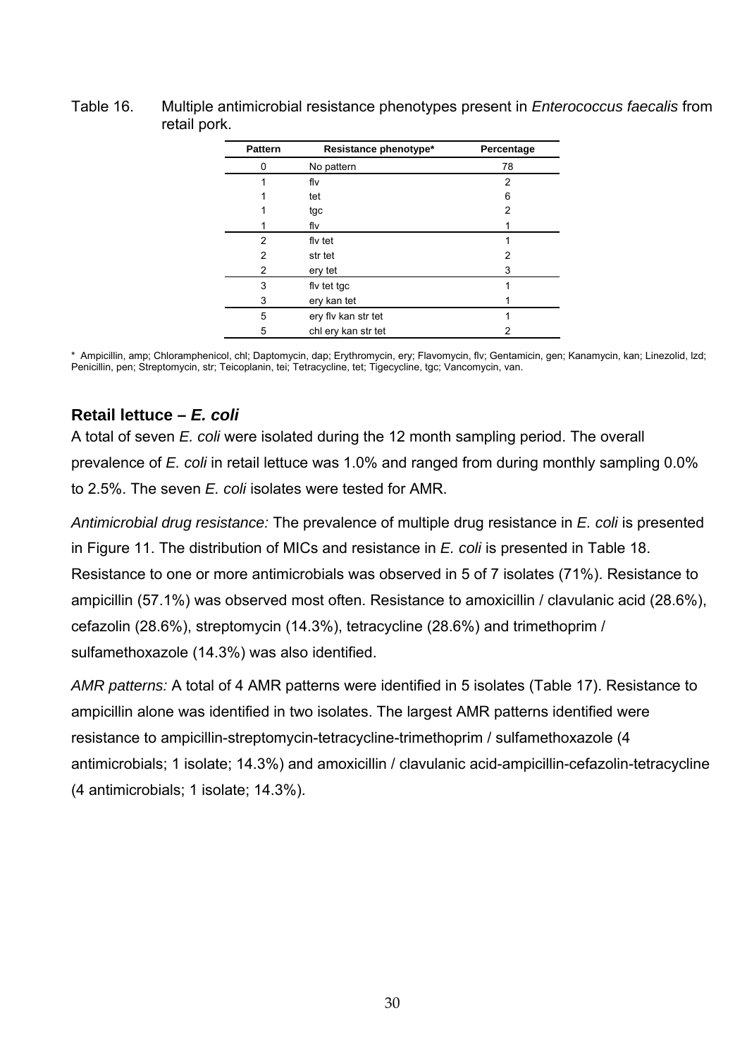Table 16. Multiple antimicrobial resistance phenotypes present in *Enterococcus faecalis* from retail pork.

| Pattern | Resistance phenotype* | Percentage |
|---|---|---|
| 0 | No pattern | 78 |
| 1 | flv | 2 |
| 1 | tet | 6 |
| 1 | tgc | 2 |
| 1 | flv | 1 |
| 2 | flv tet | 1 |
| 2 | str tet | 2 |
| 2 | ery tet | 3 |
| 3 | flv tet tgc | 1 |
| 3 | ery kan tet | 1 |
| 5 | ery flv kan str tet | 1 |
| 5 | chl ery kan str tet | 2 |

* Ampicillin, amp; Chloramphenicol, chl; Daptomycin, dap; Erythromycin, ery; Flavomycin, flv; Gentamicin, gen; Kanamycin, kan; Linezolid, lzd; Penicillin, pen; Streptomycin, str; Teicoplanin, tei; Tetracycline, tet; Tigecycline, tgc; Vancomycin, van.

## Retail lettuce – *E. coli*

A total of seven *E. coli* were isolated during the 12 month sampling period. The overall prevalence of *E. coli* in retail lettuce was 1.0% and ranged from during monthly sampling 0.0% to 2.5%. The seven *E. coli* isolates were tested for AMR.

*Antimicrobial drug resistance:* The prevalence of multiple drug resistance in *E. coli* is presented in Figure 11. The distribution of MICs and resistance in *E. coli* is presented in Table 18. Resistance to one or more antimicrobials was observed in 5 of 7 isolates (71%). Resistance to ampicillin (57.1%) was observed most often. Resistance to amoxicillin / clavulanic acid (28.6%), cefazolin (28.6%), streptomycin (14.3%), tetracycline (28.6%) and trimethoprim / sulfamethoxazole (14.3%) was also identified.

*AMR patterns:* A total of 4 AMR patterns were identified in 5 isolates (Table 17). Resistance to ampicillin alone was identified in two isolates. The largest AMR patterns identified were resistance to ampicillin-streptomycin-tetracycline-trimethoprim / sulfamethoxazole (4 antimicrobials; 1 isolate; 14.3%) and amoxicillin / clavulanic acid-ampicillin-cefazolin-tetracycline (4 antimicrobials; 1 isolate; 14.3%).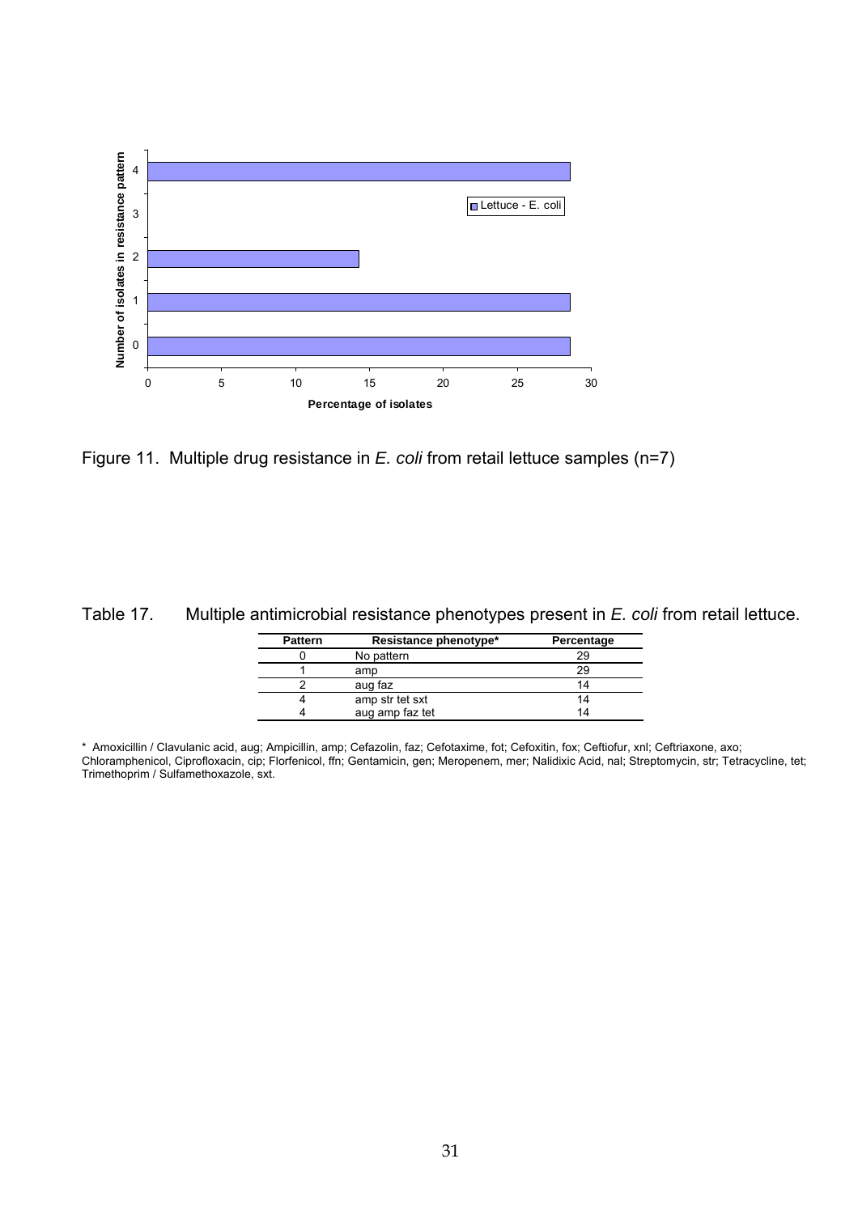Figure 11. Multiple drug resistance in *E. coli* from retail lettuce samples (n=7)

Table 17. Multiple antimicrobial resistance phenotypes present in *E. coli* from retail lettuce.

| Pattern | Resistance phenotype* | Percentage |
|---|---|---|
| 0 | No pattern | 29 |
| 1 | amp | 29 |
| 2 | aug faz | 14 |
| 4 | amp str tet sxt | 14 |
| 4 | aug amp faz tet | 14 |

* Amoxicillin / Clavulanic acid, aug; Ampicillin, amp; Cefazolin, faz; Cefotaxime, fot; Cefoxitin, fox; Ceftiofur, xnl; Ceftriaxone, axo; Chloramphenicol, Ciprofloxacin, cip; Florfenicol, ffn; Gentamicin, gen; Meropenem, mer; Nalidixic Acid, nal; Streptomycin, str; Tetracycline, tet; Trimethoprim / Sulfamethoxazole, sxt.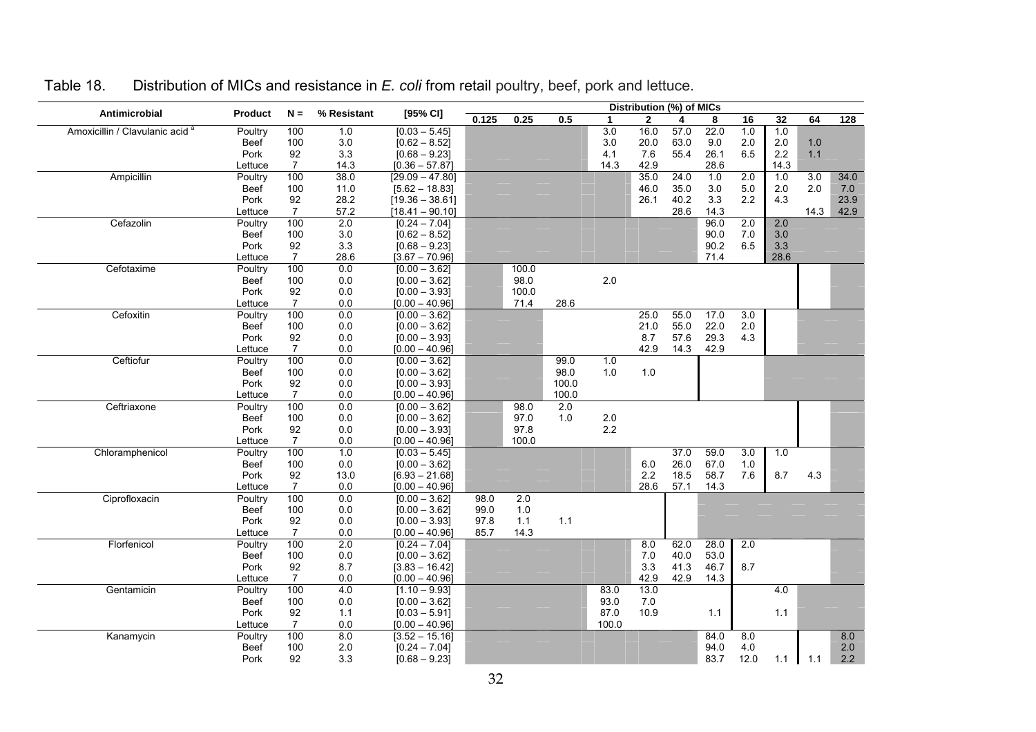Table 18. Distribution of MICs and resistance in *E. coli* from retail poultry, beef, pork and lettuce.

| Antimicrobial | Product | N = | % Resistant | [95% CI] | Distribution (%) of MICs | | | | | | | | | | |
|---|---|---|---|---|---|---|---|---|---|---|---|---|---|---|---|
| | | | | | 0.125 | 0.25 | 0.5 | 1 | 2 | 4 | 8 | 16 | 32 | 64 | 128 |
| Amoxicillin / Clavulanic acid [a] | Poultry | 100 | 1.0 | [0.03 – 5.45] | | | | 3.0 | 16.0 | 57.0 | 22.0 | 1.0 | 1.0 | | |
| | Beef | 100 | 3.0 | [0.62 – 8.52] | | | | 3.0 | 20.0 | 63.0 | 9.0 | 2.0 | 2.0 | 1.0 | |
| | Pork | 92 | 3.3 | [0.68 – 9.23] | | | | 4.1 | 7.6 | 55.4 | 26.1 | 6.5 | 2.2 | 1.1 | |
| | Lettuce | 7 | 14.3 | [0.36 – 57.87] | | | | 14.3 | 42.9 | | 28.6 | | 14.3 | | |
| Ampicillin | Poultry | 100 | 38.0 | [29.09 – 47.80] | | | | | 35.0 | 24.0 | 1.0 | 2.0 | 1.0 | 3.0 | 34.0 |
| | Beef | 100 | 11.0 | [5.62 – 18.83] | | | | | 46.0 | 35.0 | 3.0 | 5.0 | 2.0 | 2.0 | 7.0 |
| | Pork | 92 | 28.2 | [19.36 – 38.61] | | | | | 26.1 | 40.2 | 3.3 | 2.2 | 4.3 | | 23.9 |
| | Lettuce | 7 | 57.2 | [18.41 – 90.10] | | | | | | 28.6 | 14.3 | | | 14.3 | 42.9 |
| Cefazolin | Poultry | 100 | 2.0 | [0.24 – 7.04] | | | | | | | 96.0 | 2.0 | 2.0 | | |
| | Beef | 100 | 3.0 | [0.62 – 8.52] | | | | | | | 90.0 | 7.0 | 3.0 | | |
| | Pork | 92 | 3.3 | [0.68 – 9.23] | | | | | | | 90.2 | 6.5 | 3.3 | | |
| | Lettuce | 7 | 28.6 | [3.67 – 70.96] | | | | | | | 71.4 | | 28.6 | | |
| Cefotaxime | Poultry | 100 | 0.0 | [0.00 – 3.62] | | 100.0 | | | | | | | | | |
| | Beef | 100 | 0.0 | [0.00 – 3.62] | | 98.0 | | 2.0 | | | | | | | |
| | Pork | 92 | 0.0 | [0.00 – 3.93] | | 100.0 | | | | | | | | | |
| | Lettuce | 7 | 0.0 | [0.00 – 40.96] | | 71.4 | 28.6 | | | | | | | | |
| Cefoxitin | Poultry | 100 | 0.0 | [0.00 – 3.62] | | | | | 25.0 | 55.0 | 17.0 | 3.0 | | | |
| | Beef | 100 | 0.0 | [0.00 – 3.62] | | | | | 21.0 | 55.0 | 22.0 | 2.0 | | | |
| | Pork | 92 | 0.0 | [0.00 – 3.93] | | | | | 8.7 | 57.6 | 29.3 | 4.3 | | | |
| | Lettuce | 7 | 0.0 | [0.00 – 40.96] | | | | | 42.9 | 14.3 | 42.9 | | | | |
| Ceftiofur | Poultry | 100 | 0.0 | [0.00 – 3.62] | | | 99.0 | 1.0 | | | | | | | |
| | Beef | 100 | 0.0 | [0.00 – 3.62] | | | 98.0 | 1.0 | 1.0 | | | | | | |
| | Pork | 92 | 0.0 | [0.00 – 3.93] | | | 100.0 | | | | | | | | |
| | Lettuce | 7 | 0.0 | [0.00 – 40.96] | | | 100.0 | | | | | | | | |
| Ceftriaxone | Poultry | 100 | 0.0 | [0.00 – 3.62] | | 98.0 | 2.0 | | | | | | | | |
| | Beef | 100 | 0.0 | [0.00 – 3.62] | | 97.0 | 1.0 | 2.0 | | | | | | | |
| | Pork | 92 | 0.0 | [0.00 – 3.93] | | 97.8 | | 2.2 | | | | | | | |
| | Lettuce | 7 | 0.0 | [0.00 – 40.96] | | 100.0 | | | | | | | | | |
| Chloramphenicol | Poultry | 100 | 1.0 | [0.03 – 5.45] | | | | | | 37.0 | 59.0 | 3.0 | 1.0 | | |
| | Beef | 100 | 0.0 | [0.00 – 3.62] | | | | | 6.0 | 26.0 | 67.0 | 1.0 | | | |
| | Pork | 92 | 13.0 | [6.93 – 21.68] | | | | | 2.2 | 18.5 | 58.7 | 7.6 | 8.7 | 4.3 | |
| | Lettuce | 7 | 0.0 | [0.00 – 40.96] | | | | | 28.6 | 57.1 | 14.3 | | | | |
| Ciprofloxacin | Poultry | 100 | 0.0 | [0.00 – 3.62] | 98.0 | 2.0 | | | | | | | | | |
| | Beef | 100 | 0.0 | [0.00 – 3.62] | 99.0 | 1.0 | | | | | | | | | |
| | Pork | 92 | 0.0 | [0.00 – 3.93] | 97.8 | 1.1 | 1.1 | | | | | | | | |
| | Lettuce | 7 | 0.0 | [0.00 – 40.96] | 85.7 | 14.3 | | | | | | | | | |
| Florfenicol | Poultry | 100 | 2.0 | [0.24 – 7.04] | | | | | 8.0 | 62.0 | 28.0 | 2.0 | | | |
| | Beef | 100 | 0.0 | [0.00 – 3.62] | | | | | 7.0 | 40.0 | 53.0 | | | | |
| | Pork | 92 | 8.7 | [3.83 – 16.42] | | | | | 3.3 | 41.3 | 46.7 | 8.7 | | | |
| | Lettuce | 7 | 0.0 | [0.00 – 40.96] | | | | | 42.9 | 42.9 | 14.3 | | | | |
| Gentamicin | Poultry | 100 | 4.0 | [1.10 – 9.93] | | | | 83.0 | 13.0 | | | | 4.0 | | |
| | Beef | 100 | 0.0 | [0.00 – 3.62] | | | | 93.0 | 7.0 | | | | | | |
| | Pork | 92 | 1.1 | [0.03 – 5.91] | | | | 87.0 | 10.9 | | 1.1 | | 1.1 | | |
| | Lettuce | 7 | 0.0 | [0.00 – 40.96] | | | | 100.0 | | | | | | | |
| Kanamycin | Poultry | 100 | 8.0 | [3.52 – 15.16] | | | | | | | 84.0 | 8.0 | | | 8.0 |
| | Beef | 100 | 2.0 | [0.24 – 7.04] | | | | | | | 94.0 | 4.0 | | | 2.0 |
| | Pork | 92 | 3.3 | [0.68 – 9.23] | | | | | | | 83.7 | 12.0 | 1.1 | 1.1 | 2.2 |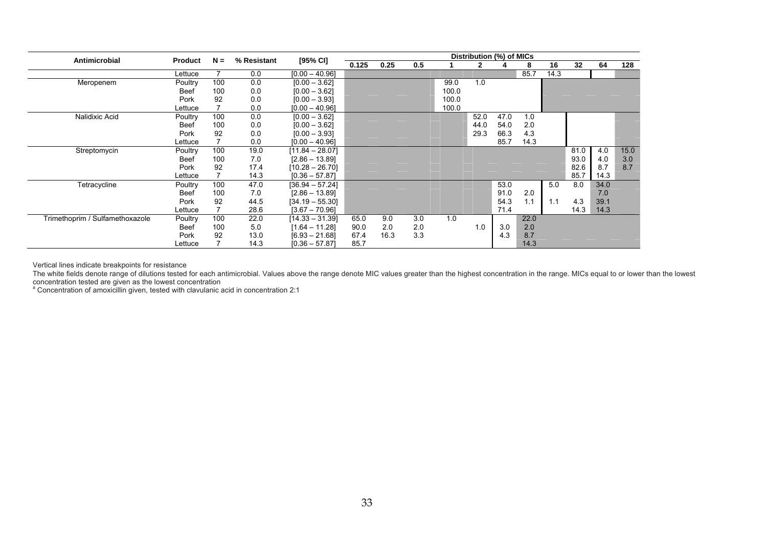| Antimicrobial | Product | N = | % Resistant | [95% CI] | Distribution (%) of MICs | | | | | | | | | | |
|---|---|---|---|---|---|---|---|---|---|---|---|---|---|---|---|
| | | | | | 0.125 | 0.25 | 0.5 | 1 | 2 | 4 | 8 | 16 | 32 | 64 | 128 |
| | Lettuce | 7 | 0.0 | [0.00 – 40.96] | | | | | | | 85.7 | 14.3 | | | |
| Meropenem | Poultry | 100 | 0.0 | [0.00 – 3.62] | | | | 99.0 | 1.0 | | | | | | |
| | Beef | 100 | 0.0 | [0.00 – 3.62] | | | | 100.0 | | | | | | | |
| | Pork | 92 | 0.0 | [0.00 – 3.93] | | | | 100.0 | | | | | | | |
| | Lettuce | 7 | 0.0 | [0.00 – 40.96] | | | | 100.0 | | | | | | | |
| Nalidixic Acid | Poultry | 100 | 0.0 | [0.00 – 3.62] | | | | | 52.0 | 47.0 | 1.0 | | | | |
| | Beef | 100 | 0.0 | [0.00 – 3.62] | | | | | 44.0 | 54.0 | 2.0 | | | | |
| | Pork | 92 | 0.0 | [0.00 – 3.93] | | | | | 29.3 | 66.3 | 4.3 | | | | |
| | Lettuce | 7 | 0.0 | [0.00 – 40.96] | | | | | | 85.7 | 14.3 | | | | |
| Streptomycin | Poultry | 100 | 19.0 | [11.84 – 28.07] | | | | | | | | | 81.0 | 4.0 | 15.0 |
| | Beef | 100 | 7.0 | [2.86 – 13.89] | | | | | | | | | 93.0 | 4.0 | 3.0 |
| | Pork | 92 | 17.4 | [10.28 – 26.70] | | | | | | | | | 82.6 | 8.7 | 8.7 |
| | Lettuce | 7 | 14.3 | [0.36 – 57.87] | | | | | | | | | 85.7 | 14.3 | |
| Tetracycline | Poultry | 100 | 47.0 | [36.94 – 57.24] | | | | | | 53.0 | | 5.0 | 8.0 | 34.0 | |
| | Beef | 100 | 7.0 | [2.86 – 13.89] | | | | | | 91.0 | 2.0 | | | 7.0 | |
| | Pork | 92 | 44.5 | [34.19 – 55.30] | | | | | | 54.3 | 1.1 | 1.1 | 4.3 | 39.1 | |
| | Lettuce | 7 | 28.6 | [3.67 – 70.96] | | | | | | 71.4 | | | 14.3 | 14.3 | |
| Trimethoprim / Sulfamethoxazole | Poultry | 100 | 22.0 | [14.33 – 31.39] | 65.0 | 9.0 | 3.0 | 1.0 | | | 22.0 | | | | |
| | Beef | 100 | 5.0 | [1.64 – 11.28] | 90.0 | 2.0 | 2.0 | | 1.0 | 3.0 | 2.0 | | | | |
| | Pork | 92 | 13.0 | [6.93 – 21.68] | 67.4 | 16.3 | 3.3 | | | 4.3 | 8.7 | | | | |
| | Lettuce | 7 | 14.3 | [0.36 – 57.87] | 85.7 | | | | | | 14.3 | | | | |

Vertical lines indicate breakpoints for resistance

The white fields denote range of dilutions tested for each antimicrobial. Values above the range denote MIC values greater than the highest concentration in the range. MICs equal to or lower than the lowest concentration tested are given as the lowest concentration

[a] Concentration of amoxicillin given, tested with clavulanic acid in concentration 2:1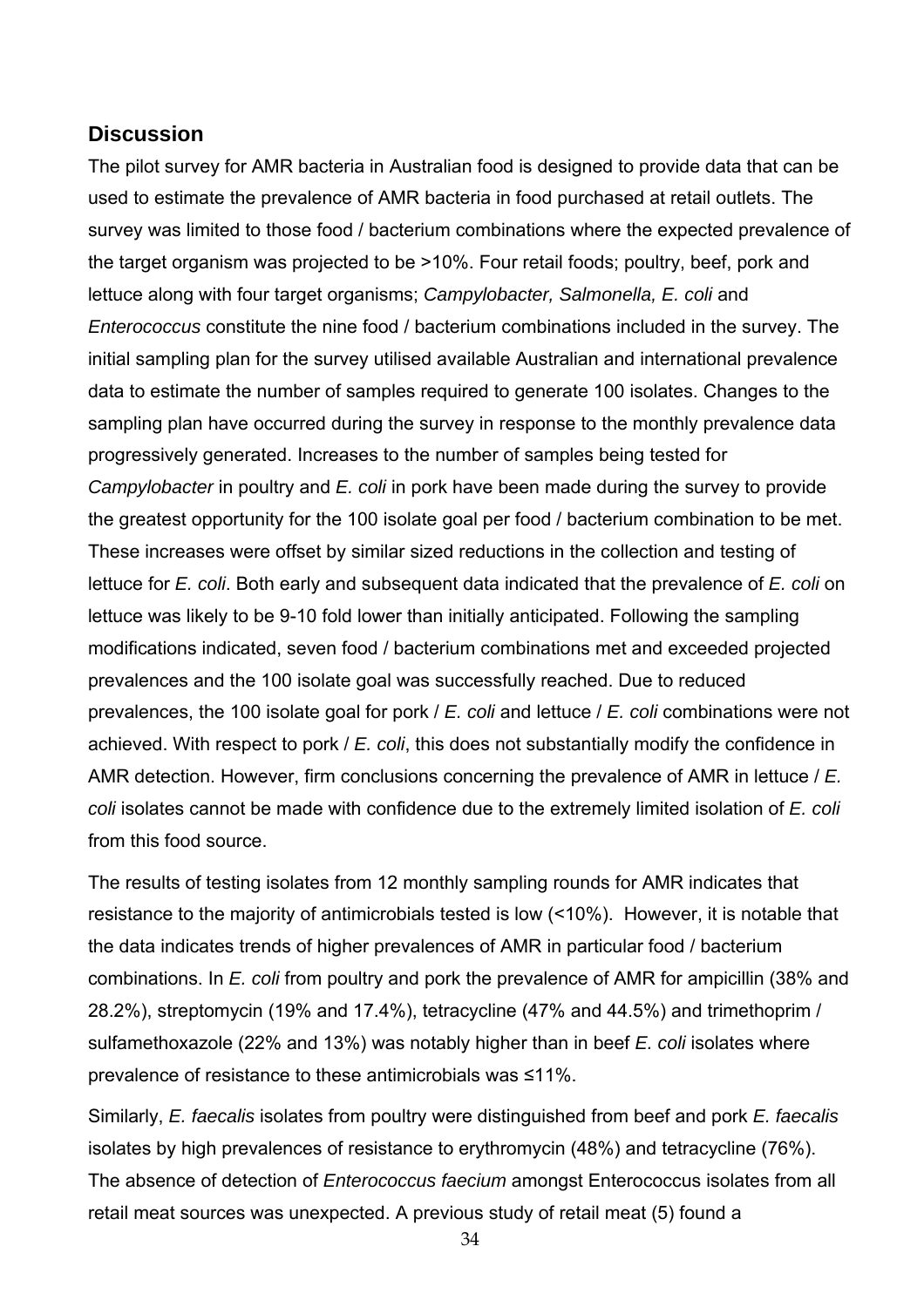## Discussion

The pilot survey for AMR bacteria in Australian food is designed to provide data that can be used to estimate the prevalence of AMR bacteria in food purchased at retail outlets. The survey was limited to those food / bacterium combinations where the expected prevalence of the target organism was projected to be >10%. Four retail foods; poultry, beef, pork and lettuce along with four target organisms; *Campylobacter, Salmonella, E. coli* and *Enterococcus* constitute the nine food / bacterium combinations included in the survey. The initial sampling plan for the survey utilised available Australian and international prevalence data to estimate the number of samples required to generate 100 isolates. Changes to the sampling plan have occurred during the survey in response to the monthly prevalence data progressively generated. Increases to the number of samples being tested for *Campylobacter* in poultry and *E. coli* in pork have been made during the survey to provide the greatest opportunity for the 100 isolate goal per food / bacterium combination to be met. These increases were offset by similar sized reductions in the collection and testing of lettuce for *E. coli*. Both early and subsequent data indicated that the prevalence of *E. coli* on lettuce was likely to be 9-10 fold lower than initially anticipated. Following the sampling modifications indicated, seven food / bacterium combinations met and exceeded projected prevalences and the 100 isolate goal was successfully reached. Due to reduced prevalences, the 100 isolate goal for pork / *E. coli* and lettuce / *E. coli* combinations were not achieved. With respect to pork / *E. coli*, this does not substantially modify the confidence in AMR detection. However, firm conclusions concerning the prevalence of AMR in lettuce / *E. coli* isolates cannot be made with confidence due to the extremely limited isolation of *E. coli* from this food source.

The results of testing isolates from 12 monthly sampling rounds for AMR indicates that resistance to the majority of antimicrobials tested is low (<10%). However, it is notable that the data indicates trends of higher prevalences of AMR in particular food / bacterium combinations. In *E. coli* from poultry and pork the prevalence of AMR for ampicillin (38% and 28.2%), streptomycin (19% and 17.4%), tetracycline (47% and 44.5%) and trimethoprim / sulfamethoxazole (22% and 13%) was notably higher than in beef *E. coli* isolates where prevalence of resistance to these antimicrobials was ≤11%.

Similarly, *E. faecalis* isolates from poultry were distinguished from beef and pork *E. faecalis* isolates by high prevalences of resistance to erythromycin (48%) and tetracycline (76%). The absence of detection of *Enterococcus faecium* amongst Enterococcus isolates from all retail meat sources was unexpected. A previous study of retail meat (5) found a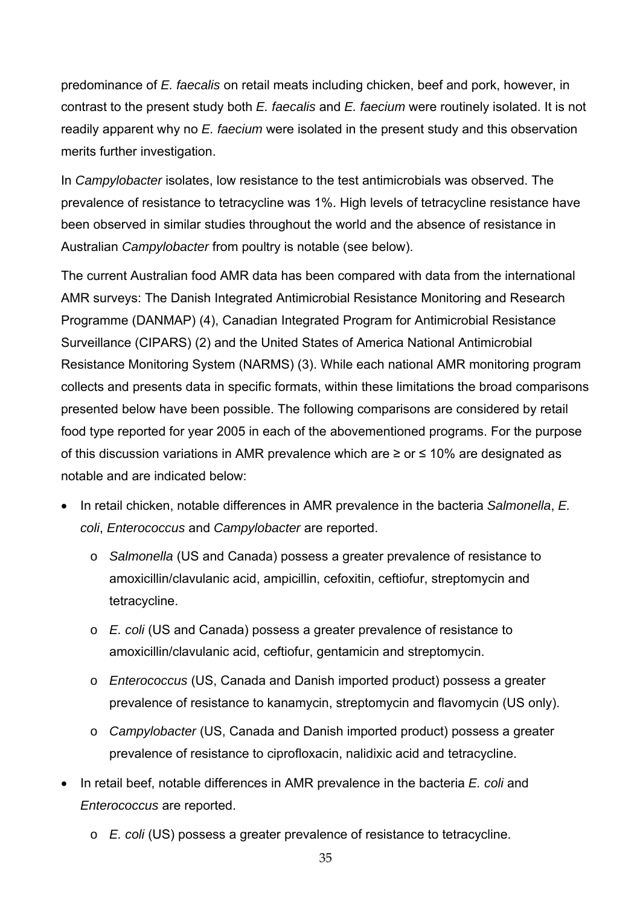predominance of *E. faecalis* on retail meats including chicken, beef and pork, however, in contrast to the present study both *E. faecalis* and *E. faecium* were routinely isolated. It is not readily apparent why no *E. faecium* were isolated in the present study and this observation merits further investigation.

In *Campylobacter* isolates, low resistance to the test antimicrobials was observed. The prevalence of resistance to tetracycline was 1%. High levels of tetracycline resistance have been observed in similar studies throughout the world and the absence of resistance in Australian *Campylobacter* from poultry is notable (see below).

The current Australian food AMR data has been compared with data from the international AMR surveys: The Danish Integrated Antimicrobial Resistance Monitoring and Research Programme (DANMAP) (4), Canadian Integrated Program for Antimicrobial Resistance Surveillance (CIPARS) (2) and the United States of America National Antimicrobial Resistance Monitoring System (NARMS) (3). While each national AMR monitoring program collects and presents data in specific formats, within these limitations the broad comparisons presented below have been possible. The following comparisons are considered by retail food type reported for year 2005 in each of the abovementioned programs. For the purpose of this discussion variations in AMR prevalence which are ≥ or ≤ 10% are designated as notable and are indicated below:

- In retail chicken, notable differences in AMR prevalence in the bacteria *Salmonella*, *E. coli*, *Enterococcus* and *Campylobacter* are reported.
  - *Salmonella* (US and Canada) possess a greater prevalence of resistance to amoxicillin/clavulanic acid, ampicillin, cefoxitin, ceftiofur, streptomycin and tetracycline.
  - *E. coli* (US and Canada) possess a greater prevalence of resistance to amoxicillin/clavulanic acid, ceftiofur, gentamicin and streptomycin.
  - *Enterococcus* (US, Canada and Danish imported product) possess a greater prevalence of resistance to kanamycin, streptomycin and flavomycin (US only).
  - *Campylobacter* (US, Canada and Danish imported product) possess a greater prevalence of resistance to ciprofloxacin, nalidixic acid and tetracycline.
- In retail beef, notable differences in AMR prevalence in the bacteria *E. coli* and *Enterococcus* are reported.
  - *E. coli* (US) possess a greater prevalence of resistance to tetracycline.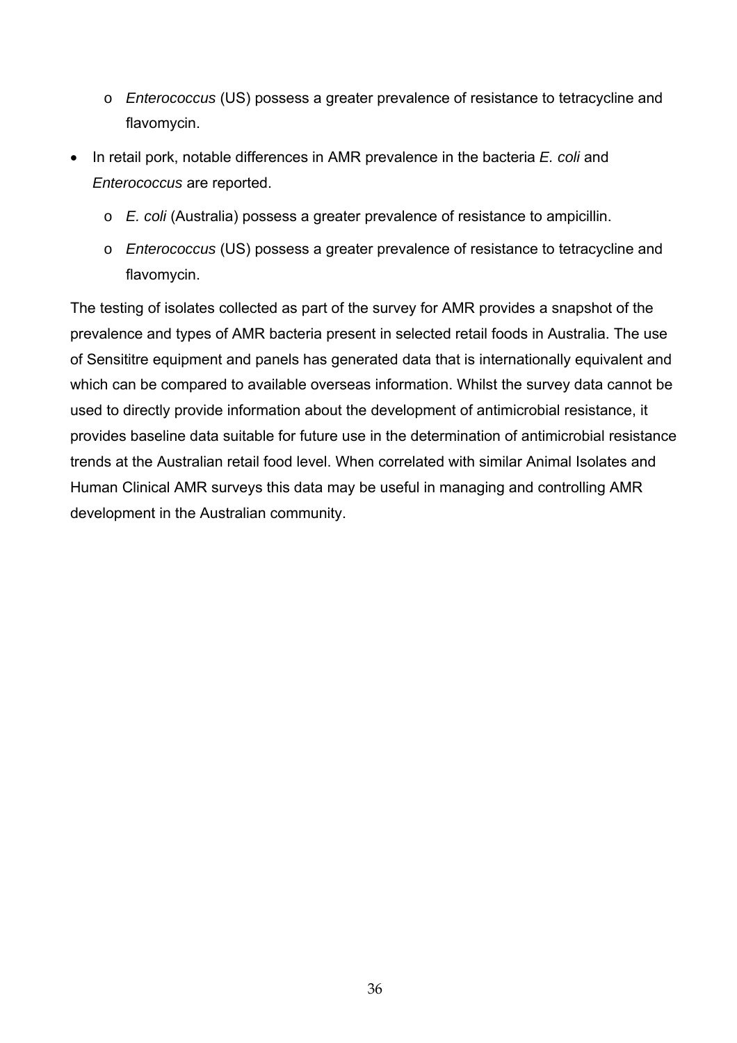- *Enterococcus* (US) possess a greater prevalence of resistance to tetracycline and flavomycin.

- In retail pork, notable differences in AMR prevalence in the bacteria *E. coli* and *Enterococcus* are reported.
    - *E. coli* (Australia) possess a greater prevalence of resistance to ampicillin.
    - *Enterococcus* (US) possess a greater prevalence of resistance to tetracycline and flavomycin.

The testing of isolates collected as part of the survey for AMR provides a snapshot of the prevalence and types of AMR bacteria present in selected retail foods in Australia. The use of Sensititre equipment and panels has generated data that is internationally equivalent and which can be compared to available overseas information. Whilst the survey data cannot be used to directly provide information about the development of antimicrobial resistance, it provides baseline data suitable for future use in the determination of antimicrobial resistance trends at the Australian retail food level. When correlated with similar Animal Isolates and Human Clinical AMR surveys this data may be useful in managing and controlling AMR development in the Australian community.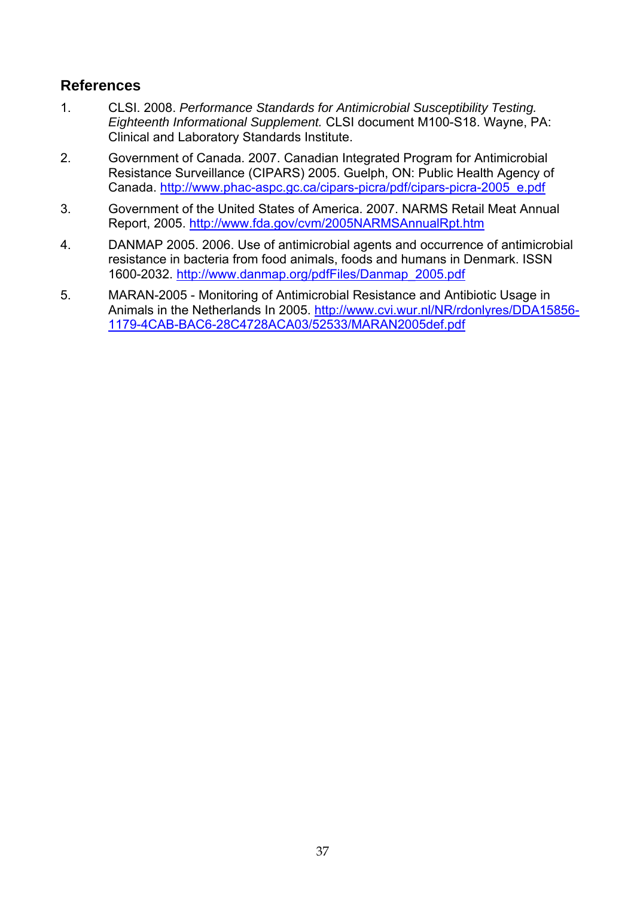## References

1. CLSI. 2008. *Performance Standards for Antimicrobial Susceptibility Testing. Eighteenth Informational Supplement.* CLSI document M100-S18. Wayne, PA: Clinical and Laboratory Standards Institute.

2. Government of Canada. 2007. Canadian Integrated Program for Antimicrobial Resistance Surveillance (CIPARS) 2005. Guelph, ON: Public Health Agency of Canada. http://www.phac-aspc.gc.ca/cipars-picra/pdf/cipars-picra-2005_e.pdf

3. Government of the United States of America. 2007. NARMS Retail Meat Annual Report, 2005. http://www.fda.gov/cvm/2005NARMSAnnualRpt.htm

4. DANMAP 2005. 2006. Use of antimicrobial agents and occurrence of antimicrobial resistance in bacteria from food animals, foods and humans in Denmark. ISSN 1600-2032. http://www.danmap.org/pdfFiles/Danmap_2005.pdf

5. MARAN-2005 - Monitoring of Antimicrobial Resistance and Antibiotic Usage in Animals in the Netherlands In 2005. http://www.cvi.wur.nl/NR/rdonlyres/DDA15856-1179-4CAB-BAC6-28C4728ACA03/52533/MARAN2005def.pdf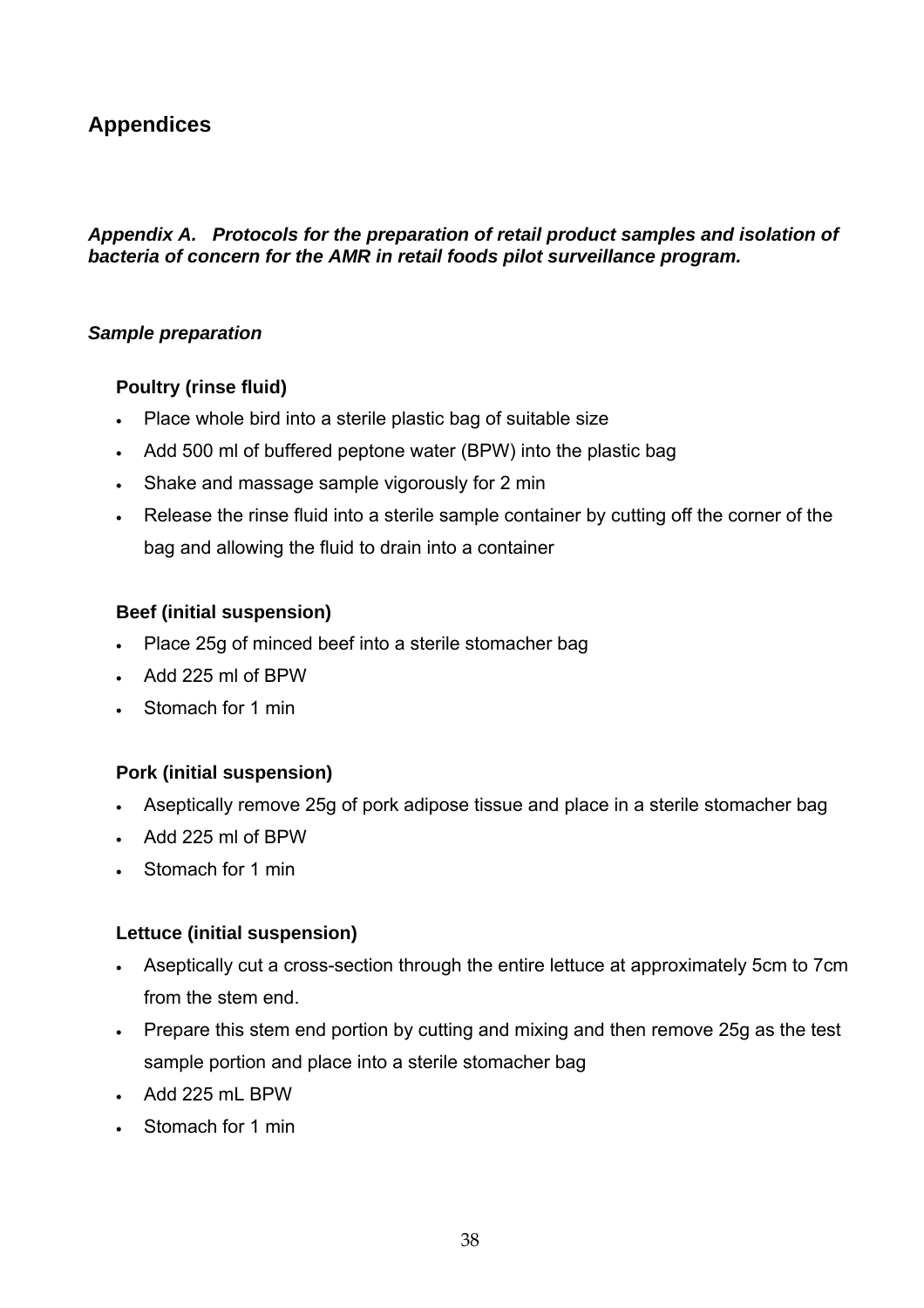# Appendices

## *Appendix A. Protocols for the preparation of retail product samples and isolation of bacteria of concern for the AMR in retail foods pilot surveillance program.*

### *Sample preparation*

#### Poultry (rinse fluid)

- Place whole bird into a sterile plastic bag of suitable size
- Add 500 ml of buffered peptone water (BPW) into the plastic bag
- Shake and massage sample vigorously for 2 min
- Release the rinse fluid into a sterile sample container by cutting off the corner of the bag and allowing the fluid to drain into a container

#### Beef (initial suspension)

- Place 25g of minced beef into a sterile stomacher bag
- Add 225 ml of BPW
- Stomach for 1 min

#### Pork (initial suspension)

- Aseptically remove 25g of pork adipose tissue and place in a sterile stomacher bag
- Add 225 ml of BPW
- Stomach for 1 min

#### Lettuce (initial suspension)

- Aseptically cut a cross-section through the entire lettuce at approximately 5cm to 7cm from the stem end.
- Prepare this stem end portion by cutting and mixing and then remove 25g as the test sample portion and place into a sterile stomacher bag
- Add 225 mL BPW
- Stomach for 1 min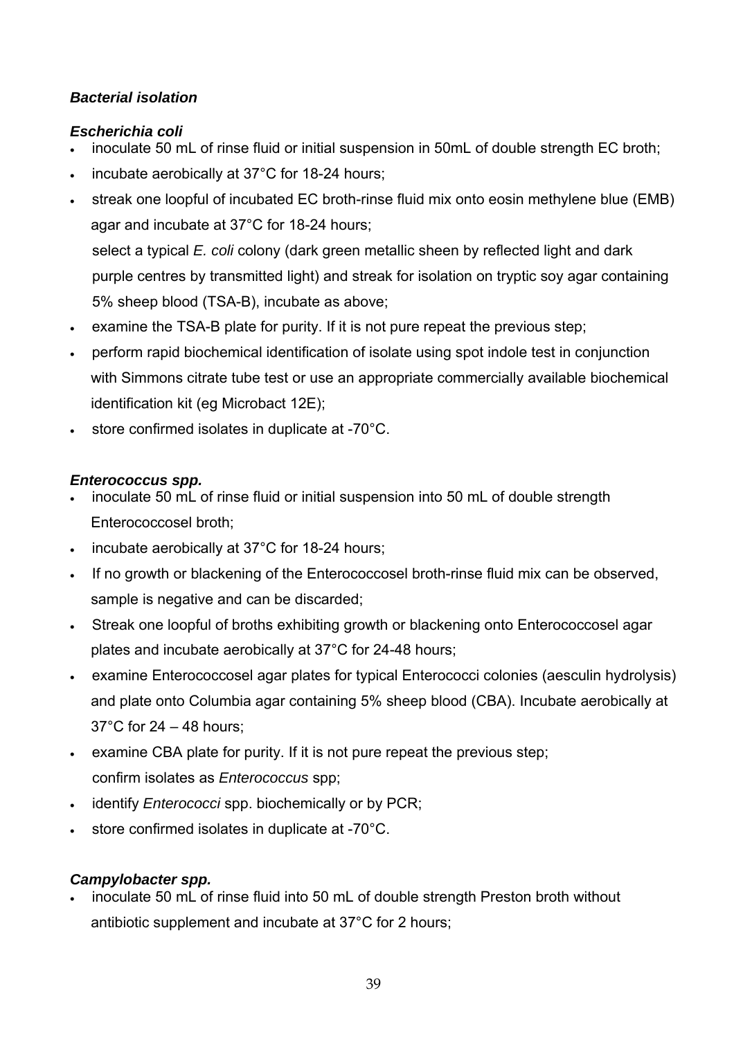***Bacterial isolation***

***Escherichia coli***

- inoculate 50 mL of rinse fluid or initial suspension in 50mL of double strength EC broth;
- incubate aerobically at 37°C for 18-24 hours;
- streak one loopful of incubated EC broth-rinse fluid mix onto eosin methylene blue (EMB) agar and incubate at 37°C for 18-24 hours;

  select a typical *E. coli* colony (dark green metallic sheen by reflected light and dark purple centres by transmitted light) and streak for isolation on tryptic soy agar containing 5% sheep blood (TSA-B), incubate as above;
- examine the TSA-B plate for purity. If it is not pure repeat the previous step;
- perform rapid biochemical identification of isolate using spot indole test in conjunction with Simmons citrate tube test or use an appropriate commercially available biochemical identification kit (eg Microbact 12E);
- store confirmed isolates in duplicate at -70°C.

***Enterococcus spp.***

- inoculate 50 mL of rinse fluid or initial suspension into 50 mL of double strength Enterococcosel broth;
- incubate aerobically at 37°C for 18-24 hours;
- If no growth or blackening of the Enterococcosel broth-rinse fluid mix can be observed, sample is negative and can be discarded;
- Streak one loopful of broths exhibiting growth or blackening onto Enterococcosel agar plates and incubate aerobically at 37°C for 24-48 hours;
- examine Enterococcosel agar plates for typical Enterococci colonies (aesculin hydrolysis) and plate onto Columbia agar containing 5% sheep blood (CBA). Incubate aerobically at 37°C for 24 – 48 hours;
- examine CBA plate for purity. If it is not pure repeat the previous step;

  confirm isolates as *Enterococcus* spp;
- identify *Enterococci* spp. biochemically or by PCR;
- store confirmed isolates in duplicate at -70°C.

***Campylobacter spp.***

- inoculate 50 mL of rinse fluid into 50 mL of double strength Preston broth without antibiotic supplement and incubate at 37°C for 2 hours;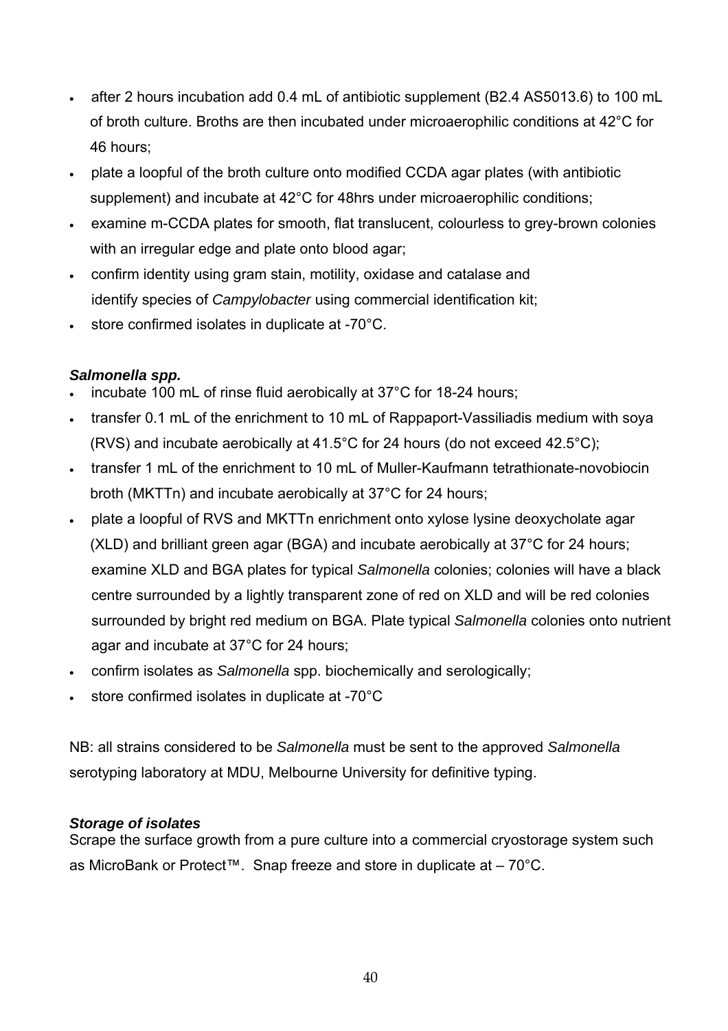- after 2 hours incubation add 0.4 mL of antibiotic supplement (B2.4 AS5013.6) to 100 mL of broth culture. Broths are then incubated under microaerophilic conditions at 42°C for 46 hours;
- plate a loopful of the broth culture onto modified CCDA agar plates (with antibiotic supplement) and incubate at 42°C for 48hrs under microaerophilic conditions;
- examine m-CCDA plates for smooth, flat translucent, colourless to grey-brown colonies with an irregular edge and plate onto blood agar;
- confirm identity using gram stain, motility, oxidase and catalase and identify species of *Campylobacter* using commercial identification kit;
- store confirmed isolates in duplicate at -70°C.

***Salmonella spp.***

- incubate 100 mL of rinse fluid aerobically at 37°C for 18-24 hours;
- transfer 0.1 mL of the enrichment to 10 mL of Rappaport-Vassiliadis medium with soya (RVS) and incubate aerobically at 41.5°C for 24 hours (do not exceed 42.5°C);
- transfer 1 mL of the enrichment to 10 mL of Muller-Kaufmann tetrathionate-novobiocin broth (MKTTn) and incubate aerobically at 37°C for 24 hours;
- plate a loopful of RVS and MKTTn enrichment onto xylose lysine deoxycholate agar (XLD) and brilliant green agar (BGA) and incubate aerobically at 37°C for 24 hours; examine XLD and BGA plates for typical *Salmonella* colonies; colonies will have a black centre surrounded by a lightly transparent zone of red on XLD and will be red colonies surrounded by bright red medium on BGA. Plate typical *Salmonella* colonies onto nutrient agar and incubate at 37°C for 24 hours;
- confirm isolates as *Salmonella* spp. biochemically and serologically;
- store confirmed isolates in duplicate at -70°C

NB: all strains considered to be *Salmonella* must be sent to the approved *Salmonella* serotyping laboratory at MDU, Melbourne University for definitive typing.

***Storage of isolates***

Scrape the surface growth from a pure culture into a commercial cryostorage system such as MicroBank or Protect™. Snap freeze and store in duplicate at – 70°C.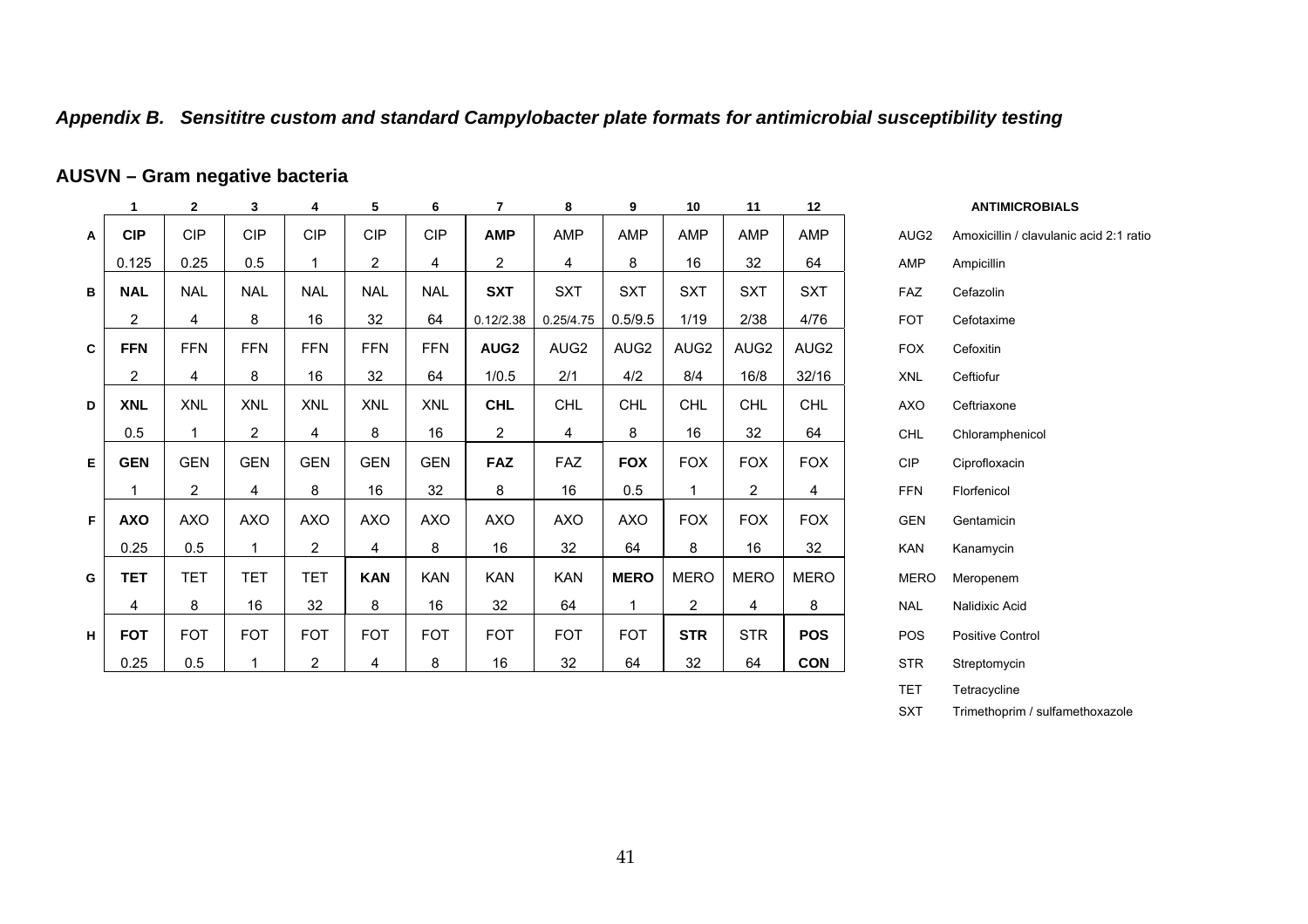### *Appendix B. Sensititre custom and standard Campylobacter plate formats for antimicrobial susceptibility testing*

## AUSVN – Gram negative bacteria

| | 1 | 2 | 3 | 4 | 5 | 6 | 7 | 8 | 9 | 10 | 11 | 12 |
|---|---|---|---|---|---|---|---|---|---|---|---|---|
| **A** | **CIP** | CIP | CIP | CIP | CIP | CIP | **AMP** | AMP | AMP | AMP | AMP | AMP |
| | 0.125 | 0.25 | 0.5 | 1 | 2 | 4 | 2 | 4 | 8 | 16 | 32 | 64 |
| **B** | **NAL** | NAL | NAL | NAL | NAL | NAL | **SXT** | SXT | SXT | SXT | SXT | SXT |
| | 2 | 4 | 8 | 16 | 32 | 64 | 0.12/2.38 | 0.25/4.75 | 0.5/9.5 | 1/19 | 2/38 | 4/76 |
| **C** | **FFN** | FFN | FFN | FFN | FFN | FFN | **AUG2** | AUG2 | AUG2 | AUG2 | AUG2 | AUG2 |
| | 2 | 4 | 8 | 16 | 32 | 64 | 1/0.5 | 2/1 | 4/2 | 8/4 | 16/8 | 32/16 |
| **D** | **XNL** | XNL | XNL | XNL | XNL | XNL | **CHL** | CHL | CHL | CHL | CHL | CHL |
| | 0.5 | 1 | 2 | 4 | 8 | 16 | 2 | 4 | 8 | 16 | 32 | 64 |
| **E** | **GEN** | GEN | GEN | GEN | GEN | GEN | **FAZ** | FAZ | **FOX** | FOX | FOX | FOX |
| | 1 | 2 | 4 | 8 | 16 | 32 | 8 | 16 | 0.5 | 1 | 2 | 4 |
| **F** | **AXO** | AXO | AXO | AXO | AXO | AXO | AXO | AXO | AXO | FOX | FOX | FOX |
| | 0.25 | 0.5 | 1 | 2 | 4 | 8 | 16 | 32 | 64 | 8 | 16 | 32 |
| **G** | **TET** | TET | TET | TET | **KAN** | KAN | KAN | KAN | **MERO** | MERO | MERO | MERO |
| | 4 | 8 | 16 | 32 | 8 | 16 | 32 | 64 | 1 | 2 | 4 | 8 |
| **H** | **FOT** | FOT | FOT | FOT | FOT | FOT | FOT | FOT | FOT | **STR** | STR | **POS** |
| | 0.25 | 0.5 | 1 | 2 | 4 | 8 | 16 | 32 | 64 | 32 | 64 | **CON** |

| | **ANTIMICROBIALS** |
|---|---|
| AUG2 | Amoxicillin / clavulanic acid 2:1 ratio |
| AMP | Ampicillin |
| FAZ | Cefazolin |
| FOT | Cefotaxime |
| FOX | Cefoxitin |
| XNL | Ceftiofur |
| AXO | Ceftriaxone |
| CHL | Chloramphenicol |
| CIP | Ciprofloxacin |
| FFN | Florfenicol |
| GEN | Gentamicin |
| KAN | Kanamycin |
| MERO | Meropenem |
| NAL | Nalidixic Acid |
| POS | Positive Control |
| STR | Streptomycin |
| TET | Tetracycline |
| SXT | Trimethoprim / sulfamethoxazole |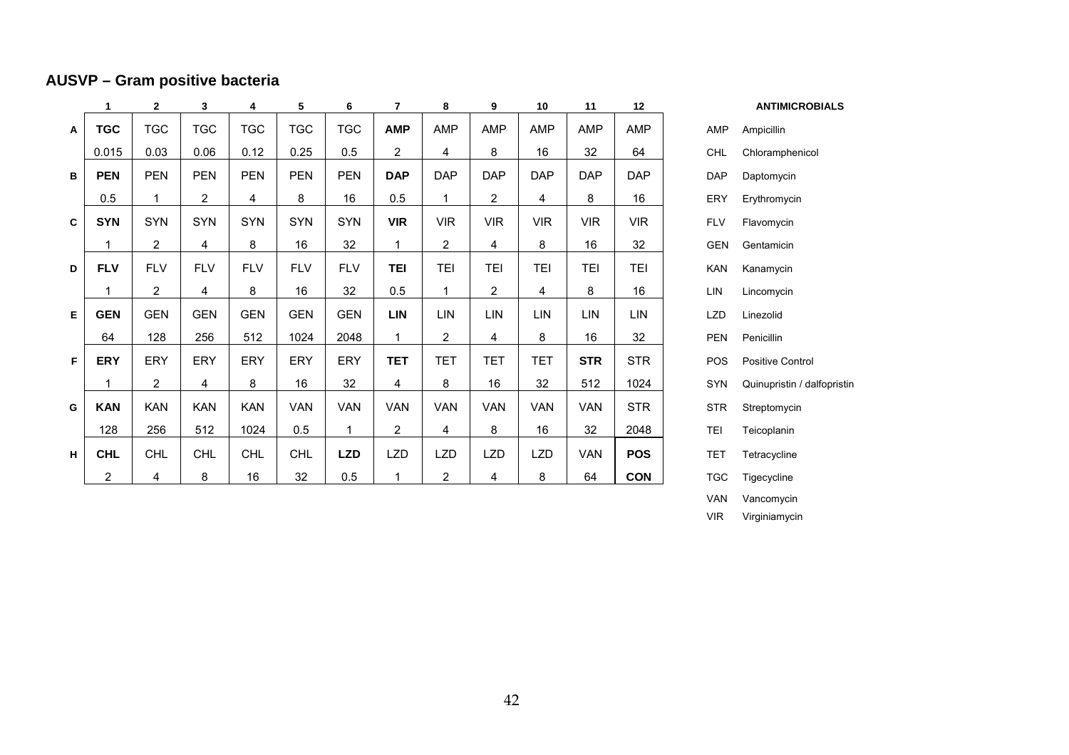## AUSVP – Gram positive bacteria

| | 1 | 2 | 3 | 4 | 5 | 6 | 7 | 8 | 9 | 10 | 11 | 12 |
|---|---|---|---|---|---|---|---|---|---|---|---|---|
| **A** | **TGC** | TGC | TGC | TGC | TGC | TGC | **AMP** | AMP | AMP | AMP | AMP | AMP |
| | 0.015 | 0.03 | 0.06 | 0.12 | 0.25 | 0.5 | 2 | 4 | 8 | 16 | 32 | 64 |
| **B** | **PEN** | PEN | PEN | PEN | PEN | PEN | **DAP** | DAP | DAP | DAP | DAP | DAP |
| | 0.5 | 1 | 2 | 4 | 8 | 16 | 0.5 | 1 | 2 | 4 | 8 | 16 |
| **C** | **SYN** | SYN | SYN | SYN | SYN | SYN | **VIR** | VIR | VIR | VIR | VIR | VIR |
| | 1 | 2 | 4 | 8 | 16 | 32 | 1 | 2 | 4 | 8 | 16 | 32 |
| **D** | **FLV** | FLV | FLV | FLV | FLV | FLV | **TEI** | TEI | TEI | TEI | TEI | TEI |
| | 1 | 2 | 4 | 8 | 16 | 32 | 0.5 | 1 | 2 | 4 | 8 | 16 |
| **E** | **GEN** | GEN | GEN | GEN | GEN | GEN | **LIN** | LIN | LIN | LIN | LIN | LIN |
| | 64 | 128 | 256 | 512 | 1024 | 2048 | 1 | 2 | 4 | 8 | 16 | 32 |
| **F** | **ERY** | ERY | ERY | ERY | ERY | ERY | **TET** | TET | TET | TET | **STR** | STR |
| | 1 | 2 | 4 | 8 | 16 | 32 | 4 | 8 | 16 | 32 | 512 | 1024 |
| **G** | **KAN** | KAN | KAN | KAN | VAN | VAN | VAN | VAN | VAN | VAN | VAN | STR |
| | 128 | 256 | 512 | 1024 | 0.5 | 1 | 2 | 4 | 8 | 16 | 32 | 2048 |
| **H** | **CHL** | CHL | CHL | CHL | CHL | **LZD** | LZD | LZD | LZD | LZD | VAN | **POS** |
| | 2 | 4 | 8 | 16 | 32 | 0.5 | 1 | 2 | 4 | 8 | 64 | **CON** |

**ANTIMICROBIALS**

| | |
|---|---|
| AMP | Ampicillin |
| CHL | Chloramphenicol |
| DAP | Daptomycin |
| ERY | Erythromycin |
| FLV | Flavomycin |
| GEN | Gentamicin |
| KAN | Kanamycin |
| LIN | Lincomycin |
| LZD | Linezolid |
| PEN | Penicillin |
| POS | Positive Control |
| SYN | Quinupristin / dalfopristin |
| STR | Streptomycin |
| TEI | Teicoplanin |
| TET | Tetracycline |
| TGC | Tigecycline |
| VAN | Vancomycin |
| VIR | Virginiamycin |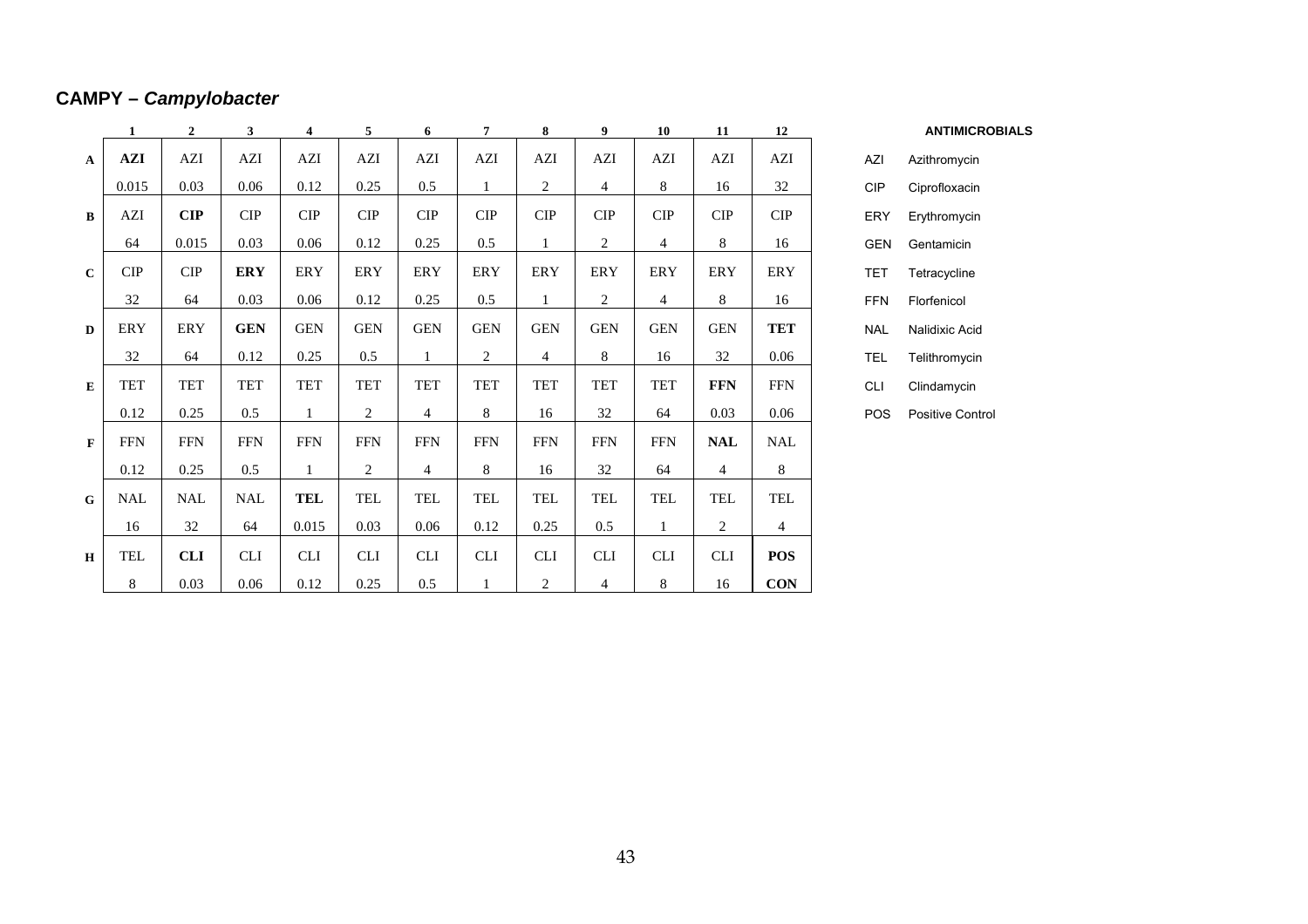## CAMPY – *Campylobacter*

| | 1 | 2 | 3 | 4 | 5 | 6 | 7 | 8 | 9 | 10 | 11 | 12 |
|---|---|---|---|---|---|---|---|---|---|---|---|---|
| **A** | **AZI** 0.015 | AZI 0.03 | AZI 0.06 | AZI 0.12 | AZI 0.25 | AZI 0.5 | AZI 1 | AZI 2 | AZI 4 | AZI 8 | AZI 16 | AZI 32 |
| **B** | AZI 64 | **CIP** 0.015 | CIP 0.03 | CIP 0.06 | CIP 0.12 | CIP 0.25 | CIP 0.5 | CIP 1 | CIP 2 | CIP 4 | CIP 8 | CIP 16 |
| **C** | CIP 32 | CIP 64 | **ERY** 0.03 | ERY 0.06 | ERY 0.12 | ERY 0.25 | ERY 0.5 | ERY 1 | ERY 2 | ERY 4 | ERY 8 | ERY 16 |
| **D** | ERY 32 | ERY 64 | **GEN** 0.12 | GEN 0.25 | GEN 0.5 | GEN 1 | GEN 2 | GEN 4 | GEN 8 | GEN 16 | GEN 32 | **TET** 0.06 |
| **E** | TET 0.12 | TET 0.25 | TET 0.5 | TET 1 | TET 2 | TET 4 | TET 8 | TET 16 | TET 32 | TET 64 | **FFN** 0.03 | FFN 0.06 |
| **F** | FFN 0.12 | FFN 0.25 | FFN 0.5 | FFN 1 | FFN 2 | FFN 4 | FFN 8 | FFN 16 | FFN 32 | FFN 64 | **NAL** 4 | NAL 8 |
| **G** | NAL 16 | NAL 32 | NAL 64 | **TEL** 0.015 | TEL 0.03 | TEL 0.06 | TEL 0.12 | TEL 0.25 | TEL 0.5 | TEL 1 | TEL 2 | TEL 4 |
| **H** | TEL 8 | **CLI** 0.03 | CLI 0.06 | CLI 0.12 | CLI 0.25 | CLI 0.5 | CLI 1 | CLI 2 | CLI 4 | CLI 8 | CLI 16 | **POS CON** |

**ANTIMICROBIALS**

| | |
|---|---|
| AZI | Azithromycin |
| CIP | Ciprofloxacin |
| ERY | Erythromycin |
| GEN | Gentamicin |
| TET | Tetracycline |
| FFN | Florfenicol |
| NAL | Nalidixic Acid |
| TEL | Telithromycin |
| CLI | Clindamycin |
| POS | Positive Control |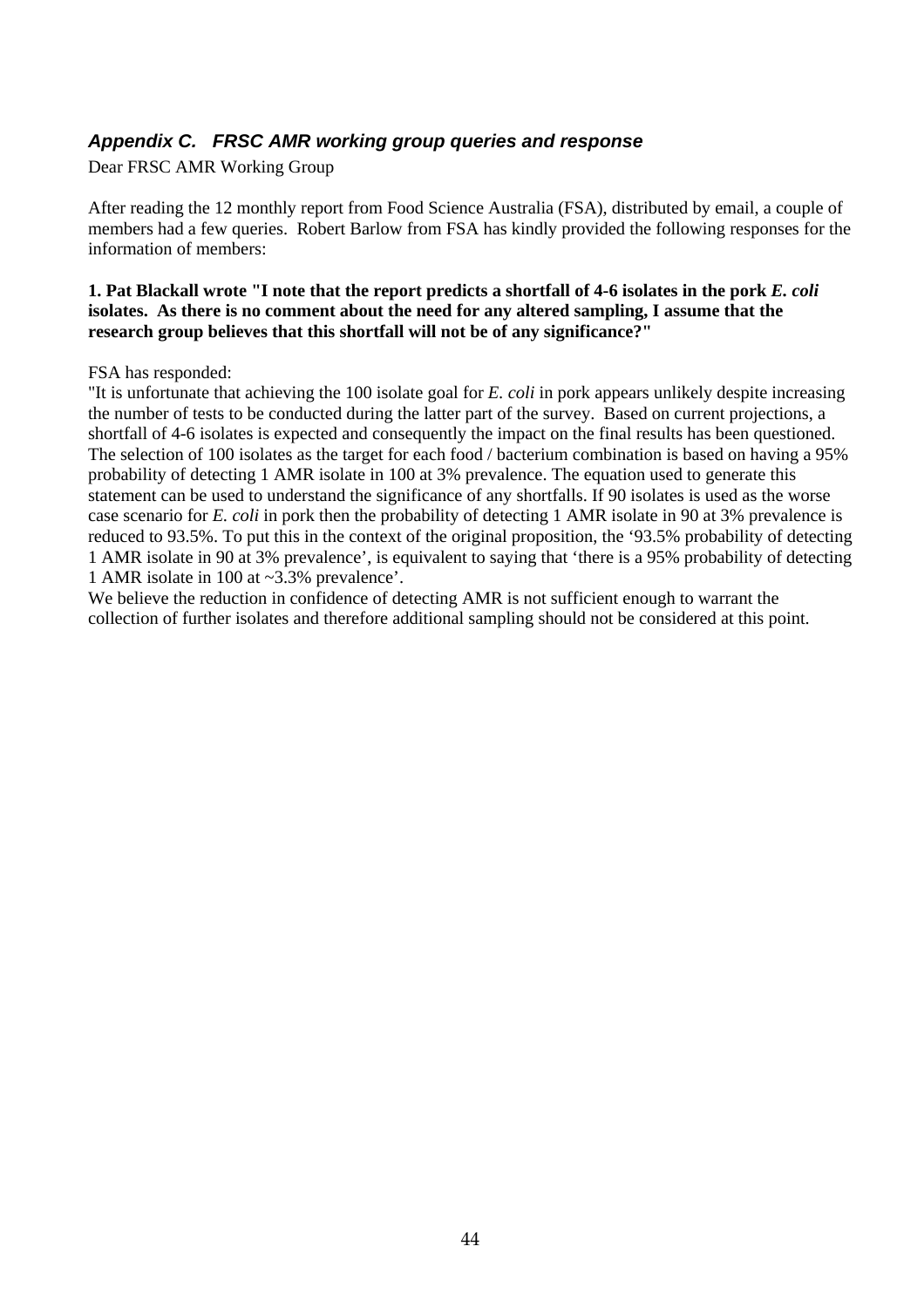## *Appendix C. FRSC AMR working group queries and response*

Dear FRSC AMR Working Group

After reading the 12 monthly report from Food Science Australia (FSA), distributed by email, a couple of members had a few queries. Robert Barlow from FSA has kindly provided the following responses for the information of members:

**1. Pat Blackall wrote "I note that the report predicts a shortfall of 4-6 isolates in the pork *E. coli* isolates. As there is no comment about the need for any altered sampling, I assume that the research group believes that this shortfall will not be of any significance?"**

FSA has responded:

"It is unfortunate that achieving the 100 isolate goal for *E. coli* in pork appears unlikely despite increasing the number of tests to be conducted during the latter part of the survey. Based on current projections, a shortfall of 4-6 isolates is expected and consequently the impact on the final results has been questioned. The selection of 100 isolates as the target for each food / bacterium combination is based on having a 95% probability of detecting 1 AMR isolate in 100 at 3% prevalence. The equation used to generate this statement can be used to understand the significance of any shortfalls. If 90 isolates is used as the worse case scenario for *E. coli* in pork then the probability of detecting 1 AMR isolate in 90 at 3% prevalence is reduced to 93.5%. To put this in the context of the original proposition, the '93.5% probability of detecting 1 AMR isolate in 90 at 3% prevalence', is equivalent to saying that 'there is a 95% probability of detecting 1 AMR isolate in 100 at ~3.3% prevalence'.

We believe the reduction in confidence of detecting AMR is not sufficient enough to warrant the collection of further isolates and therefore additional sampling should not be considered at this point.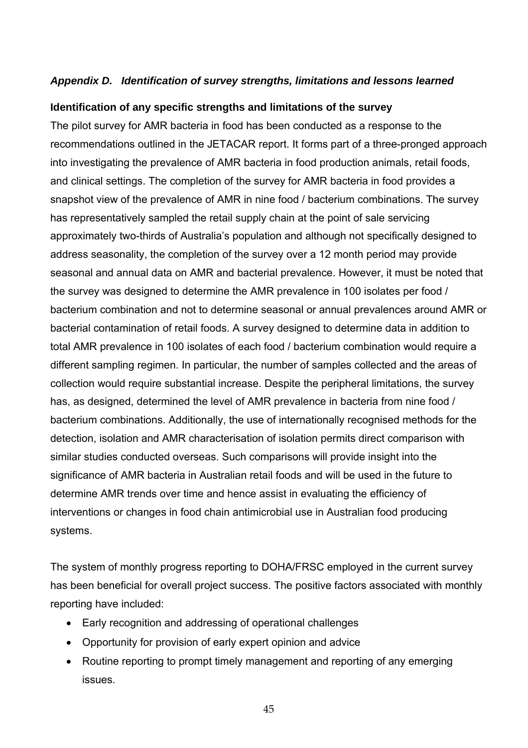## *Appendix D. Identification of survey strengths, limitations and lessons learned*

### Identification of any specific strengths and limitations of the survey

The pilot survey for AMR bacteria in food has been conducted as a response to the recommendations outlined in the JETACAR report. It forms part of a three-pronged approach into investigating the prevalence of AMR bacteria in food production animals, retail foods, and clinical settings. The completion of the survey for AMR bacteria in food provides a snapshot view of the prevalence of AMR in nine food / bacterium combinations. The survey has representatively sampled the retail supply chain at the point of sale servicing approximately two-thirds of Australia's population and although not specifically designed to address seasonality, the completion of the survey over a 12 month period may provide seasonal and annual data on AMR and bacterial prevalence. However, it must be noted that the survey was designed to determine the AMR prevalence in 100 isolates per food / bacterium combination and not to determine seasonal or annual prevalences around AMR or bacterial contamination of retail foods. A survey designed to determine data in addition to total AMR prevalence in 100 isolates of each food / bacterium combination would require a different sampling regimen. In particular, the number of samples collected and the areas of collection would require substantial increase. Despite the peripheral limitations, the survey has, as designed, determined the level of AMR prevalence in bacteria from nine food / bacterium combinations. Additionally, the use of internationally recognised methods for the detection, isolation and AMR characterisation of isolation permits direct comparison with similar studies conducted overseas. Such comparisons will provide insight into the significance of AMR bacteria in Australian retail foods and will be used in the future to determine AMR trends over time and hence assist in evaluating the efficiency of interventions or changes in food chain antimicrobial use in Australian food producing systems.

The system of monthly progress reporting to DOHA/FRSC employed in the current survey has been beneficial for overall project success. The positive factors associated with monthly reporting have included:

- Early recognition and addressing of operational challenges
- Opportunity for provision of early expert opinion and advice
- Routine reporting to prompt timely management and reporting of any emerging issues.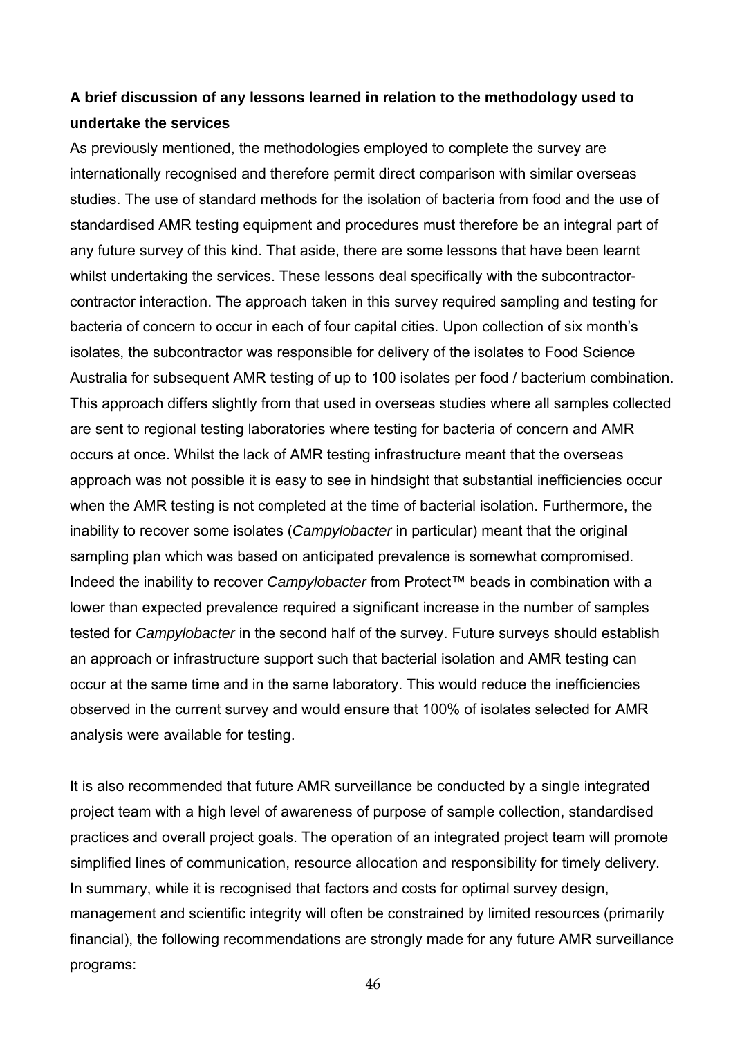**A brief discussion of any lessons learned in relation to the methodology used to undertake the services**

As previously mentioned, the methodologies employed to complete the survey are internationally recognised and therefore permit direct comparison with similar overseas studies. The use of standard methods for the isolation of bacteria from food and the use of standardised AMR testing equipment and procedures must therefore be an integral part of any future survey of this kind. That aside, there are some lessons that have been learnt whilst undertaking the services. These lessons deal specifically with the subcontractor-contractor interaction. The approach taken in this survey required sampling and testing for bacteria of concern to occur in each of four capital cities. Upon collection of six month's isolates, the subcontractor was responsible for delivery of the isolates to Food Science Australia for subsequent AMR testing of up to 100 isolates per food / bacterium combination. This approach differs slightly from that used in overseas studies where all samples collected are sent to regional testing laboratories where testing for bacteria of concern and AMR occurs at once. Whilst the lack of AMR testing infrastructure meant that the overseas approach was not possible it is easy to see in hindsight that substantial inefficiencies occur when the AMR testing is not completed at the time of bacterial isolation. Furthermore, the inability to recover some isolates (*Campylobacter* in particular) meant that the original sampling plan which was based on anticipated prevalence is somewhat compromised. Indeed the inability to recover *Campylobacter* from Protect™ beads in combination with a lower than expected prevalence required a significant increase in the number of samples tested for *Campylobacter* in the second half of the survey. Future surveys should establish an approach or infrastructure support such that bacterial isolation and AMR testing can occur at the same time and in the same laboratory. This would reduce the inefficiencies observed in the current survey and would ensure that 100% of isolates selected for AMR analysis were available for testing.

It is also recommended that future AMR surveillance be conducted by a single integrated project team with a high level of awareness of purpose of sample collection, standardised practices and overall project goals. The operation of an integrated project team will promote simplified lines of communication, resource allocation and responsibility for timely delivery. In summary, while it is recognised that factors and costs for optimal survey design, management and scientific integrity will often be constrained by limited resources (primarily financial), the following recommendations are strongly made for any future AMR surveillance programs: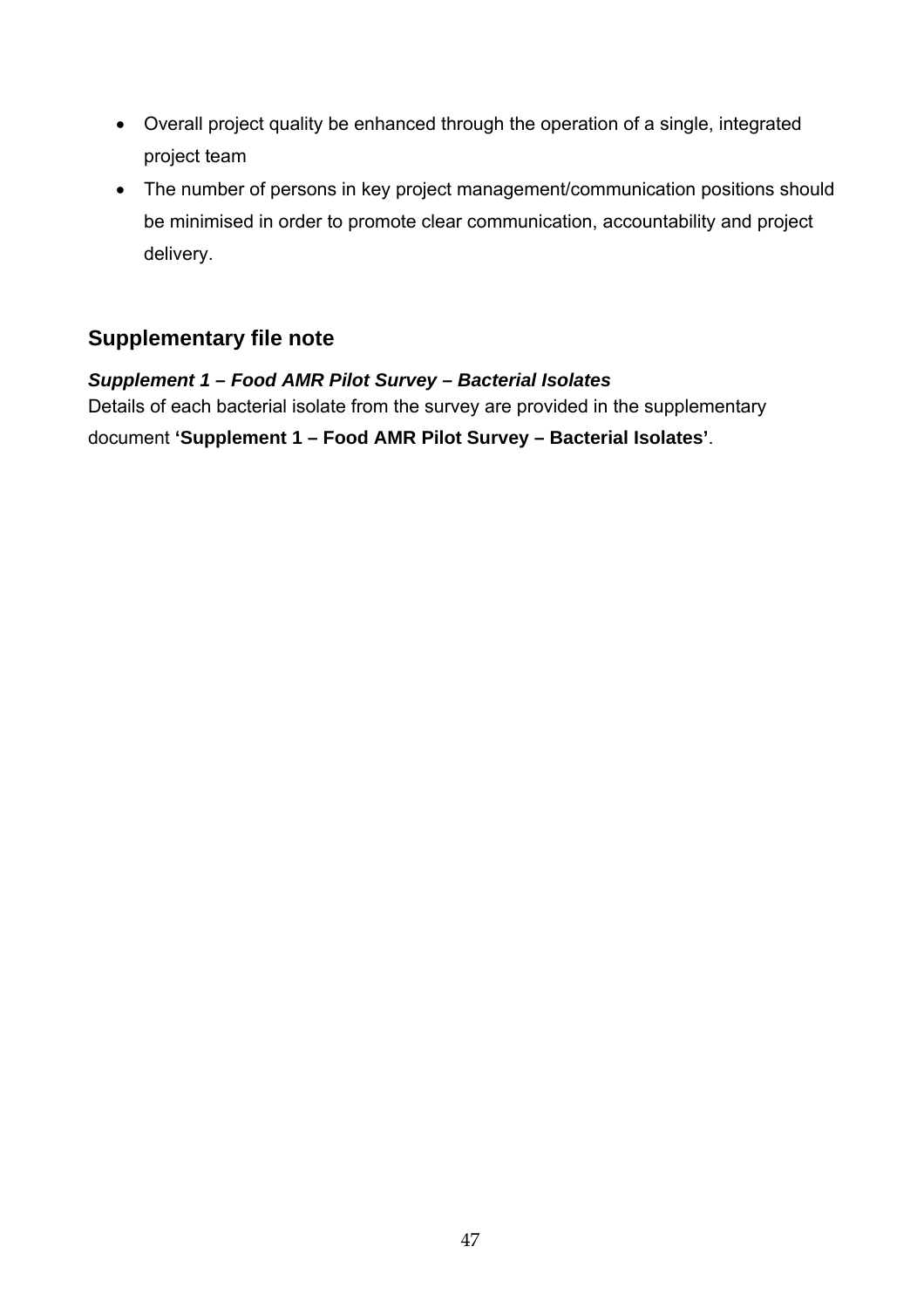- Overall project quality be enhanced through the operation of a single, integrated project team
- The number of persons in key project management/communication positions should be minimised in order to promote clear communication, accountability and project delivery.

## Supplementary file note

***Supplement 1 – Food AMR Pilot Survey – Bacterial Isolates***

Details of each bacterial isolate from the survey are provided in the supplementary document **'Supplement 1 – Food AMR Pilot Survey – Bacterial Isolates'**.